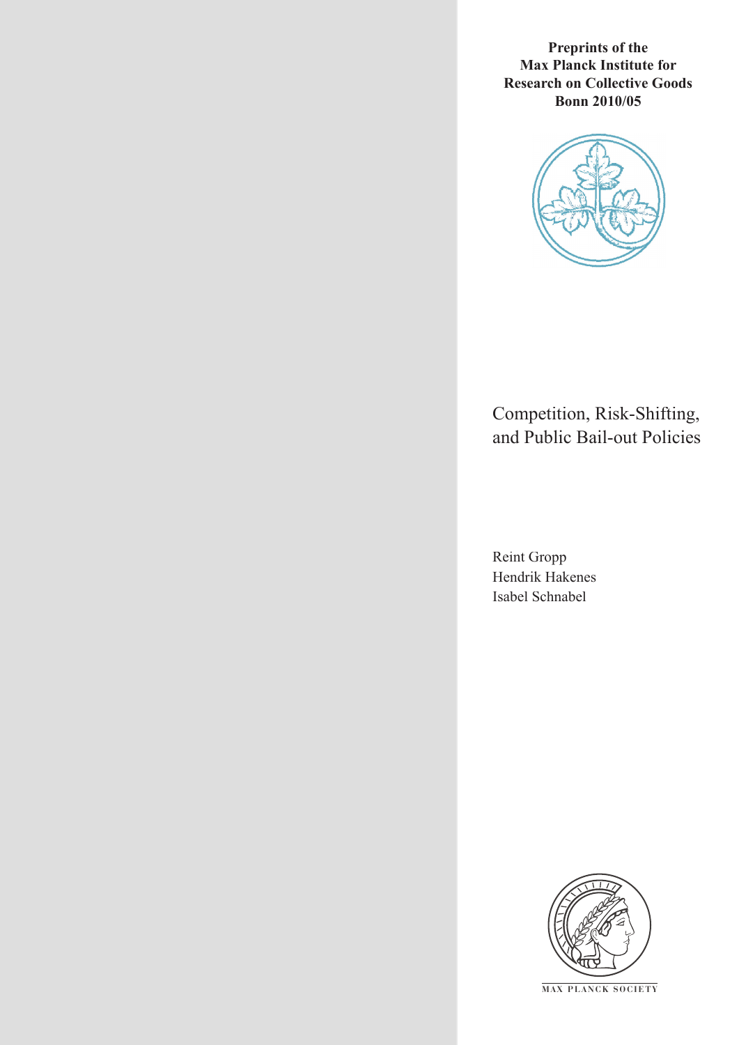**Preprints of the Max Planck Institute for Research on Collective Goods Bonn 2010/05**

# Competition, Risk-Shifting, and Public Bail-out Policies

Reint Gropp
Hendrik Hakenes
Isabel Schnabel

MAX PLANCK SOCIETY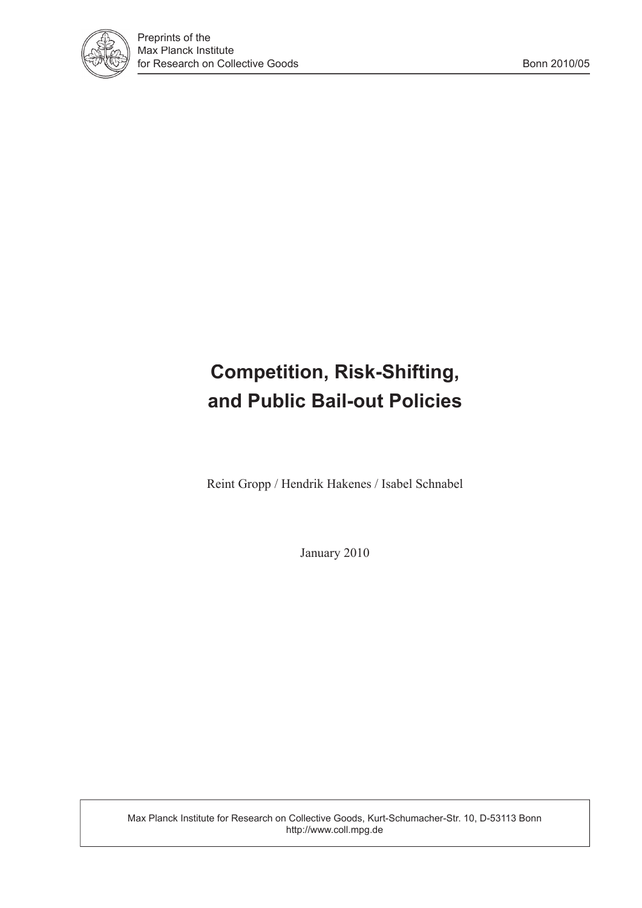Preprints of the Max Planck Institute for Research on Collective Goods

Bonn 2010/05

# Competition, Risk-Shifting, and Public Bail-out Policies

Reint Gropp / Hendrik Hakenes / Isabel Schnabel

January 2010

Max Planck Institute for Research on Collective Goods, Kurt-Schumacher-Str. 10, D-53113 Bonn
http://www.coll.mpg.de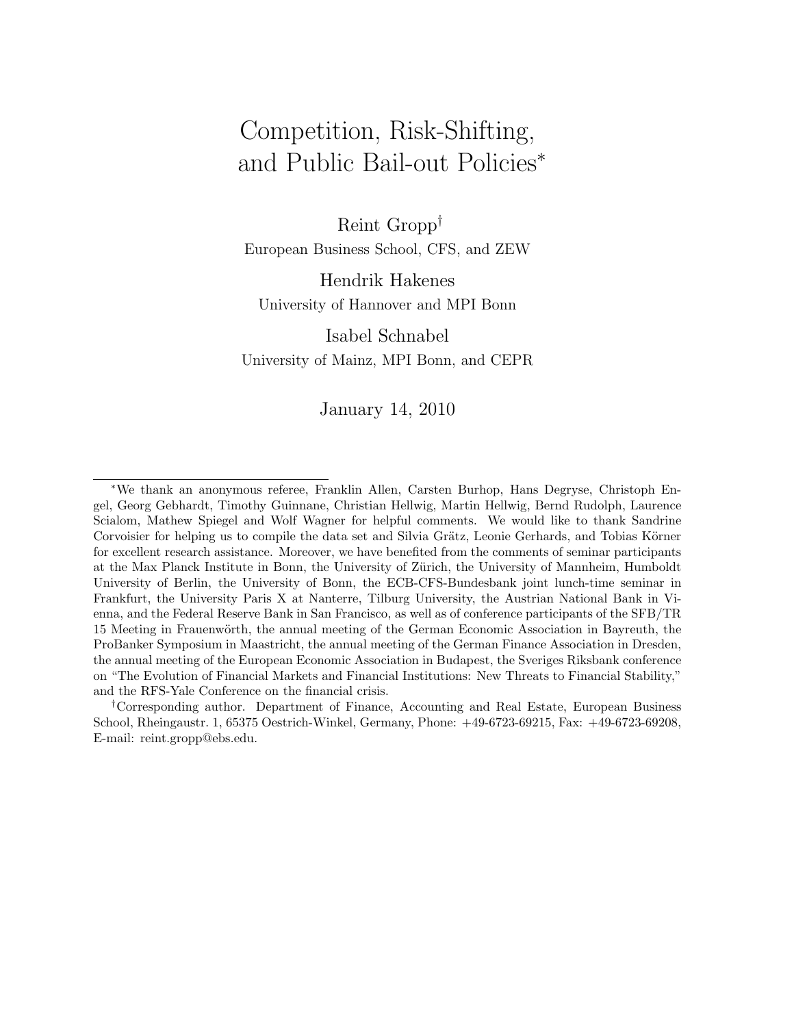# Competition, Risk-Shifting, and Public Bail-out Policies*

Reint Gropp†

European Business School, CFS, and ZEW

Hendrik Hakenes

University of Hannover and MPI Bonn

Isabel Schnabel

University of Mainz, MPI Bonn, and CEPR

January 14, 2010

---

*We thank an anonymous referee, Franklin Allen, Carsten Burhop, Hans Degryse, Christoph Engel, Georg Gebhardt, Timothy Guinnane, Christian Hellwig, Martin Hellwig, Bernd Rudolph, Laurence Scialom, Mathew Spiegel and Wolf Wagner for helpful comments. We would like to thank Sandrine Corvoisier for helping us to compile the data set and Silvia Grätz, Leonie Gerhards, and Tobias Körner for excellent research assistance. Moreover, we have benefited from the comments of seminar participants at the Max Planck Institute in Bonn, the University of Zürich, the University of Mannheim, Humboldt University of Berlin, the University of Bonn, the ECB-CFS-Bundesbank joint lunch-time seminar in Frankfurt, the University Paris X at Nanterre, Tilburg University, the Austrian National Bank in Vienna, and the Federal Reserve Bank in San Francisco, as well as of conference participants of the SFB/TR 15 Meeting in Frauenwörth, the annual meeting of the German Economic Association in Bayreuth, the ProBanker Symposium in Maastricht, the annual meeting of the German Finance Association in Dresden, the annual meeting of the European Economic Association in Budapest, the Sveriges Riksbank conference on "The Evolution of Financial Markets and Financial Institutions: New Threats to Financial Stability," and the RFS-Yale Conference on the financial crisis.

†Corresponding author. Department of Finance, Accounting and Real Estate, European Business School, Rheingaustr. 1, 65375 Oestrich-Winkel, Germany, Phone: +49-6723-69215, Fax: +49-6723-69208, E-mail: reint.gropp@ebs.edu.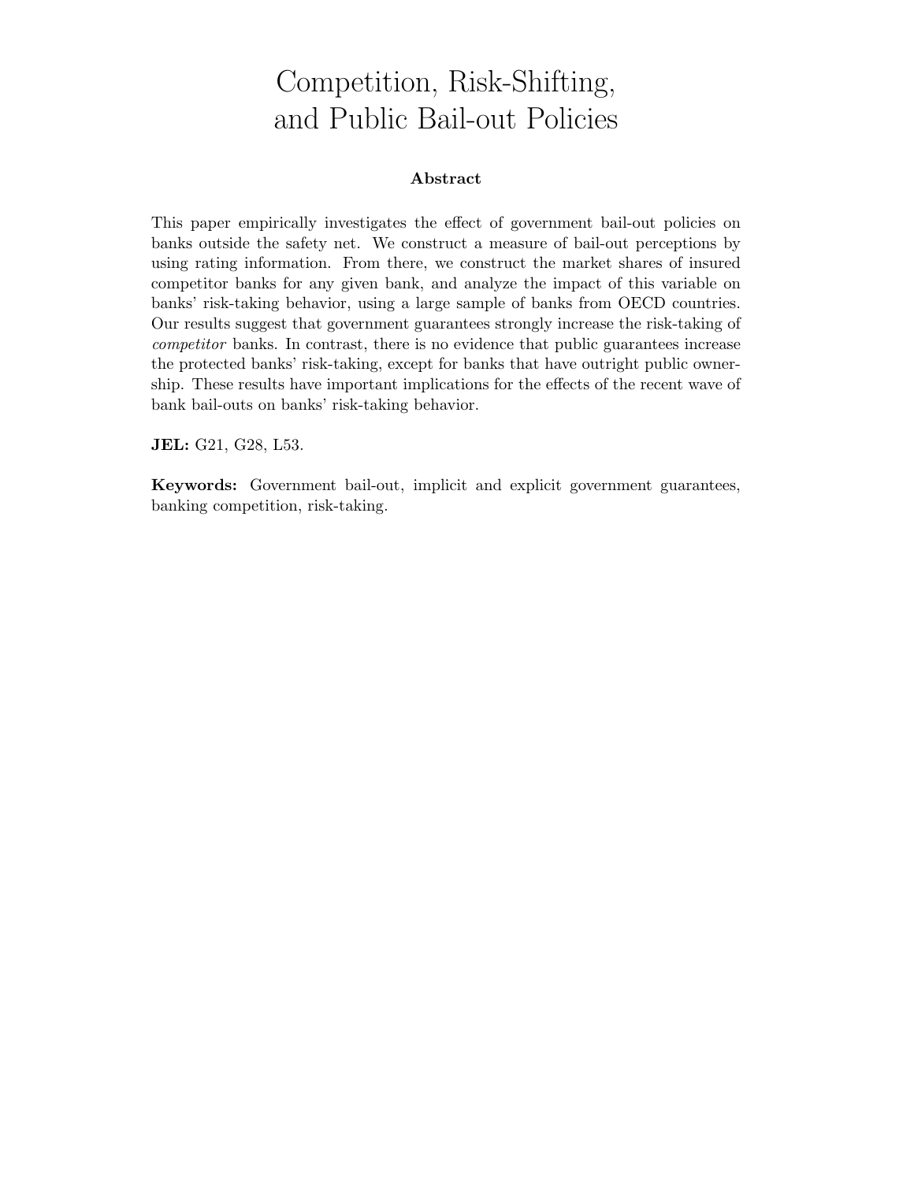# Competition, Risk-Shifting, and Public Bail-out Policies

### Abstract

This paper empirically investigates the effect of government bail-out policies on banks outside the safety net. We construct a measure of bail-out perceptions by using rating information. From there, we construct the market shares of insured competitor banks for any given bank, and analyze the impact of this variable on banks' risk-taking behavior, using a large sample of banks from OECD countries. Our results suggest that government guarantees strongly increase the risk-taking of *competitor* banks. In contrast, there is no evidence that public guarantees increase the protected banks' risk-taking, except for banks that have outright public ownership. These results have important implications for the effects of the recent wave of bank bail-outs on banks' risk-taking behavior.

**JEL:** G21, G28, L53.

**Keywords:** Government bail-out, implicit and explicit government guarantees, banking competition, risk-taking.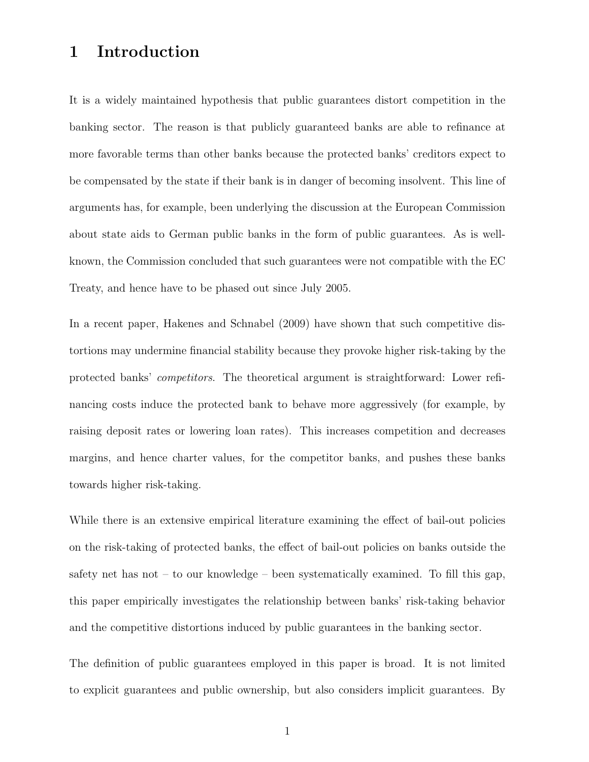# 1 Introduction

It is a widely maintained hypothesis that public guarantees distort competition in the banking sector. The reason is that publicly guaranteed banks are able to refinance at more favorable terms than other banks because the protected banks' creditors expect to be compensated by the state if their bank is in danger of becoming insolvent. This line of arguments has, for example, been underlying the discussion at the European Commission about state aids to German public banks in the form of public guarantees. As is well-known, the Commission concluded that such guarantees were not compatible with the EC Treaty, and hence have to be phased out since July 2005.

In a recent paper, Hakenes and Schnabel (2009) have shown that such competitive distortions may undermine financial stability because they provoke higher risk-taking by the protected banks' *competitors*. The theoretical argument is straightforward: Lower refinancing costs induce the protected bank to behave more aggressively (for example, by raising deposit rates or lowering loan rates). This increases competition and decreases margins, and hence charter values, for the competitor banks, and pushes these banks towards higher risk-taking.

While there is an extensive empirical literature examining the effect of bail-out policies on the risk-taking of protected banks, the effect of bail-out policies on banks outside the safety net has not – to our knowledge – been systematically examined. To fill this gap, this paper empirically investigates the relationship between banks' risk-taking behavior and the competitive distortions induced by public guarantees in the banking sector.

The definition of public guarantees employed in this paper is broad. It is not limited to explicit guarantees and public ownership, but also considers implicit guarantees. By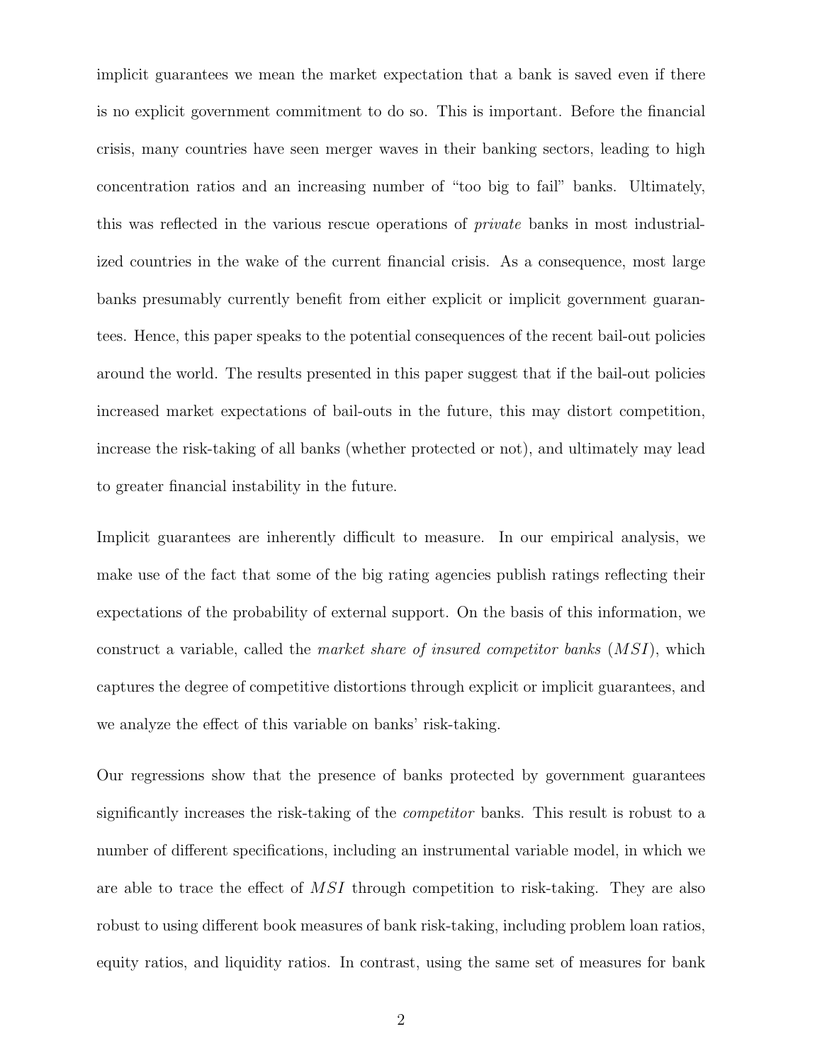implicit guarantees we mean the market expectation that a bank is saved even if there is no explicit government commitment to do so. This is important. Before the financial crisis, many countries have seen merger waves in their banking sectors, leading to high concentration ratios and an increasing number of "too big to fail" banks. Ultimately, this was reflected in the various rescue operations of *private* banks in most industrialized countries in the wake of the current financial crisis. As a consequence, most large banks presumably currently benefit from either explicit or implicit government guarantees. Hence, this paper speaks to the potential consequences of the recent bail-out policies around the world. The results presented in this paper suggest that if the bail-out policies increased market expectations of bail-outs in the future, this may distort competition, increase the risk-taking of all banks (whether protected or not), and ultimately may lead to greater financial instability in the future.

Implicit guarantees are inherently difficult to measure. In our empirical analysis, we make use of the fact that some of the big rating agencies publish ratings reflecting their expectations of the probability of external support. On the basis of this information, we construct a variable, called the *market share of insured competitor banks* ($MSI$), which captures the degree of competitive distortions through explicit or implicit guarantees, and we analyze the effect of this variable on banks' risk-taking.

Our regressions show that the presence of banks protected by government guarantees significantly increases the risk-taking of the *competitor* banks. This result is robust to a number of different specifications, including an instrumental variable model, in which we are able to trace the effect of $MSI$ through competition to risk-taking. They are also robust to using different book measures of bank risk-taking, including problem loan ratios, equity ratios, and liquidity ratios. In contrast, using the same set of measures for bank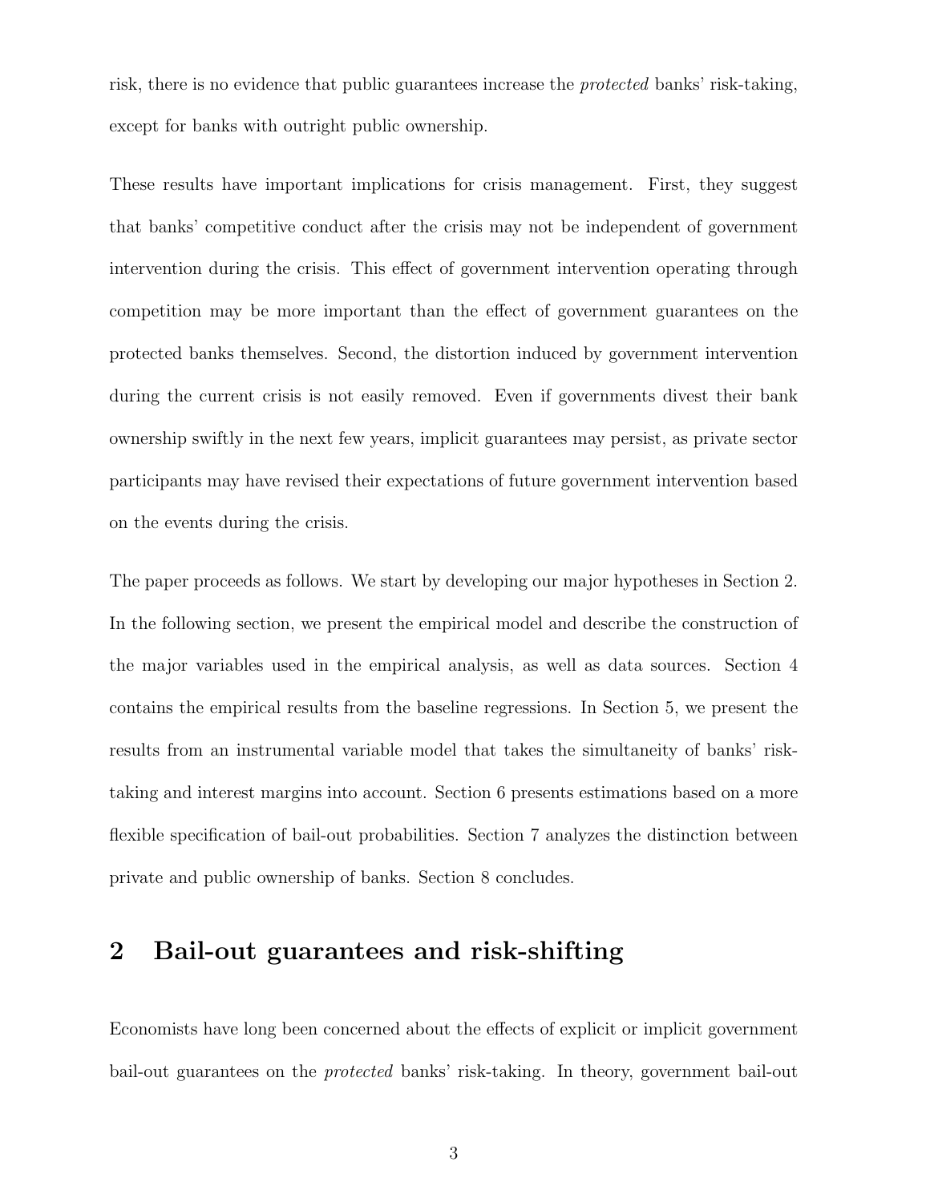risk, there is no evidence that public guarantees increase the *protected* banks' risk-taking, except for banks with outright public ownership.

These results have important implications for crisis management. First, they suggest that banks' competitive conduct after the crisis may not be independent of government intervention during the crisis. This effect of government intervention operating through competition may be more important than the effect of government guarantees on the protected banks themselves. Second, the distortion induced by government intervention during the current crisis is not easily removed. Even if governments divest their bank ownership swiftly in the next few years, implicit guarantees may persist, as private sector participants may have revised their expectations of future government intervention based on the events during the crisis.

The paper proceeds as follows. We start by developing our major hypotheses in Section 2. In the following section, we present the empirical model and describe the construction of the major variables used in the empirical analysis, as well as data sources. Section 4 contains the empirical results from the baseline regressions. In Section 5, we present the results from an instrumental variable model that takes the simultaneity of banks' risk-taking and interest margins into account. Section 6 presents estimations based on a more flexible specification of bail-out probabilities. Section 7 analyzes the distinction between private and public ownership of banks. Section 8 concludes.

## 2 Bail-out guarantees and risk-shifting

Economists have long been concerned about the effects of explicit or implicit government bail-out guarantees on the *protected* banks' risk-taking. In theory, government bail-out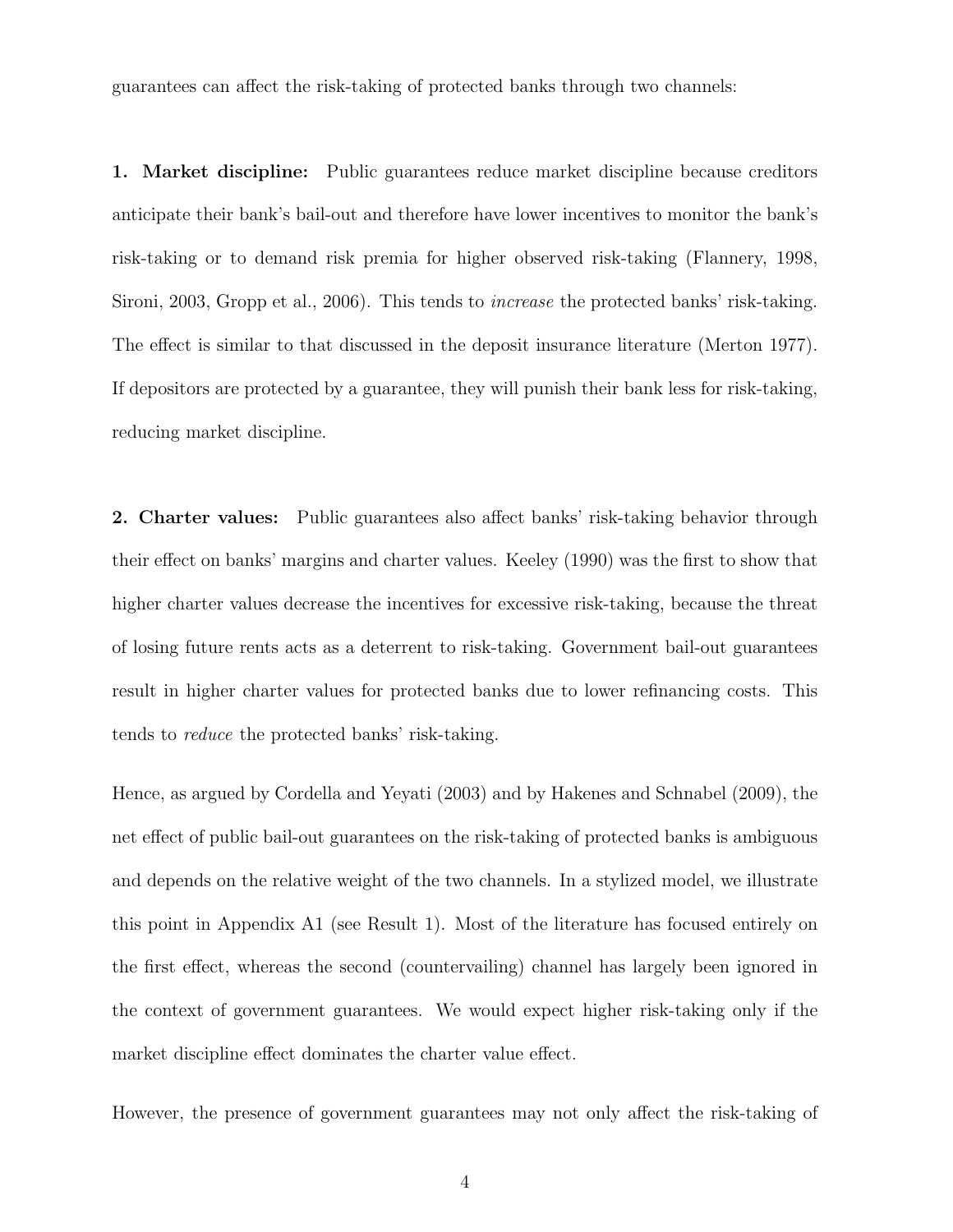guarantees can affect the risk-taking of protected banks through two channels:

**1. Market discipline:** Public guarantees reduce market discipline because creditors anticipate their bank's bail-out and therefore have lower incentives to monitor the bank's risk-taking or to demand risk premia for higher observed risk-taking (Flannery, 1998, Sironi, 2003, Gropp et al., 2006). This tends to *increase* the protected banks' risk-taking. The effect is similar to that discussed in the deposit insurance literature (Merton 1977). If depositors are protected by a guarantee, they will punish their bank less for risk-taking, reducing market discipline.

**2. Charter values:** Public guarantees also affect banks' risk-taking behavior through their effect on banks' margins and charter values. Keeley (1990) was the first to show that higher charter values decrease the incentives for excessive risk-taking, because the threat of losing future rents acts as a deterrent to risk-taking. Government bail-out guarantees result in higher charter values for protected banks due to lower refinancing costs. This tends to *reduce* the protected banks' risk-taking.

Hence, as argued by Cordella and Yeyati (2003) and by Hakenes and Schnabel (2009), the net effect of public bail-out guarantees on the risk-taking of protected banks is ambiguous and depends on the relative weight of the two channels. In a stylized model, we illustrate this point in Appendix A1 (see Result 1). Most of the literature has focused entirely on the first effect, whereas the second (countervailing) channel has largely been ignored in the context of government guarantees. We would expect higher risk-taking only if the market discipline effect dominates the charter value effect.

However, the presence of government guarantees may not only affect the risk-taking of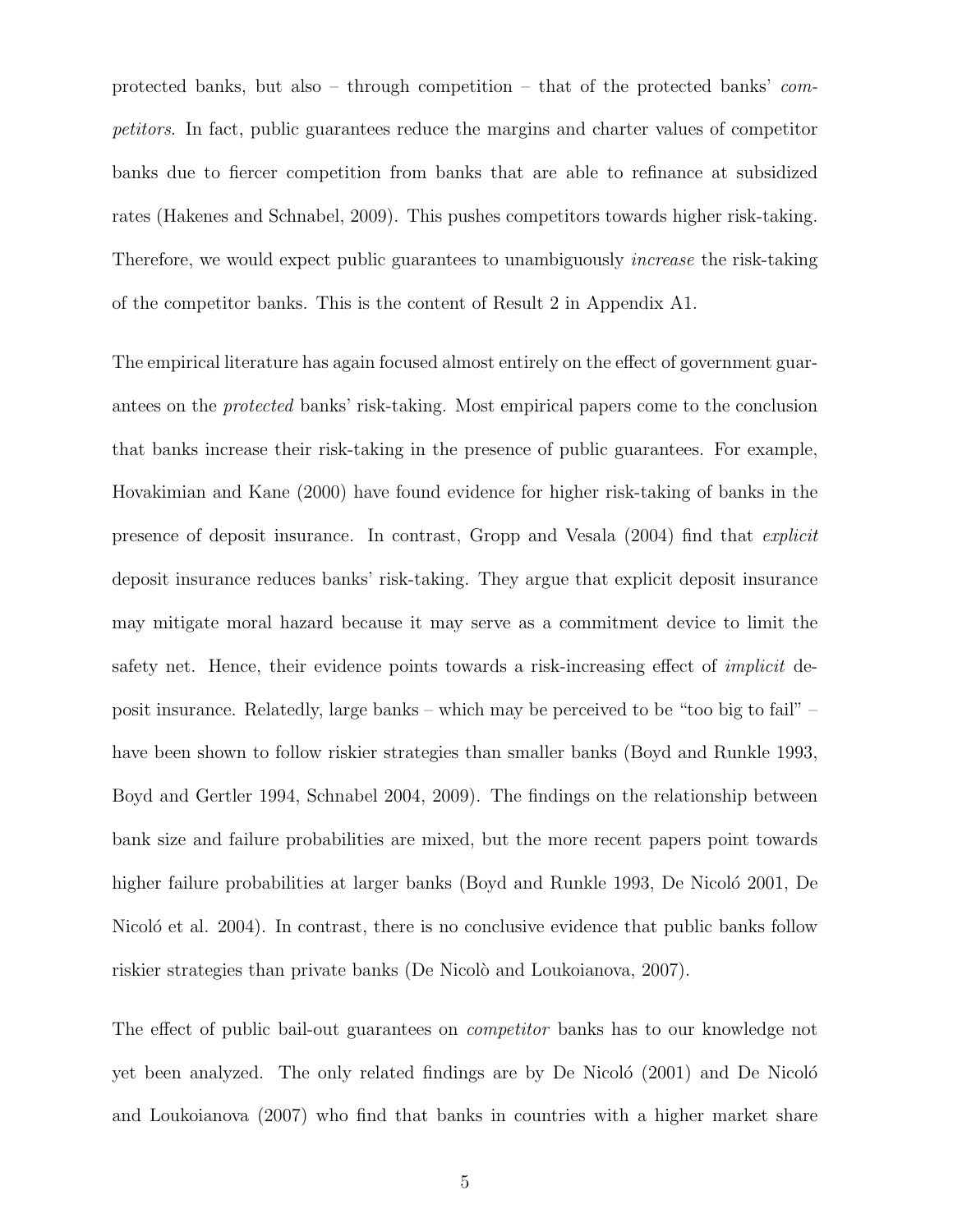protected banks, but also – through competition – that of the protected banks' *competitors*. In fact, public guarantees reduce the margins and charter values of competitor banks due to fiercer competition from banks that are able to refinance at subsidized rates (Hakenes and Schnabel, 2009). This pushes competitors towards higher risk-taking. Therefore, we would expect public guarantees to unambiguously *increase* the risk-taking of the competitor banks. This is the content of Result 2 in Appendix A1.

The empirical literature has again focused almost entirely on the effect of government guarantees on the *protected* banks' risk-taking. Most empirical papers come to the conclusion that banks increase their risk-taking in the presence of public guarantees. For example, Hovakimian and Kane (2000) have found evidence for higher risk-taking of banks in the presence of deposit insurance. In contrast, Gropp and Vesala (2004) find that *explicit* deposit insurance reduces banks' risk-taking. They argue that explicit deposit insurance may mitigate moral hazard because it may serve as a commitment device to limit the safety net. Hence, their evidence points towards a risk-increasing effect of *implicit* deposit insurance. Relatedly, large banks – which may be perceived to be "too big to fail" – have been shown to follow riskier strategies than smaller banks (Boyd and Runkle 1993, Boyd and Gertler 1994, Schnabel 2004, 2009). The findings on the relationship between bank size and failure probabilities are mixed, but the more recent papers point towards higher failure probabilities at larger banks (Boyd and Runkle 1993, De Nicoló 2001, De Nicoló et al. 2004). In contrast, there is no conclusive evidence that public banks follow riskier strategies than private banks (De Nicolò and Loukoianova, 2007).

The effect of public bail-out guarantees on *competitor* banks has to our knowledge not yet been analyzed. The only related findings are by De Nicoló (2001) and De Nicoló and Loukoianova (2007) who find that banks in countries with a higher market share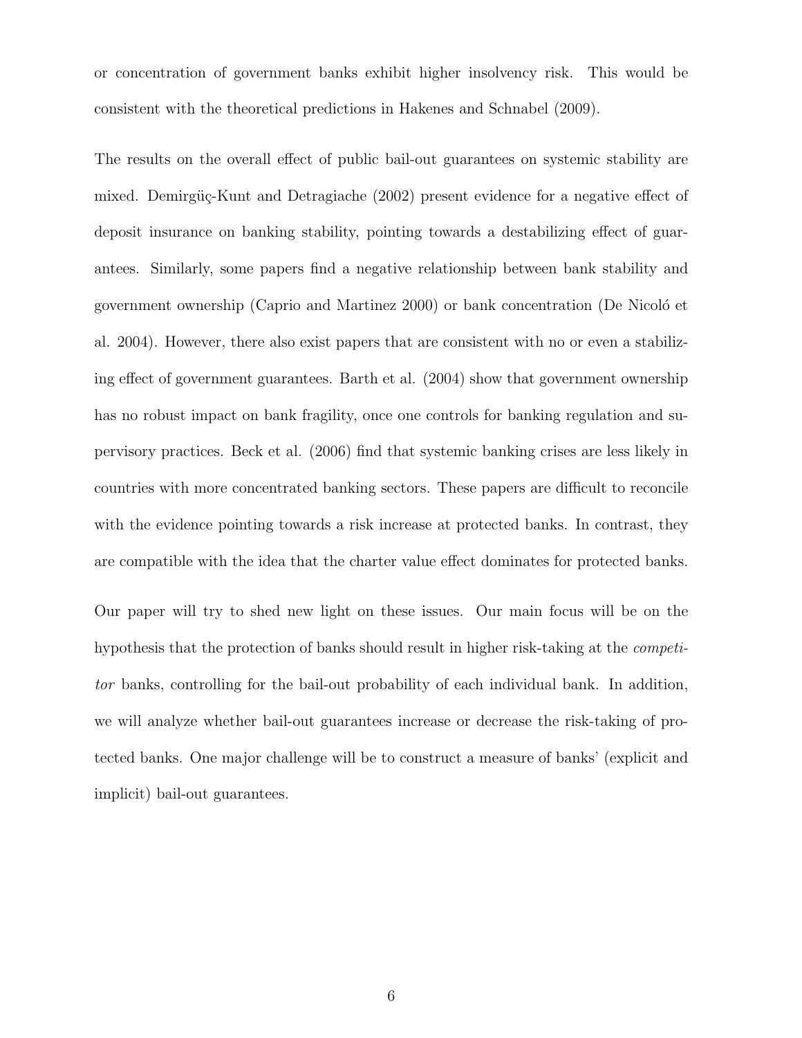or concentration of government banks exhibit higher insolvency risk. This would be consistent with the theoretical predictions in Hakenes and Schnabel (2009).

The results on the overall effect of public bail-out guarantees on systemic stability are mixed. Demirgüç-Kunt and Detragiache (2002) present evidence for a negative effect of deposit insurance on banking stability, pointing towards a destabilizing effect of guarantees. Similarly, some papers find a negative relationship between bank stability and government ownership (Caprio and Martinez 2000) or bank concentration (De Nicoló et al. 2004). However, there also exist papers that are consistent with no or even a stabilizing effect of government guarantees. Barth et al. (2004) show that government ownership has no robust impact on bank fragility, once one controls for banking regulation and supervisory practices. Beck et al. (2006) find that systemic banking crises are less likely in countries with more concentrated banking sectors. These papers are difficult to reconcile with the evidence pointing towards a risk increase at protected banks. In contrast, they are compatible with the idea that the charter value effect dominates for protected banks.

Our paper will try to shed new light on these issues. Our main focus will be on the hypothesis that the protection of banks should result in higher risk-taking at the *competitor* banks, controlling for the bail-out probability of each individual bank. In addition, we will analyze whether bail-out guarantees increase or decrease the risk-taking of protected banks. One major challenge will be to construct a measure of banks' (explicit and implicit) bail-out guarantees.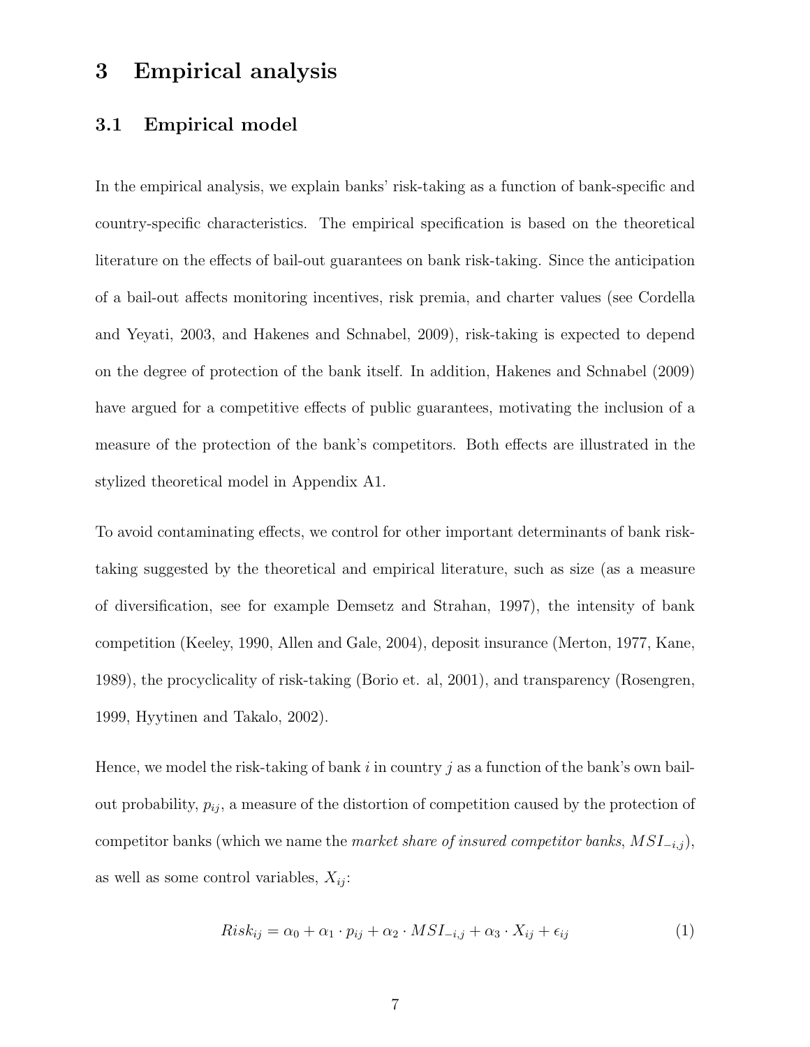# 3 Empirical analysis

## 3.1 Empirical model

In the empirical analysis, we explain banks' risk-taking as a function of bank-specific and country-specific characteristics. The empirical specification is based on the theoretical literature on the effects of bail-out guarantees on bank risk-taking. Since the anticipation of a bail-out affects monitoring incentives, risk premia, and charter values (see Cordella and Yeyati, 2003, and Hakenes and Schnabel, 2009), risk-taking is expected to depend on the degree of protection of the bank itself. In addition, Hakenes and Schnabel (2009) have argued for a competitive effects of public guarantees, motivating the inclusion of a measure of the protection of the bank's competitors. Both effects are illustrated in the stylized theoretical model in Appendix A1.

To avoid contaminating effects, we control for other important determinants of bank risk-taking suggested by the theoretical and empirical literature, such as size (as a measure of diversification, see for example Demsetz and Strahan, 1997), the intensity of bank competition (Keeley, 1990, Allen and Gale, 2004), deposit insurance (Merton, 1977, Kane, 1989), the procyclicality of risk-taking (Borio et. al, 2001), and transparency (Rosengren, 1999, Hyytinen and Takalo, 2002).

Hence, we model the risk-taking of bank $i$ in country $j$ as a function of the bank's own bail-out probability, $p_{ij}$, a measure of the distortion of competition caused by the protection of competitor banks (which we name the *market share of insured competitor banks*, $MSI_{-i,j}$), as well as some control variables, $X_{ij}$:

$$Risk_{ij} = \alpha_0 + \alpha_1 \cdot p_{ij} + \alpha_2 \cdot MSI_{-i,j} + \alpha_3 \cdot X_{ij} + \epsilon_{ij} \tag{1}$$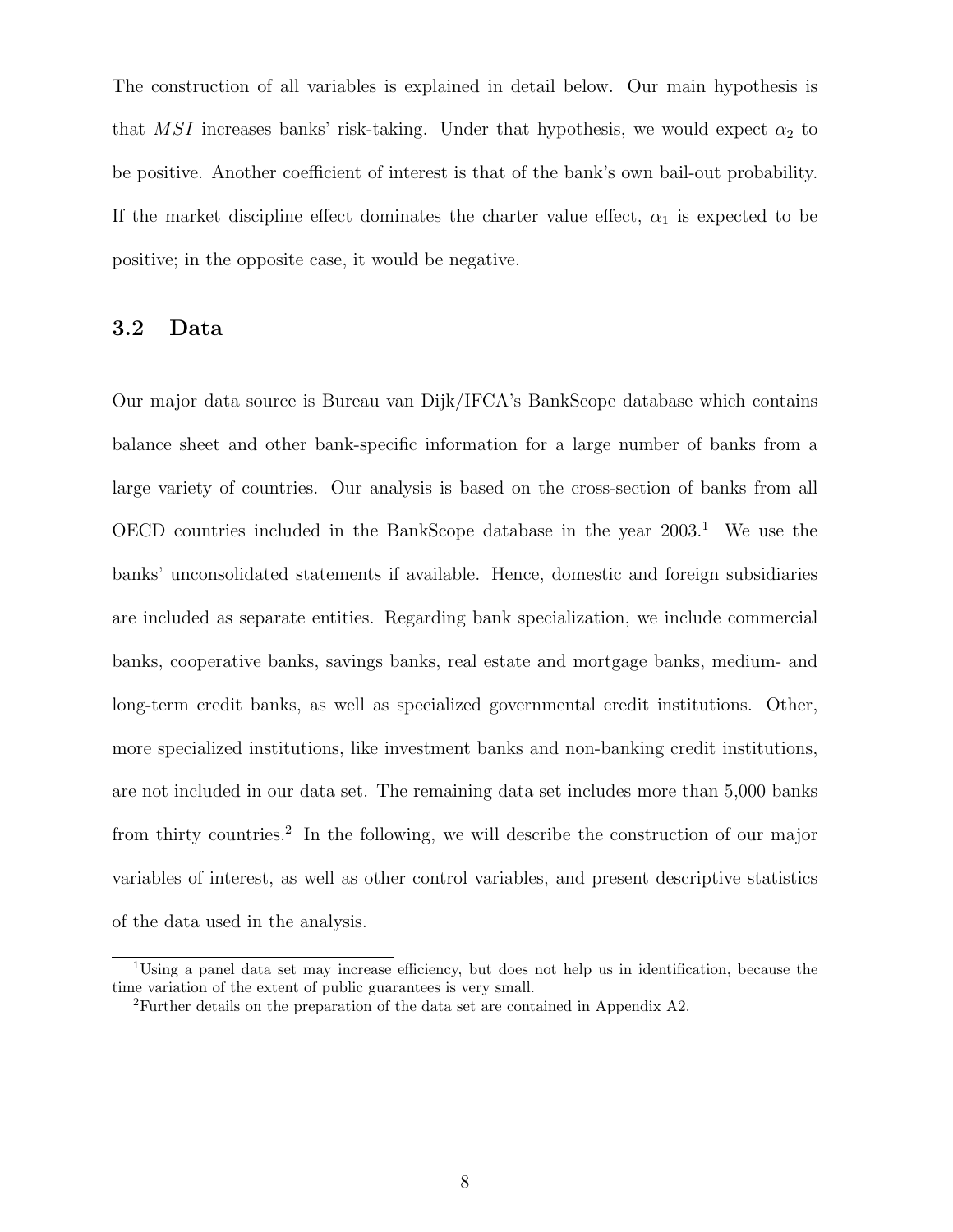The construction of all variables is explained in detail below. Our main hypothesis is that $MSI$ increases banks' risk-taking. Under that hypothesis, we would expect $\alpha_2$ to be positive. Another coefficient of interest is that of the bank's own bail-out probability. If the market discipline effect dominates the charter value effect, $\alpha_1$ is expected to be positive; in the opposite case, it would be negative.

### 3.2 Data

Our major data source is Bureau van Dijk/IFCA's BankScope database which contains balance sheet and other bank-specific information for a large number of banks from a large variety of countries. Our analysis is based on the cross-section of banks from all OECD countries included in the BankScope database in the year 2003.[1] We use the banks' unconsolidated statements if available. Hence, domestic and foreign subsidiaries are included as separate entities. Regarding bank specialization, we include commercial banks, cooperative banks, savings banks, real estate and mortgage banks, medium- and long-term credit banks, as well as specialized governmental credit institutions. Other, more specialized institutions, like investment banks and non-banking credit institutions, are not included in our data set. The remaining data set includes more than 5,000 banks from thirty countries.[2] In the following, we will describe the construction of our major variables of interest, as well as other control variables, and present descriptive statistics of the data used in the analysis.

[1] Using a panel data set may increase efficiency, but does not help us in identification, because the time variation of the extent of public guarantees is very small.

[2] Further details on the preparation of the data set are contained in Appendix A2.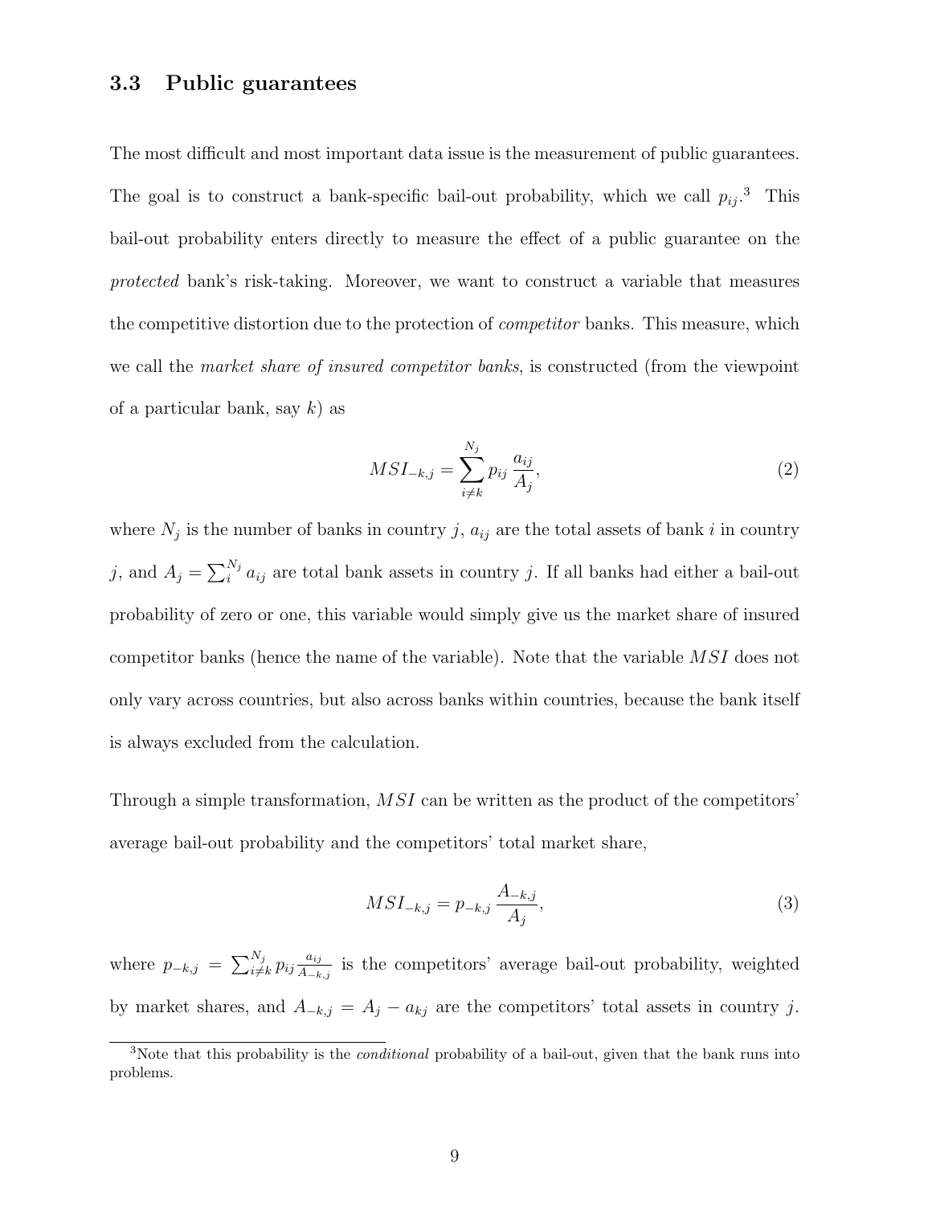### 3.3 Public guarantees

The most difficult and most important data issue is the measurement of public guarantees. The goal is to construct a bank-specific bail-out probability, which we call $p_{ij}$.[3] This bail-out probability enters directly to measure the effect of a public guarantee on the *protected* bank's risk-taking. Moreover, we want to construct a variable that measures the competitive distortion due to the protection of *competitor* banks. This measure, which we call the *market share of insured competitor banks*, is constructed (from the viewpoint of a particular bank, say $k$) as

$$MSI_{-k,j} = \sum_{i \neq k}^{N_j} p_{ij} \frac{a_{ij}}{A_j}, \tag{2}$$

where $N_j$ is the number of banks in country $j$, $a_{ij}$ are the total assets of bank $i$ in country $j$, and $A_j = \sum_i^{N_j} a_{ij}$ are total bank assets in country $j$. If all banks had either a bail-out probability of zero or one, this variable would simply give us the market share of insured competitor banks (hence the name of the variable). Note that the variable $MSI$ does not only vary across countries, but also across banks within countries, because the bank itself is always excluded from the calculation.

Through a simple transformation, $MSI$ can be written as the product of the competitors' average bail-out probability and the competitors' total market share,

$$MSI_{-k,j} = p_{-k,j} \frac{A_{-k,j}}{A_j}, \tag{3}$$

where $p_{-k,j} = \sum_{i \neq k}^{N_j} p_{ij} \frac{a_{ij}}{A_{-k,j}}$ is the competitors' average bail-out probability, weighted by market shares, and $A_{-k,j} = A_j - a_{kj}$ are the competitors' total assets in country $j$.

[3] Note that this probability is the *conditional* probability of a bail-out, given that the bank runs into problems.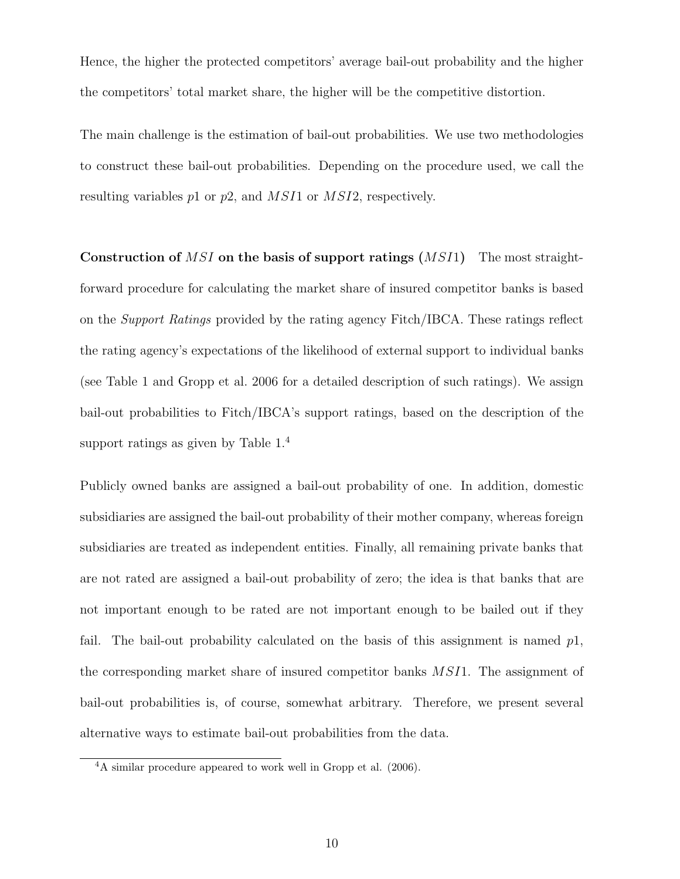Hence, the higher the protected competitors' average bail-out probability and the higher the competitors' total market share, the higher will be the competitive distortion.

The main challenge is the estimation of bail-out probabilities. We use two methodologies to construct these bail-out probabilities. Depending on the procedure used, we call the resulting variables $p1$ or $p2$, and $MSI1$ or $MSI2$, respectively.

**Construction of $MSI$ on the basis of support ratings ($MSI1$)** The most straightforward procedure for calculating the market share of insured competitor banks is based on the *Support Ratings* provided by the rating agency Fitch/IBCA. These ratings reflect the rating agency's expectations of the likelihood of external support to individual banks (see Table 1 and Gropp et al. 2006 for a detailed description of such ratings). We assign bail-out probabilities to Fitch/IBCA's support ratings, based on the description of the support ratings as given by Table 1.[4]

Publicly owned banks are assigned a bail-out probability of one. In addition, domestic subsidiaries are assigned the bail-out probability of their mother company, whereas foreign subsidiaries are treated as independent entities. Finally, all remaining private banks that are not rated are assigned a bail-out probability of zero; the idea is that banks that are not important enough to be rated are not important enough to be bailed out if they fail. The bail-out probability calculated on the basis of this assignment is named $p1$, the corresponding market share of insured competitor banks $MSI1$. The assignment of bail-out probabilities is, of course, somewhat arbitrary. Therefore, we present several alternative ways to estimate bail-out probabilities from the data.

[4] A similar procedure appeared to work well in Gropp et al. (2006).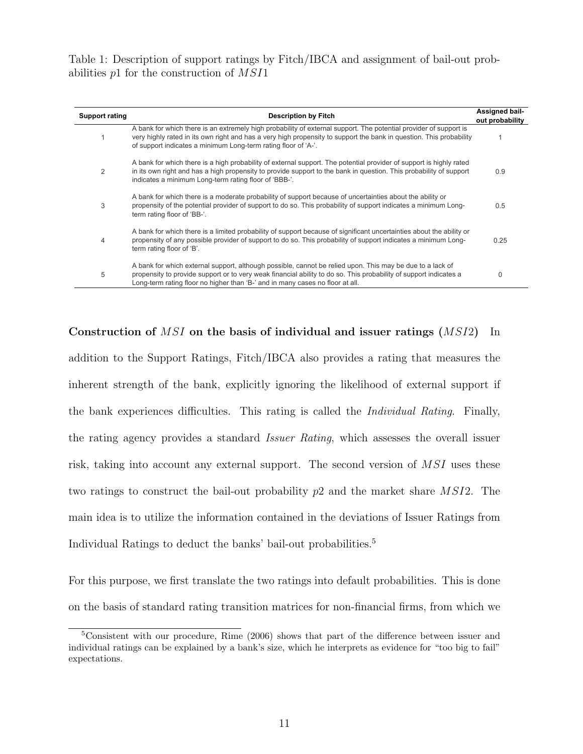Table 1: Description of support ratings by Fitch/IBCA and assignment of bail-out probabilities $p1$ for the construction of $MSI1$

| Support rating | Description by Fitch | Assigned bail-out probability |
|---|---|---|
| 1 | A bank for which there is an extremely high probability of external support. The potential provider of support is very highly rated in its own right and has a very high propensity to support the bank in question. This probability of support indicates a minimum Long-term rating floor of 'A-'. | 1 |
| 2 | A bank for which there is a high probability of external support. The potential provider of support is highly rated in its own right and has a high propensity to provide support to the bank in question. This probability of support indicates a minimum Long-term rating floor of 'BBB-'. | 0.9 |
| 3 | A bank for which there is a moderate probability of support because of uncertainties about the ability or propensity of the potential provider of support to do so. This probability of support indicates a minimum Long-term rating floor of 'BB-'. | 0.5 |
| 4 | A bank for which there is a limited probability of support because of significant uncertainties about the ability or propensity of any possible provider of support to do so. This probability of support indicates a minimum Long-term rating floor of 'B'. | 0.25 |
| 5 | A bank for which external support, although possible, cannot be relied upon. This may be due to a lack of propensity to provide support or to very weak financial ability to do so. This probability of support indicates a Long-term rating floor no higher than 'B-' and in many cases no floor at all. | 0 |

**Construction of $MSI$ on the basis of individual and issuer ratings ($MSI2$)** In addition to the Support Ratings, Fitch/IBCA also provides a rating that measures the inherent strength of the bank, explicitly ignoring the likelihood of external support if the bank experiences difficulties. This rating is called the *Individual Rating*. Finally, the rating agency provides a standard *Issuer Rating*, which assesses the overall issuer risk, taking into account any external support. The second version of $MSI$ uses these two ratings to construct the bail-out probability $p2$ and the market share $MSI2$. The main idea is to utilize the information contained in the deviations of Issuer Ratings from Individual Ratings to deduct the banks' bail-out probabilities.[5]

For this purpose, we first translate the two ratings into default probabilities. This is done on the basis of standard rating transition matrices for non-financial firms, from which we

[5] Consistent with our procedure, Rime (2006) shows that part of the difference between issuer and individual ratings can be explained by a bank's size, which he interprets as evidence for "too big to fail" expectations.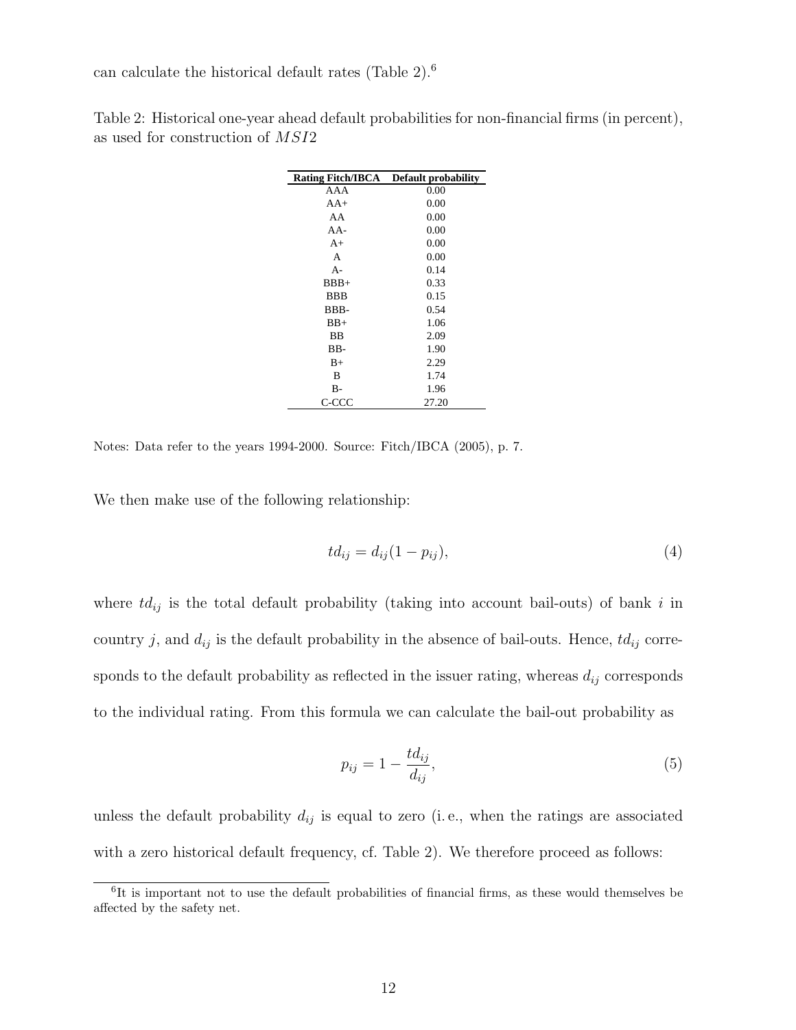can calculate the historical default rates (Table 2).[6]

Table 2: Historical one-year ahead default probabilities for non-financial firms (in percent), as used for construction of $MSI2$

| Rating Fitch/IBCA | Default probability |
|---|---|
| AAA | 0.00 |
| AA+ | 0.00 |
| AA | 0.00 |
| AA- | 0.00 |
| A+ | 0.00 |
| A | 0.00 |
| A- | 0.14 |
| BBB+ | 0.33 |
| BBB | 0.15 |
| BBB- | 0.54 |
| BB+ | 1.06 |
| BB | 2.09 |
| BB- | 1.90 |
| B+ | 2.29 |
| B | 1.74 |
| B- | 1.96 |
| C-CCC | 27.20 |

Notes: Data refer to the years 1994-2000. Source: Fitch/IBCA (2005), p. 7.

We then make use of the following relationship:

$$td_{ij} = d_{ij}(1 - p_{ij}), \tag{4}$$

where $td_{ij}$ is the total default probability (taking into account bail-outs) of bank $i$ in country $j$, and $d_{ij}$ is the default probability in the absence of bail-outs. Hence, $td_{ij}$ corresponds to the default probability as reflected in the issuer rating, whereas $d_{ij}$ corresponds to the individual rating. From this formula we can calculate the bail-out probability as

$$p_{ij} = 1 - \frac{td_{ij}}{d_{ij}}, \tag{5}$$

unless the default probability $d_{ij}$ is equal to zero (i. e., when the ratings are associated with a zero historical default frequency, cf. Table 2). We therefore proceed as follows:

[6] It is important not to use the default probabilities of financial firms, as these would themselves be affected by the safety net.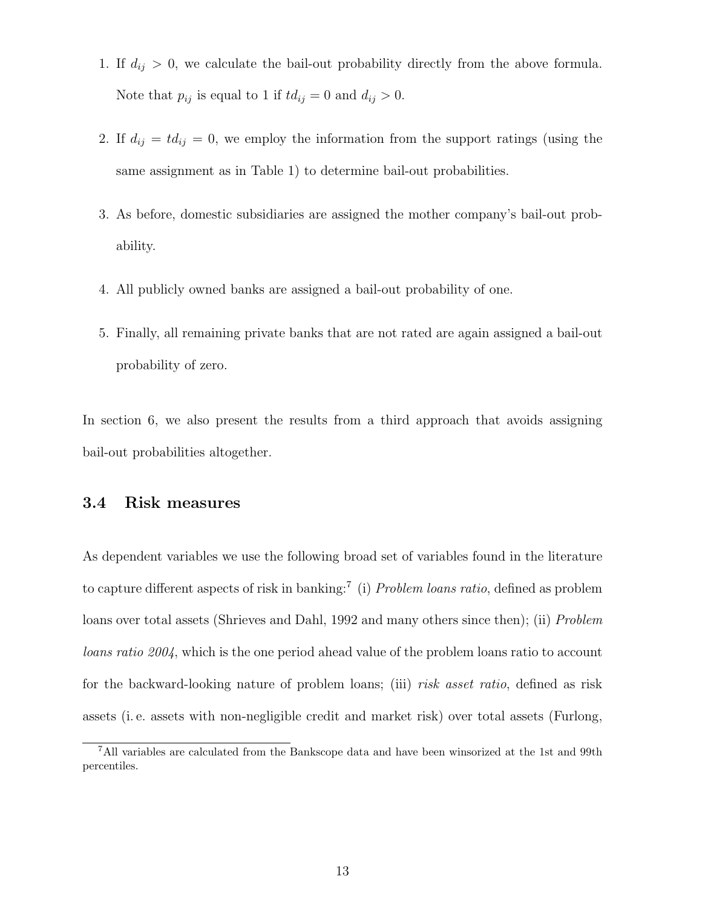1. If $d_{ij} > 0$, we calculate the bail-out probability directly from the above formula. Note that $p_{ij}$ is equal to 1 if $td_{ij} = 0$ and $d_{ij} > 0$.
2. If $d_{ij} = td_{ij} = 0$, we employ the information from the support ratings (using the same assignment as in Table 1) to determine bail-out probabilities.
3. As before, domestic subsidiaries are assigned the mother company's bail-out probability.
4. All publicly owned banks are assigned a bail-out probability of one.
5. Finally, all remaining private banks that are not rated are again assigned a bail-out probability of zero.

In section 6, we also present the results from a third approach that avoids assigning bail-out probabilities altogether.

### 3.4 Risk measures

As dependent variables we use the following broad set of variables found in the literature to capture different aspects of risk in banking:[7] (i) *Problem loans ratio*, defined as problem loans over total assets (Shrieves and Dahl, 1992 and many others since then); (ii) *Problem loans ratio 2004*, which is the one period ahead value of the problem loans ratio to account for the backward-looking nature of problem loans; (iii) *risk asset ratio*, defined as risk assets (i. e. assets with non-negligible credit and market risk) over total assets (Furlong,

[7] All variables are calculated from the Bankscope data and have been winsorized at the 1st and 99th percentiles.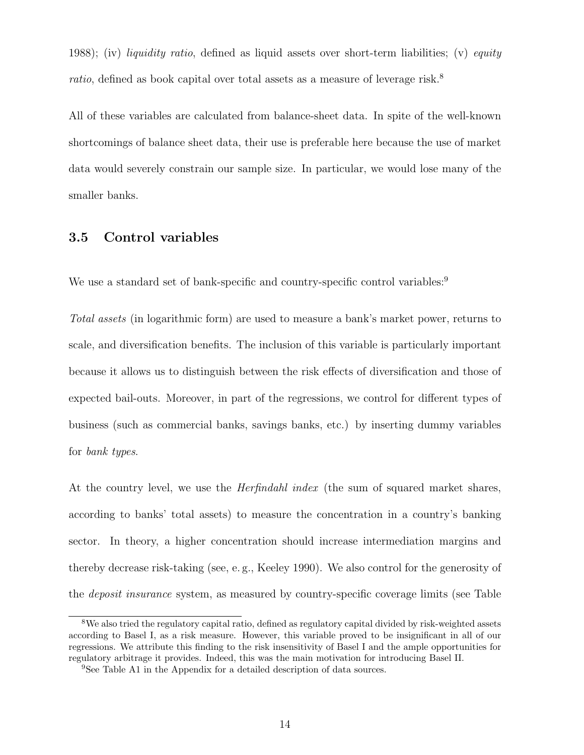1988); (iv) *liquidity ratio*, defined as liquid assets over short-term liabilities; (v) *equity ratio*, defined as book capital over total assets as a measure of leverage risk.[8]

All of these variables are calculated from balance-sheet data. In spite of the well-known shortcomings of balance sheet data, their use is preferable here because the use of market data would severely constrain our sample size. In particular, we would lose many of the smaller banks.

### 3.5 Control variables

We use a standard set of bank-specific and country-specific control variables:[9]

*Total assets* (in logarithmic form) are used to measure a bank's market power, returns to scale, and diversification benefits. The inclusion of this variable is particularly important because it allows us to distinguish between the risk effects of diversification and those of expected bail-outs. Moreover, in part of the regressions, we control for different types of business (such as commercial banks, savings banks, etc.) by inserting dummy variables for *bank types*.

At the country level, we use the *Herfindahl index* (the sum of squared market shares, according to banks' total assets) to measure the concentration in a country's banking sector. In theory, a higher concentration should increase intermediation margins and thereby decrease risk-taking (see, e. g., Keeley 1990). We also control for the generosity of the *deposit insurance* system, as measured by country-specific coverage limits (see Table

---

[8] We also tried the regulatory capital ratio, defined as regulatory capital divided by risk-weighted assets according to Basel I, as a risk measure. However, this variable proved to be insignificant in all of our regressions. We attribute this finding to the risk insensitivity of Basel I and the ample opportunities for regulatory arbitrage it provides. Indeed, this was the main motivation for introducing Basel II.

[9] See Table A1 in the Appendix for a detailed description of data sources.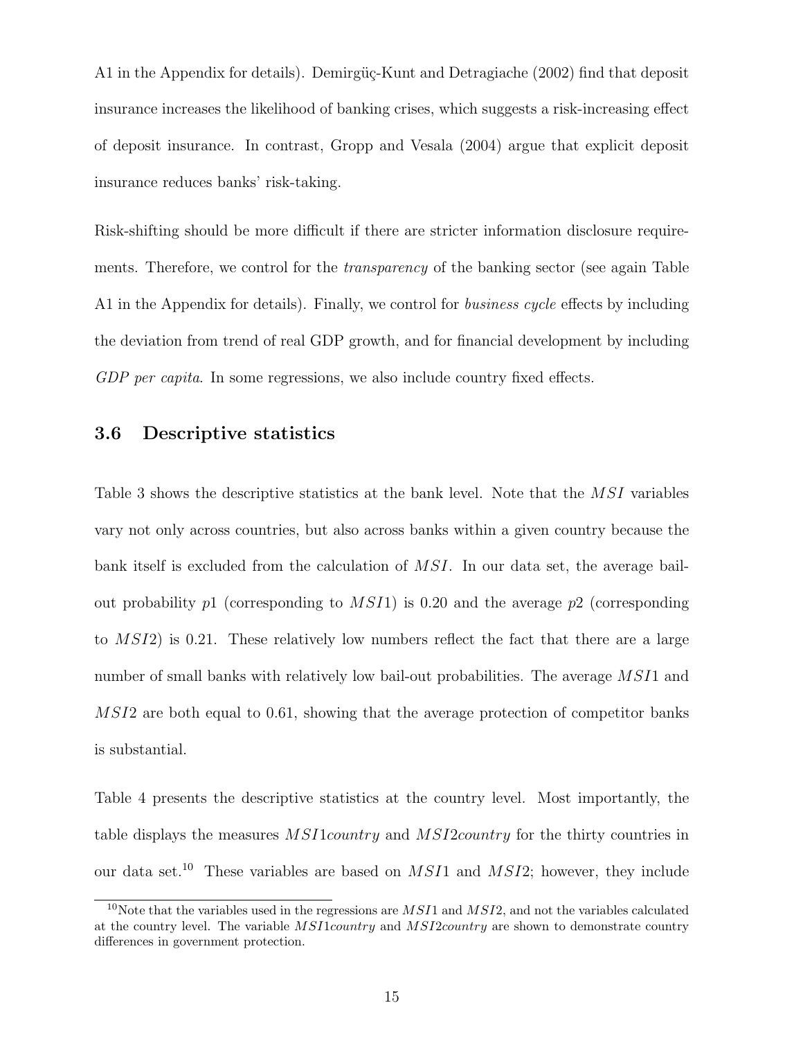A1 in the Appendix for details). Demirgüç-Kunt and Detragiache (2002) find that deposit insurance increases the likelihood of banking crises, which suggests a risk-increasing effect of deposit insurance. In contrast, Gropp and Vesala (2004) argue that explicit deposit insurance reduces banks' risk-taking.

Risk-shifting should be more difficult if there are stricter information disclosure requirements. Therefore, we control for the *transparency* of the banking sector (see again Table A1 in the Appendix for details). Finally, we control for *business cycle* effects by including the deviation from trend of real GDP growth, and for financial development by including *GDP per capita*. In some regressions, we also include country fixed effects.

### 3.6 Descriptive statistics

Table 3 shows the descriptive statistics at the bank level. Note that the $MSI$ variables vary not only across countries, but also across banks within a given country because the bank itself is excluded from the calculation of $MSI$. In our data set, the average bail-out probability $p1$ (corresponding to $MSI1$) is 0.20 and the average $p2$ (corresponding to $MSI2$) is 0.21. These relatively low numbers reflect the fact that there are a large number of small banks with relatively low bail-out probabilities. The average $MSI1$ and $MSI2$ are both equal to 0.61, showing that the average protection of competitor banks is substantial.

Table 4 presents the descriptive statistics at the country level. Most importantly, the table displays the measures $MSI1country$ and $MSI2country$ for the thirty countries in our data set.[10] These variables are based on $MSI1$ and $MSI2$; however, they include

[10] Note that the variables used in the regressions are $MSI1$ and $MSI2$, and not the variables calculated at the country level. The variable $MSI1country$ and $MSI2country$ are shown to demonstrate country differences in government protection.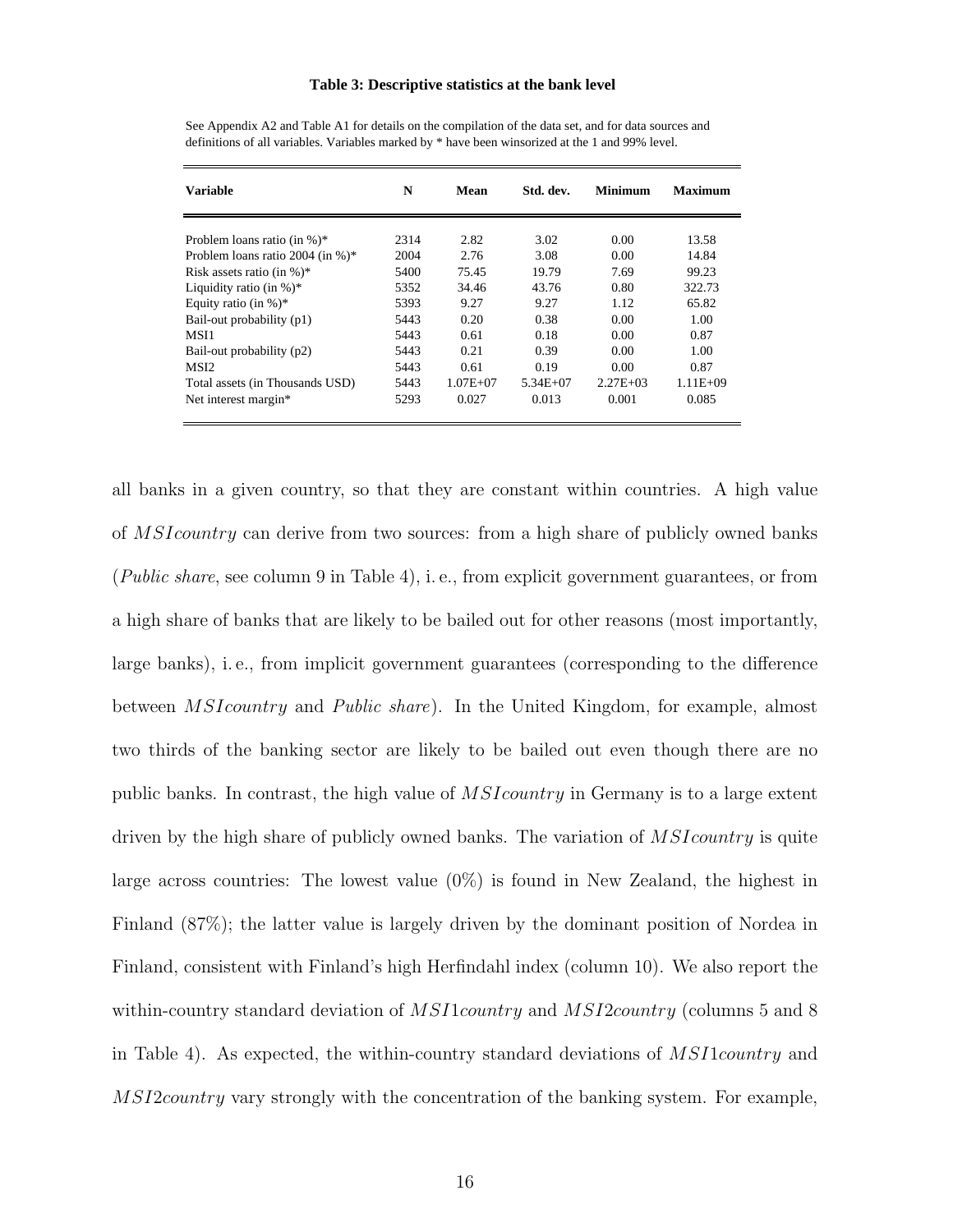**Table 3: Descriptive statistics at the bank level**

See Appendix A2 and Table A1 for details on the compilation of the data set, and for data sources and definitions of all variables. Variables marked by * have been winsorized at the 1 and 99% level.

| Variable | N | Mean | Std. dev. | Minimum | Maximum |
|---|---|---|---|---|---|
| Problem loans ratio (in %)* | 2314 | 2.82 | 3.02 | 0.00 | 13.58 |
| Problem loans ratio 2004 (in %)* | 2004 | 2.76 | 3.08 | 0.00 | 14.84 |
| Risk assets ratio (in %)* | 5400 | 75.45 | 19.79 | 7.69 | 99.23 |
| Liquidity ratio (in %)* | 5352 | 34.46 | 43.76 | 0.80 | 322.73 |
| Equity ratio (in %)* | 5393 | 9.27 | 9.27 | 1.12 | 65.82 |
| Bail-out probability (p1) | 5443 | 0.20 | 0.38 | 0.00 | 1.00 |
| MSI1 | 5443 | 0.61 | 0.18 | 0.00 | 0.87 |
| Bail-out probability (p2) | 5443 | 0.21 | 0.39 | 0.00 | 1.00 |
| MSI2 | 5443 | 0.61 | 0.19 | 0.00 | 0.87 |
| Total assets (in Thousands USD) | 5443 | 1.07E+07 | 5.34E+07 | 2.27E+03 | 1.11E+09 |
| Net interest margin* | 5293 | 0.027 | 0.013 | 0.001 | 0.085 |

all banks in a given country, so that they are constant within countries. A high value of $MSIcountry$ can derive from two sources: from a high share of publicly owned banks (*Public share*, see column 9 in Table 4), i. e., from explicit government guarantees, or from a high share of banks that are likely to be bailed out for other reasons (most importantly, large banks), i. e., from implicit government guarantees (corresponding to the difference between $MSIcountry$ and *Public share*). In the United Kingdom, for example, almost two thirds of the banking sector are likely to be bailed out even though there are no public banks. In contrast, the high value of $MSIcountry$ in Germany is to a large extent driven by the high share of publicly owned banks. The variation of $MSIcountry$ is quite large across countries: The lowest value (0%) is found in New Zealand, the highest in Finland (87%); the latter value is largely driven by the dominant position of Nordea in Finland, consistent with Finland's high Herfindahl index (column 10). We also report the within-country standard deviation of $MSI1country$ and $MSI2country$ (columns 5 and 8 in Table 4). As expected, the within-country standard deviations of $MSI1country$ and $MSI2country$ vary strongly with the concentration of the banking system. For example,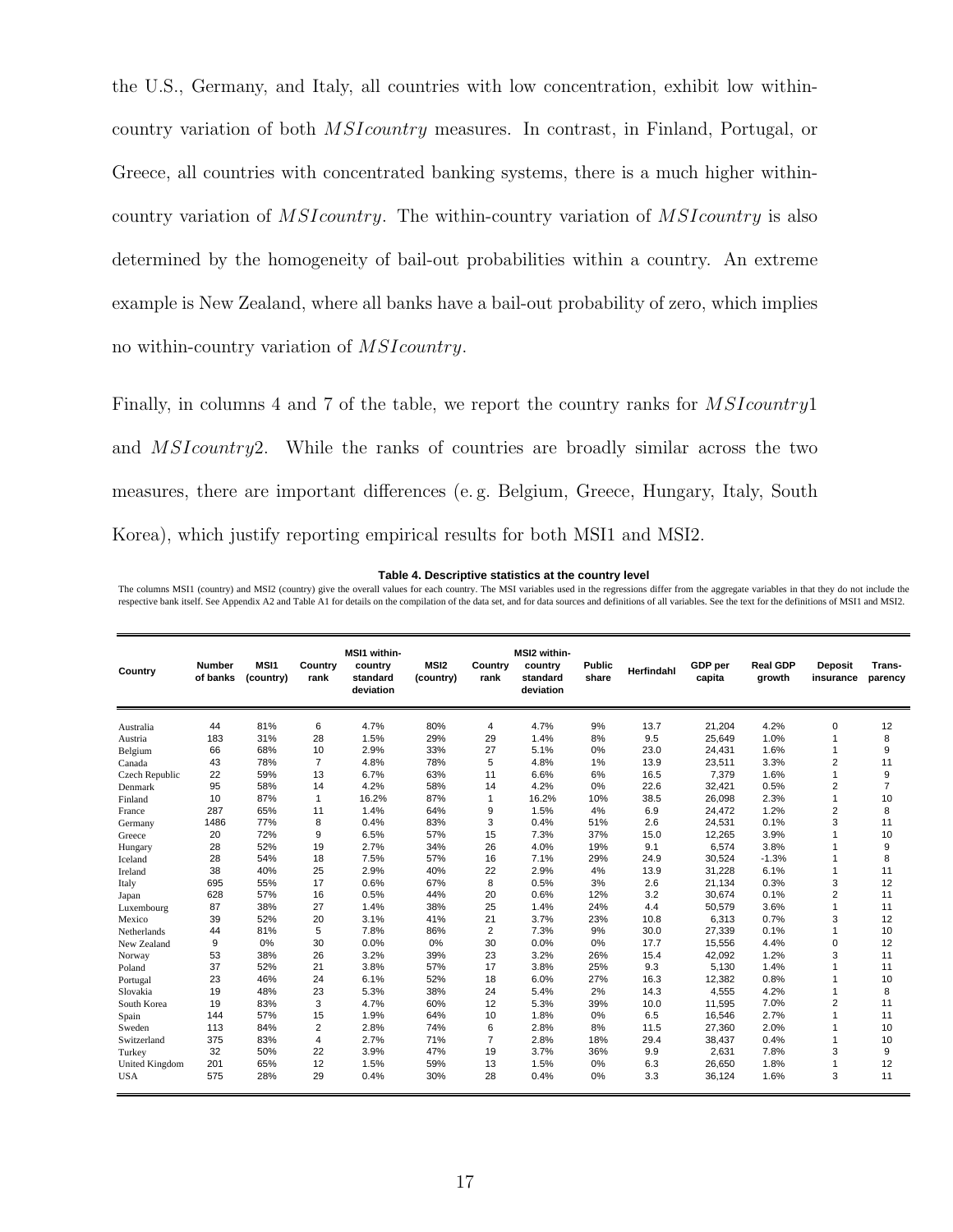the U.S., Germany, and Italy, all countries with low concentration, exhibit low within-country variation of both $MSIcountry$ measures. In contrast, in Finland, Portugal, or Greece, all countries with concentrated banking systems, there is a much higher within-country variation of $MSIcountry$. The within-country variation of $MSIcountry$ is also determined by the homogeneity of bail-out probabilities within a country. An extreme example is New Zealand, where all banks have a bail-out probability of zero, which implies no within-country variation of $MSIcountry$.

Finally, in columns 4 and 7 of the table, we report the country ranks for $MSIcountry1$ and $MSIcountry2$. While the ranks of countries are broadly similar across the two measures, there are important differences (e. g. Belgium, Greece, Hungary, Italy, South Korea), which justify reporting empirical results for both MSI1 and MSI2.

**Table 4. Descriptive statistics at the country level**

The columns MSI1 (country) and MSI2 (country) give the overall values for each country. The MSI variables used in the regressions differ from the aggregate variables in that they do not include the respective bank itself. See Appendix A2 and Table A1 for details on the compilation of the data set, and for data sources and definitions of all variables. See the text for the definitions of MSI1 and MSI2.

| Country | Number of banks | MSI1 (country) | Country rank | MSI1 within-country standard deviation | MSI2 (country) | Country rank | MSI2 within-country standard deviation | Public share | Herfindahl | GDP per capita | Real GDP growth | Deposit insurance | Trans-parency |
|---|---|---|---|---|---|---|---|---|---|---|---|---|---|
| Australia | 44 | 81% | 6 | 4.7% | 80% | 4 | 4.7% | 9% | 13.7 | 21,204 | 4.2% | 0 | 12 |
| Austria | 183 | 31% | 28 | 1.5% | 29% | 29 | 1.4% | 8% | 9.5 | 25,649 | 1.0% | 1 | 8 |
| Belgium | 66 | 68% | 10 | 2.9% | 33% | 27 | 5.1% | 0% | 23.0 | 24,431 | 1.6% | 1 | 9 |
| Canada | 43 | 78% | 7 | 4.8% | 78% | 5 | 4.8% | 1% | 13.9 | 23,511 | 3.3% | 2 | 11 |
| Czech Republic | 22 | 59% | 13 | 6.7% | 63% | 11 | 6.6% | 6% | 16.5 | 7,379 | 1.6% | 1 | 9 |
| Denmark | 95 | 58% | 14 | 4.2% | 58% | 14 | 4.2% | 0% | 22.6 | 32,421 | 0.5% | 2 | 7 |
| Finland | 10 | 87% | 1 | 16.2% | 87% | 1 | 16.2% | 10% | 38.5 | 26,098 | 2.3% | 1 | 10 |
| France | 287 | 65% | 11 | 1.4% | 64% | 9 | 1.5% | 4% | 6.9 | 24,472 | 1.2% | 2 | 8 |
| Germany | 1486 | 77% | 8 | 0.4% | 83% | 3 | 0.4% | 51% | 2.6 | 24,531 | 0.1% | 3 | 11 |
| Greece | 20 | 72% | 9 | 6.5% | 57% | 15 | 7.3% | 37% | 15.0 | 12,265 | 3.9% | 1 | 10 |
| Hungary | 28 | 52% | 19 | 2.7% | 34% | 26 | 4.0% | 19% | 9.1 | 6,574 | 3.8% | 1 | 9 |
| Iceland | 28 | 54% | 18 | 7.5% | 57% | 16 | 7.1% | 29% | 24.9 | 30,524 | -1.3% | 1 | 8 |
| Ireland | 38 | 40% | 25 | 2.9% | 40% | 22 | 2.9% | 4% | 13.9 | 31,228 | 6.1% | 1 | 11 |
| Italy | 695 | 55% | 17 | 0.6% | 67% | 8 | 0.5% | 3% | 2.6 | 21,134 | 0.3% | 3 | 12 |
| Japan | 628 | 57% | 16 | 0.5% | 44% | 20 | 0.6% | 12% | 3.2 | 30,674 | 0.1% | 2 | 11 |
| Luxembourg | 87 | 38% | 27 | 1.4% | 38% | 25 | 1.4% | 24% | 4.4 | 50,579 | 3.6% | 1 | 11 |
| Mexico | 39 | 52% | 20 | 3.1% | 41% | 21 | 3.7% | 23% | 10.8 | 6,313 | 0.7% | 3 | 12 |
| Netherlands | 44 | 81% | 5 | 7.8% | 86% | 2 | 7.3% | 9% | 30.0 | 27,339 | 0.1% | 1 | 10 |
| New Zealand | 9 | 0% | 30 | 0.0% | 0% | 30 | 0.0% | 0% | 17.7 | 15,556 | 4.4% | 0 | 12 |
| Norway | 53 | 38% | 26 | 3.2% | 39% | 23 | 3.2% | 26% | 15.4 | 42,092 | 1.2% | 3 | 11 |
| Poland | 37 | 52% | 21 | 3.8% | 57% | 17 | 3.8% | 25% | 9.3 | 5,130 | 1.4% | 1 | 11 |
| Portugal | 23 | 46% | 24 | 6.1% | 52% | 18 | 6.0% | 27% | 16.3 | 12,382 | 0.8% | 1 | 10 |
| Slovakia | 19 | 48% | 23 | 5.3% | 38% | 24 | 5.4% | 2% | 14.3 | 4,555 | 4.2% | 1 | 8 |
| South Korea | 19 | 83% | 3 | 4.7% | 60% | 12 | 5.3% | 39% | 10.0 | 11,595 | 7.0% | 2 | 11 |
| Spain | 144 | 57% | 15 | 1.9% | 64% | 10 | 1.8% | 0% | 6.5 | 16,546 | 2.7% | 1 | 11 |
| Sweden | 113 | 84% | 2 | 2.8% | 74% | 6 | 2.8% | 8% | 11.5 | 27,360 | 2.0% | 1 | 10 |
| Switzerland | 375 | 83% | 4 | 2.7% | 71% | 7 | 2.8% | 18% | 29.4 | 38,437 | 0.4% | 1 | 10 |
| Turkey | 32 | 50% | 22 | 3.9% | 47% | 19 | 3.7% | 36% | 9.9 | 2,631 | 7.8% | 3 | 9 |
| United Kingdom | 201 | 65% | 12 | 1.5% | 59% | 13 | 1.5% | 0% | 6.3 | 26,650 | 1.8% | 1 | 12 |
| USA | 575 | 28% | 29 | 0.4% | 30% | 28 | 0.4% | 0% | 3.3 | 36,124 | 1.6% | 3 | 11 |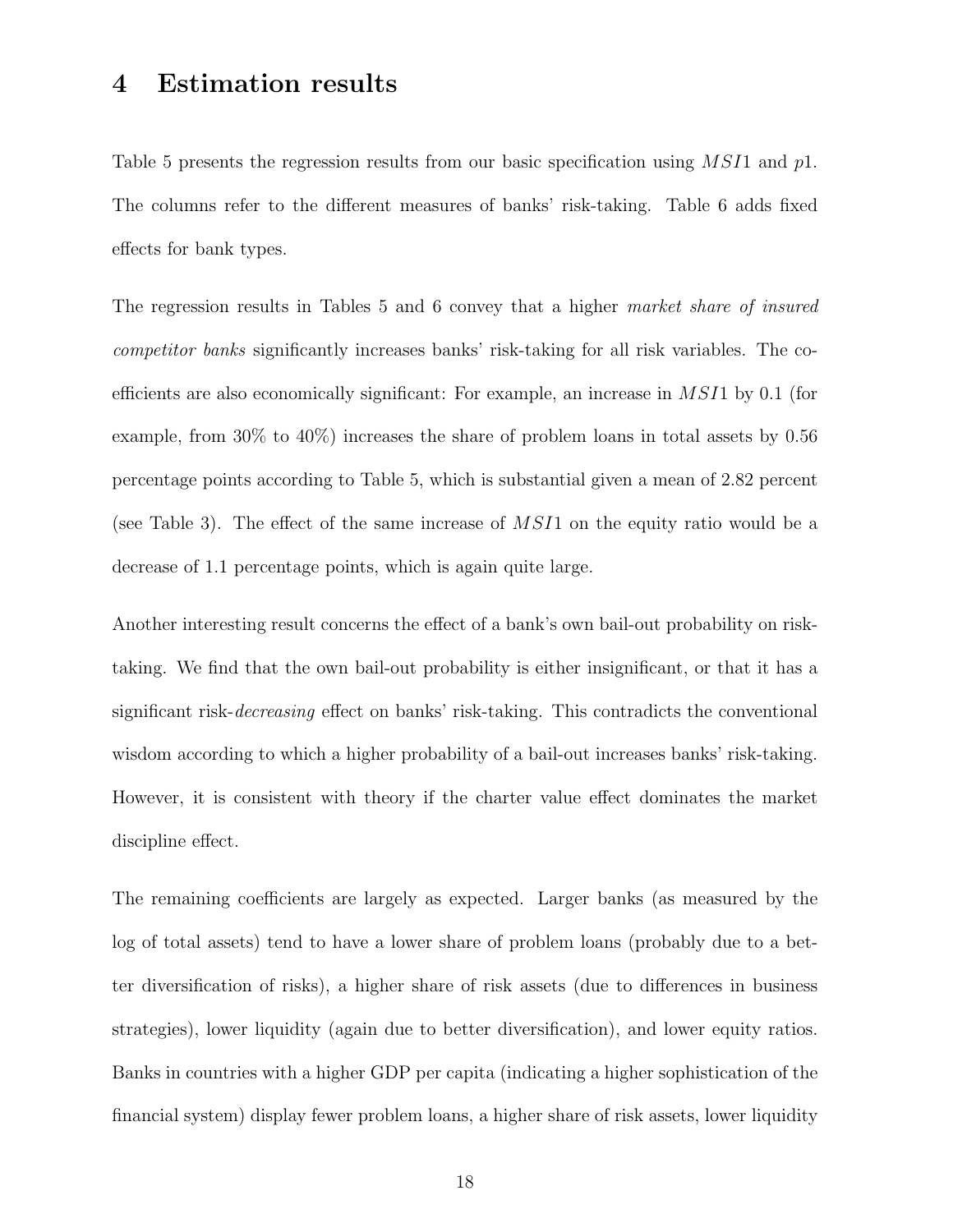# 4 Estimation results

Table 5 presents the regression results from our basic specification using $MSI1$ and $p1$. The columns refer to the different measures of banks' risk-taking. Table 6 adds fixed effects for bank types.

The regression results in Tables 5 and 6 convey that a higher *market share of insured competitor banks* significantly increases banks' risk-taking for all risk variables. The coefficients are also economically significant: For example, an increase in $MSI1$ by 0.1 (for example, from 30% to 40%) increases the share of problem loans in total assets by 0.56 percentage points according to Table 5, which is substantial given a mean of 2.82 percent (see Table 3). The effect of the same increase of $MSI1$ on the equity ratio would be a decrease of 1.1 percentage points, which is again quite large.

Another interesting result concerns the effect of a bank's own bail-out probability on risk-taking. We find that the own bail-out probability is either insignificant, or that it has a significant risk-*decreasing* effect on banks' risk-taking. This contradicts the conventional wisdom according to which a higher probability of a bail-out increases banks' risk-taking. However, it is consistent with theory if the charter value effect dominates the market discipline effect.

The remaining coefficients are largely as expected. Larger banks (as measured by the log of total assets) tend to have a lower share of problem loans (probably due to a better diversification of risks), a higher share of risk assets (due to differences in business strategies), lower liquidity (again due to better diversification), and lower equity ratios. Banks in countries with a higher GDP per capita (indicating a higher sophistication of the financial system) display fewer problem loans, a higher share of risk assets, lower liquidity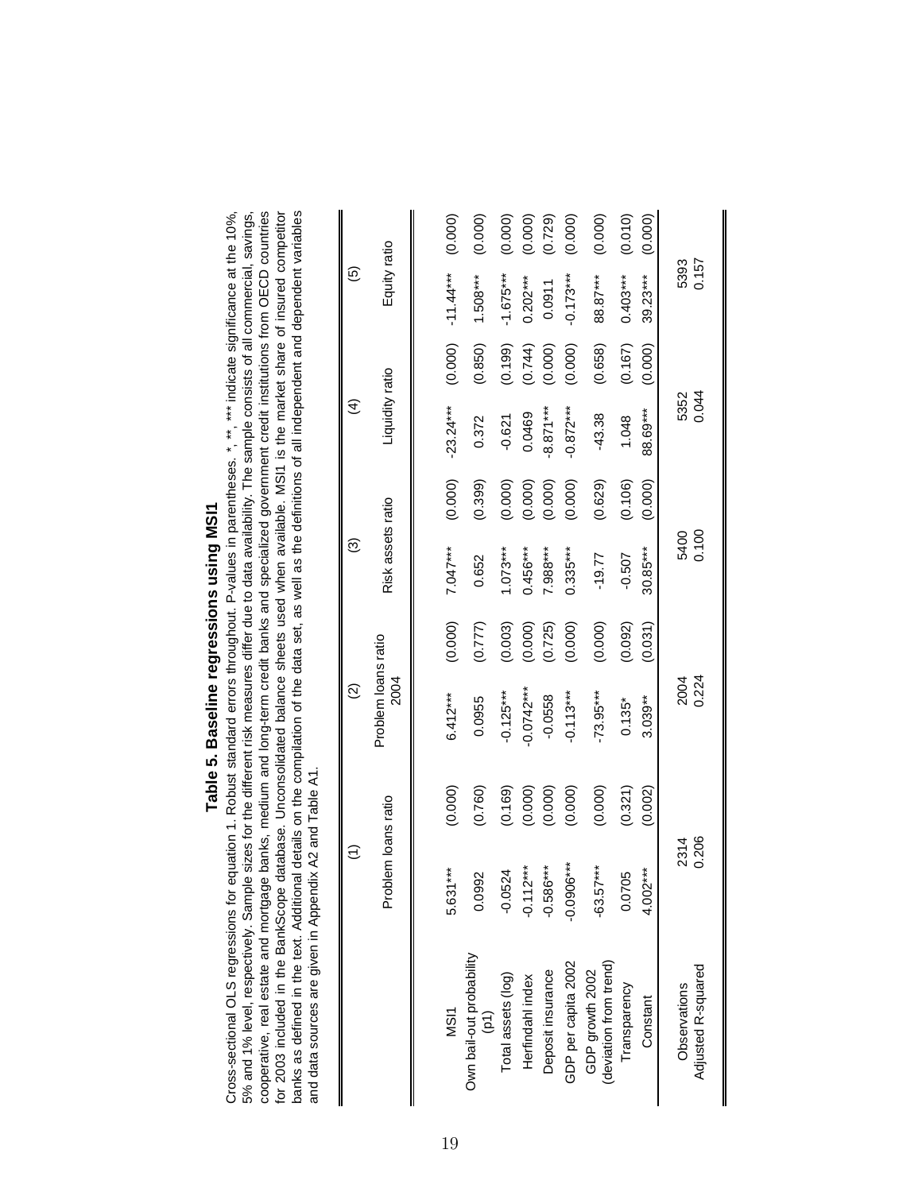## Table 5. Baseline regressions using MSI1

Cross-sectional OLS regressions for equation 1. Robust standard errors throughout. P-values in parentheses. *, **, *** indicate significance at the 10%, 5% and 1% level, respectively. Sample sizes for the different risk measures differ due to data availability. The sample consists of all commercial, savings, cooperative, real estate and mortgage banks, medium and long-term credit banks and specialized government credit institutions from OECD countries for 2003 included in the BankScope database. Unconsolidated balance sheets used when available. MSI1 is the market share of insured competitor banks as defined in the text. Additional details on the compilation of the data set, as well as the definitions of all independent and dependent variables and data sources are given in Appendix A2 and Table A1.

| | (1) | | (2) | | (3) | | (4) | | (5) | |
|---|---|---|---|---|---|---|---|---|---|---|
| | Problem loans ratio | | Problem loans ratio 2004 | | Risk assets ratio | | Liquidity ratio | | Equity ratio | |
| MSI1 | 5.631*** | (0.000) | 6.412*** | (0.000) | 7.047*** | (0.000) | -23.24*** | (0.000) | -11.44*** | (0.000) |
| Own bail-out probability (p1) | 0.0992 | (0.760) | 0.0955 | (0.777) | 0.652 | (0.399) | 0.372 | (0.850) | 1.508*** | (0.000) |
| Total assets (log) | -0.0524 | (0.169) | -0.125*** | (0.003) | 1.073*** | (0.000) | -0.621 | (0.199) | -1.675*** | (0.000) |
| Herfindahl index | -0.112*** | (0.000) | -0.0742*** | (0.000) | 0.456*** | (0.000) | 0.0469 | (0.744) | 0.202*** | (0.000) |
| Deposit insurance | -0.586*** | (0.000) | -0.0558 | (0.725) | 7.988*** | (0.000) | -8.871*** | (0.000) | 0.0911 | (0.729) |
| GDP per capita 2002 | -0.0906*** | (0.000) | -0.113*** | (0.000) | 0.335*** | (0.000) | -0.872*** | (0.000) | -0.173*** | (0.000) |
| GDP growth 2002 (deviation from trend) | -63.57*** | (0.000) | -73.95*** | (0.000) | -19.77 | (0.629) | -43.38 | (0.658) | 88.87*** | (0.000) |
| Transparency | 0.0705 | (0.321) | 0.135* | (0.092) | -0.507 | (0.106) | 1.048 | (0.167) | 0.403*** | (0.010) |
| Constant | 4.002*** | (0.002) | 3.039** | (0.031) | 30.85*** | (0.000) | 88.69*** | (0.000) | 39.23*** | (0.000) |
| Observations | 2314 | | 2004 | | 5400 | | 5352 | | 5393 | |
| Adjusted R-squared | 0.206 | | 0.224 | | 0.100 | | 0.044 | | 0.157 | |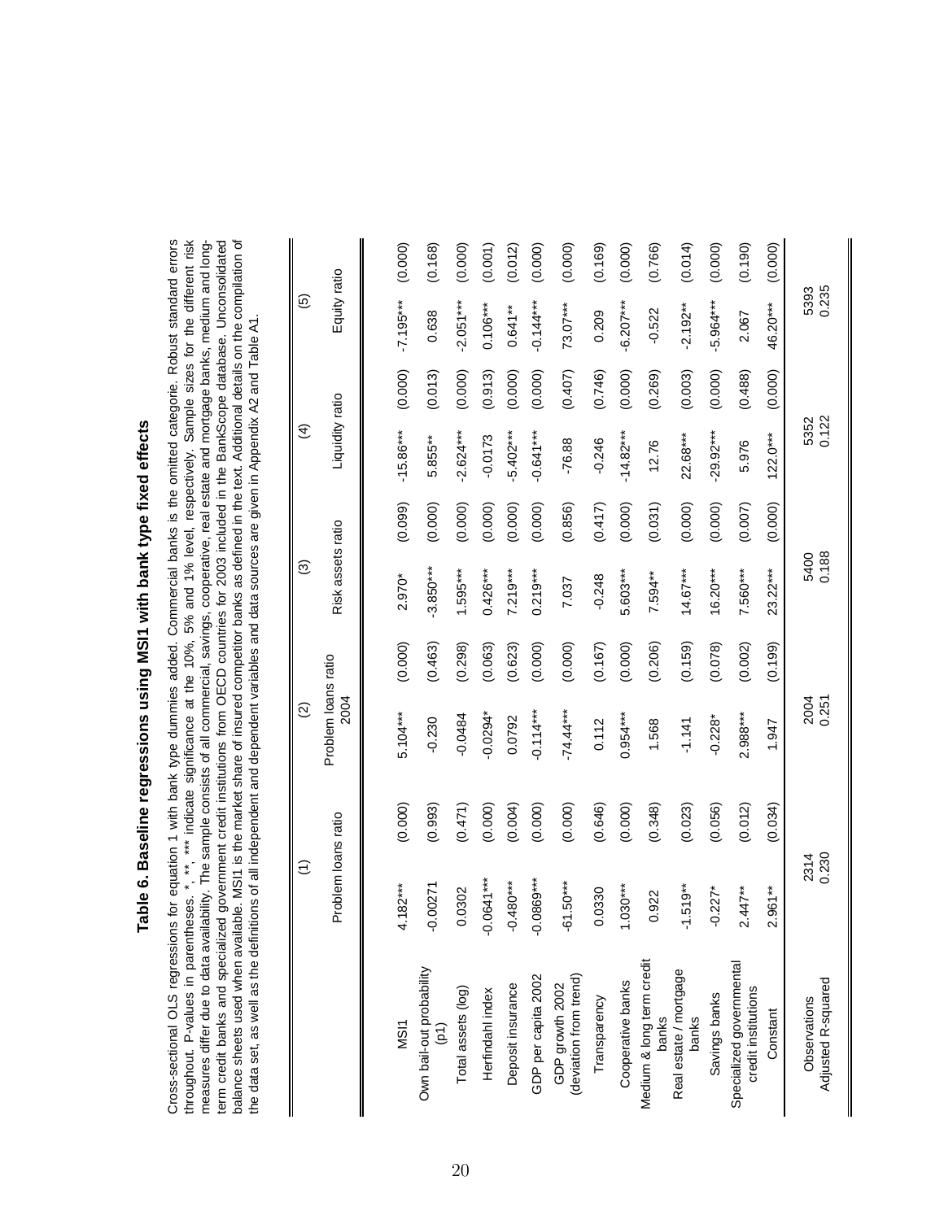# Table 6. Baseline regressions using MSI1 with bank type fixed effects

Cross-sectional OLS regressions for equation 1 with bank type dummies added. Commercial banks is the omitted categorie. Robust standard errors throughout. P-values in parentheses. *, **, *** indicate significance at the 10%, 5% and 1% level, respectively. Sample sizes for the different risk measures differ due to data availability. The sample consists of all commercial, savings, cooperative, real estate and mortgage banks, medium and long-term credit banks and specialized government credit institutions from OECD countries for 2003 included in the BankScope database. Unconsolidated balance sheets used when available. MSI1 is the market share of insured competitor banks as defined in the text. Additional details on the compilation of the data set, as well as the definitions of all independent and dependent variables and data sources are given in Appendix A2 and Table A1.

| | (1) | | (2) | | (3) | | (4) | | (5) | |
|---|---|---|---|---|---|---|---|---|---|---|
| | Problem loans ratio | | Problem loans ratio 2004 | | Risk assets ratio | | Liquidity ratio | | Equity ratio | |
| MSI1 | 4.182*** | (0.000) | 5.104*** | (0.000) | 2.970* | (0.099) | -15.86*** | (0.000) | -7.195*** | (0.000) |
| Own bail-out probability (p1) | -0.00271 | (0.993) | -0.230 | (0.463) | -3.850*** | (0.000) | 5.855** | (0.013) | 0.638 | (0.168) |
| Total assets (log) | 0.0302 | (0.471) | -0.0484 | (0.298) | 1.595*** | (0.000) | -2.624*** | (0.000) | -2.051*** | (0.000) |
| Herfindahl index | -0.0641*** | (0.000) | -0.0294* | (0.063) | 0.426*** | (0.000) | -0.0173 | (0.913) | 0.106*** | (0.001) |
| Deposit insurance | -0.480*** | (0.004) | 0.0792 | (0.623) | 7.219*** | (0.000) | -5.402*** | (0.000) | 0.641** | (0.012) |
| GDP per capita 2002 | -0.0869*** | (0.000) | -0.114*** | (0.000) | 0.219*** | (0.000) | -0.641*** | (0.000) | -0.144*** | (0.000) |
| GDP growth 2002 (deviation from trend) | -61.50*** | (0.000) | -74.44*** | (0.000) | 7.037 | (0.856) | -76.88 | (0.407) | 73.07*** | (0.000) |
| Transparency | 0.0330 | (0.646) | 0.112 | (0.167) | -0.248 | (0.417) | -0.246 | (0.746) | 0.209 | (0.169) |
| Cooperative banks | 1.030*** | (0.000) | 0.954*** | (0.000) | 5.603*** | (0.000) | -14.82*** | (0.000) | -6.207*** | (0.000) |
| Medium & long term credit banks | 0.922 | (0.348) | 1.568 | (0.206) | 7.594** | (0.031) | 12.76 | (0.269) | -0.522 | (0.766) |
| Real estate / mortgage banks | -1.519** | (0.023) | -1.141 | (0.159) | 14.67*** | (0.000) | 22.68*** | (0.003) | -2.192** | (0.014) |
| Savings banks | -0.227* | (0.056) | -0.228* | (0.078) | 16.20*** | (0.000) | -29.92*** | (0.000) | -5.964*** | (0.000) |
| Specialized governmental credit institutions | 2.447** | (0.012) | 2.988*** | (0.002) | 7.560*** | (0.007) | 5.976 | (0.488) | 2.067 | (0.190) |
| Constant | 2.961** | (0.034) | 1.947 | (0.199) | 23.22*** | (0.000) | 122.0*** | (0.000) | 46.20*** | (0.000) |
| Observations | 2314 | | 2004 | | 5400 | | 5352 | | 5393 | |
| Adjusted R-squared | 0.230 | | 0.251 | | 0.188 | | 0.122 | | 0.235 | |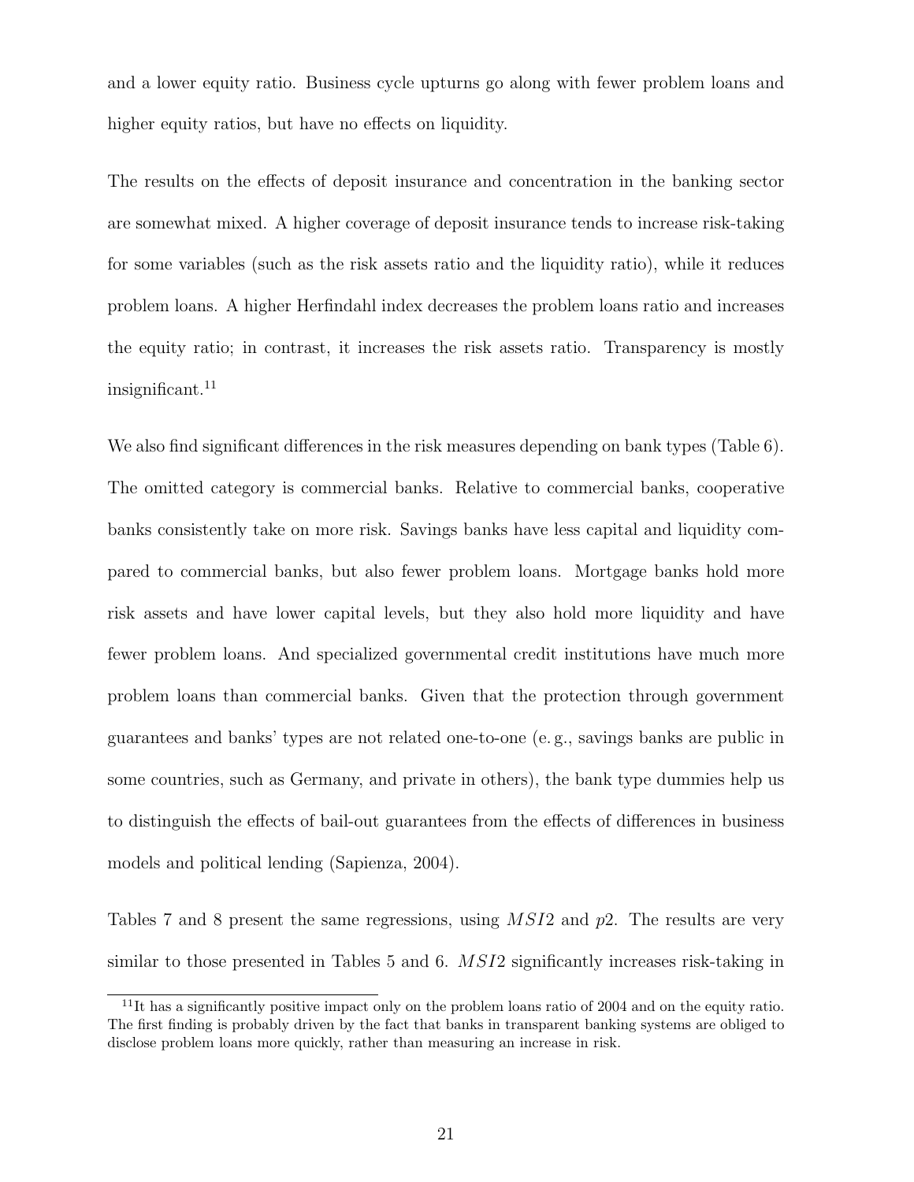and a lower equity ratio. Business cycle upturns go along with fewer problem loans and higher equity ratios, but have no effects on liquidity.

The results on the effects of deposit insurance and concentration in the banking sector are somewhat mixed. A higher coverage of deposit insurance tends to increase risk-taking for some variables (such as the risk assets ratio and the liquidity ratio), while it reduces problem loans. A higher Herfindahl index decreases the problem loans ratio and increases the equity ratio; in contrast, it increases the risk assets ratio. Transparency is mostly insignificant.[11]

We also find significant differences in the risk measures depending on bank types (Table 6). The omitted category is commercial banks. Relative to commercial banks, cooperative banks consistently take on more risk. Savings banks have less capital and liquidity compared to commercial banks, but also fewer problem loans. Mortgage banks hold more risk assets and have lower capital levels, but they also hold more liquidity and have fewer problem loans. And specialized governmental credit institutions have much more problem loans than commercial banks. Given that the protection through government guarantees and banks' types are not related one-to-one (e. g., savings banks are public in some countries, such as Germany, and private in others), the bank type dummies help us to distinguish the effects of bail-out guarantees from the effects of differences in business models and political lending (Sapienza, 2004).

Tables 7 and 8 present the same regressions, using $MSI2$ and $p2$. The results are very similar to those presented in Tables 5 and 6. $MSI2$ significantly increases risk-taking in

[11] It has a significantly positive impact only on the problem loans ratio of 2004 and on the equity ratio. The first finding is probably driven by the fact that banks in transparent banking systems are obliged to disclose problem loans more quickly, rather than measuring an increase in risk.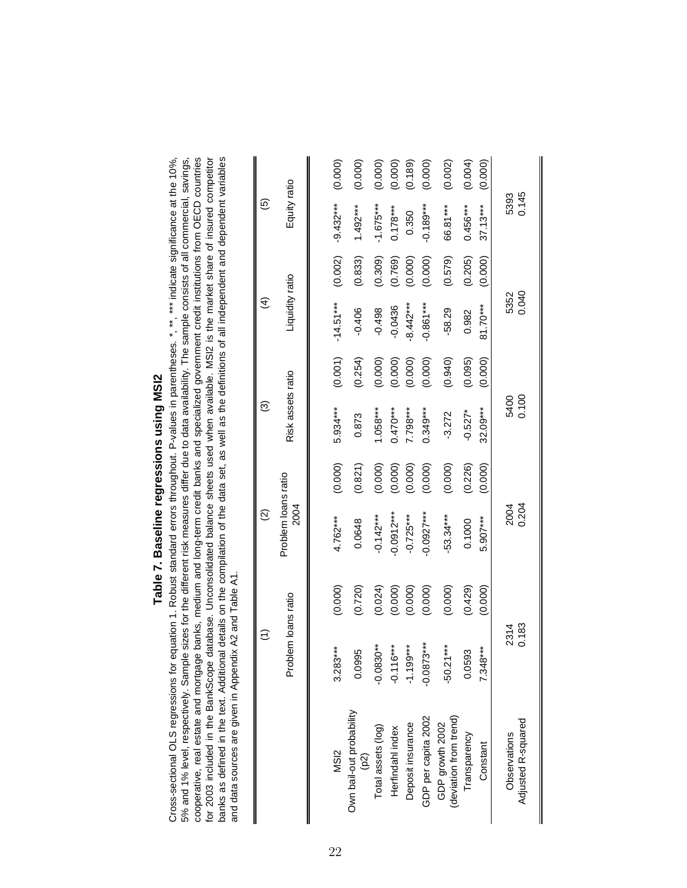## Table 7. Baseline regressions using MSI2

Cross-sectional OLS regressions for equation 1. Robust standard errors throughout. P-values in parentheses. *, **, *** indicate significance at the 10%, 5% and 1% level, respectively. Sample sizes for the different risk measures differ due to data availability. The sample consists of all commercial, savings, cooperative, real estate and mortgage banks, medium and long-term credit banks and specialized government credit institutions from OECD countries for 2003 included in the BankScope database. Unconsolidated balance sheets used when available. MSI2 is the market share of insured competitor banks as defined in the text. Additional details on the compilation of the data set, as well as the definitions of all independent and dependent variables and data sources are given in Appendix A2 and Table A1.

| | (1) | | (2) | | (3) | | (4) | | (5) | |
|---|---|---|---|---|---|---|---|---|---|---|
| | Problem loans ratio | | Problem loans ratio 2004 | | Risk assets ratio | | Liquidity ratio | | Equity ratio | |
| MSI2 | 3.283*** | (0.000) | 4.762*** | (0.000) | 5.934*** | (0.001) | -14.51*** | (0.002) | -9.432*** | (0.000) |
| Own bail-out probability (p2) | 0.0995 | (0.720) | 0.0648 | (0.821) | 0.873 | (0.254) | -0.406 | (0.833) | 1.492*** | (0.000) |
| Total assets (log) | -0.0830** | (0.024) | -0.142*** | (0.000) | 1.058*** | (0.000) | -0.498 | (0.309) | -1.675*** | (0.000) |
| Herfindahl index | -0.116*** | (0.000) | -0.0912*** | (0.000) | 0.470*** | (0.000) | -0.0436 | (0.769) | 0.178*** | (0.000) |
| Deposit insurance | -1.199*** | (0.000) | -0.725*** | (0.000) | 7.798*** | (0.000) | -8.442*** | (0.000) | 0.350 | (0.189) |
| GDP per capita 2002 | -0.0873*** | (0.000) | -0.0927*** | (0.000) | 0.349*** | (0.000) | -0.861*** | (0.000) | -0.189*** | (0.000) |
| GDP growth 2002 (deviation from trend) | -50.21*** | (0.000) | -53.34*** | (0.000) | -3.272 | (0.940) | -58.29 | (0.579) | 66.81*** | (0.002) |
| Transparency | 0.0593 | (0.429) | 0.1000 | (0.226) | -0.527* | (0.095) | 0.982 | (0.205) | 0.456*** | (0.004) |
| Constant | 7.348*** | (0.000) | 5.907*** | (0.000) | 32.09*** | (0.000) | 81.70*** | (0.000) | 37.13*** | (0.000) |
| Observations | 2314 | | 2004 | | 5400 | | 5352 | | 5393 | |
| Adjusted R-squared | 0.183 | | 0.204 | | 0.100 | | 0.040 | | 0.145 | |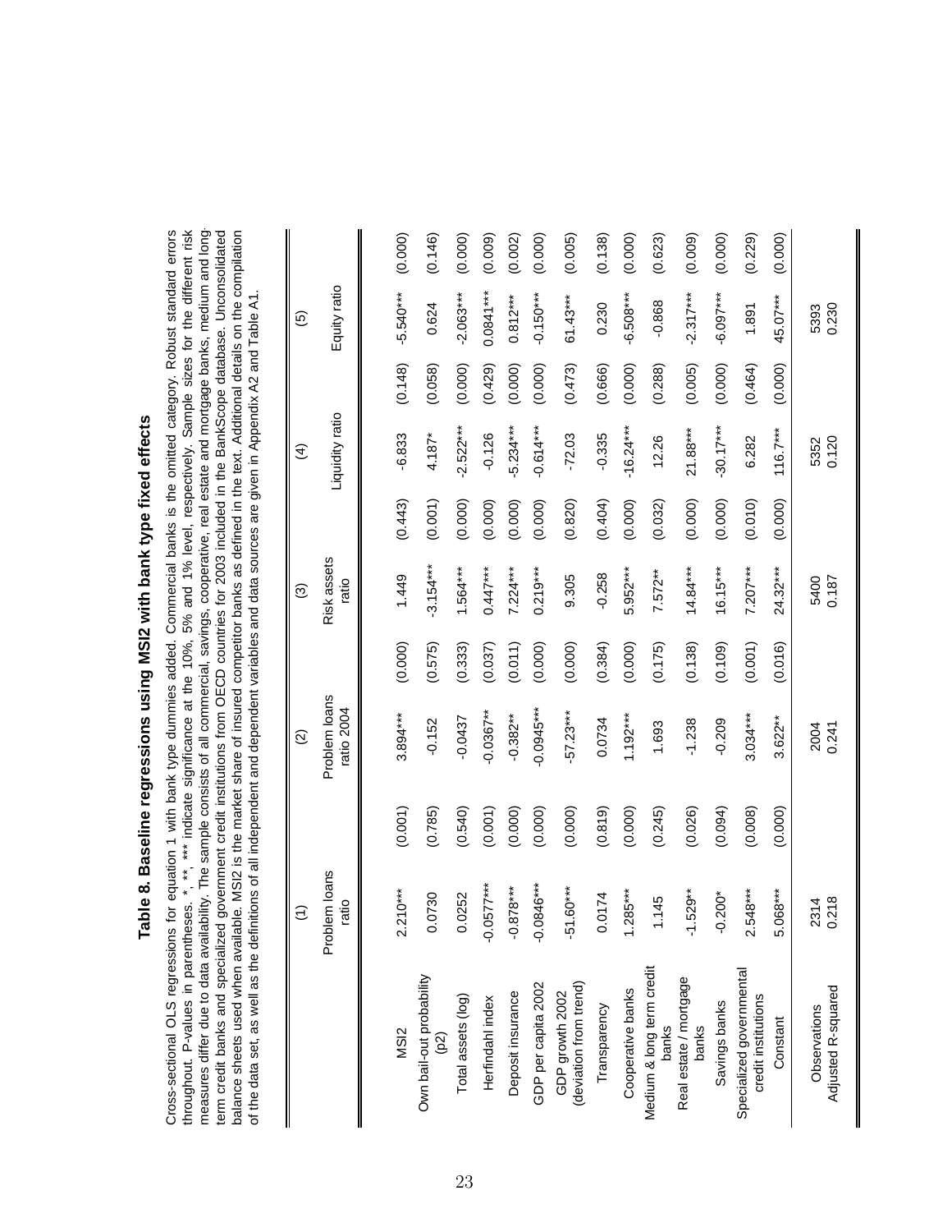# Table 8. Baseline regressions using MSI2 with bank type fixed effects

Cross-sectional OLS regressions for equation 1 with bank type dummies added. Commercial banks is the omitted category. Robust standard errors throughout. P-values in parentheses. *, **, *** indicate significance at the 10%, 5% and 1% level, respectively. Sample sizes for the different risk measures differ due to data availability. The sample consists of all commercial, savings, cooperative, real estate and mortgage banks, medium and long term credit banks and specialized government credit institutions from OECD countries for 2003 included in the BankScope database. Unconsolidated balance sheets used when available. MSI2 is the market share of insured competitor banks as defined in the text. Additional details on the compilation of the data set, as well as the definitions of all independent and dependent variables and data sources are given in Appendix A2 and Table A1.

| | (1) | | (2) | | (3) | | (4) | | (5) | |
|---|---|---|---|---|---|---|---|---|---|---|
| | Problem loans ratio | | Problem loans ratio 2004 | | Risk assets ratio | | Liquidity ratio | | Equity ratio | |
| MSI2 | 2.210*** | (0.001) | 3.894*** | (0.000) | 1.449 | (0.443) | -6.833 | (0.148) | -5.540*** | (0.000) |
| Own bail-out probability (p2) | 0.0730 | (0.785) | -0.152 | (0.575) | -3.154*** | (0.001) | 4.187* | (0.058) | 0.624 | (0.146) |
| Total assets (log) | 0.0252 | (0.540) | -0.0437 | (0.333) | 1.564*** | (0.000) | -2.522*** | (0.000) | -2.063*** | (0.000) |
| Herfindahl index | -0.0577*** | (0.001) | -0.0367** | (0.037) | 0.447*** | (0.000) | -0.126 | (0.429) | 0.0841*** | (0.009) |
| Deposit insurance | -0.878*** | (0.000) | -0.382** | (0.011) | 7.224*** | (0.000) | -5.234*** | (0.000) | 0.812*** | (0.002) |
| GDP per capita 2002 | -0.0846*** | (0.000) | -0.0945*** | (0.000) | 0.219*** | (0.000) | -0.614*** | (0.000) | -0.150*** | (0.000) |
| GDP growth 2002 (deviation from trend) | -51.60*** | (0.000) | -57.23*** | (0.000) | 9.305 | (0.820) | -72.03 | (0.473) | 61.43*** | (0.005) |
| Transparency | 0.0174 | (0.819) | 0.0734 | (0.384) | -0.258 | (0.404) | -0.335 | (0.666) | 0.230 | (0.138) |
| Cooperative banks | 1.285*** | (0.000) | 1.192*** | (0.000) | 5.952*** | (0.000) | -16.24*** | (0.000) | -6.508*** | (0.000) |
| Medium & long term credit banks | 1.145 | (0.245) | 1.693 | (0.175) | 7.572** | (0.032) | 12.26 | (0.288) | -0.868 | (0.623) |
| Real estate / mortgage banks | -1.529** | (0.026) | -1.238 | (0.138) | 14.84*** | (0.000) | 21.88*** | (0.005) | -2.317*** | (0.009) |
| Savings banks | -0.200* | (0.094) | -0.209 | (0.109) | 16.15*** | (0.000) | -30.17*** | (0.000) | -6.097*** | (0.000) |
| Specialized governmental credit institutions | 2.548*** | (0.008) | 3.034*** | (0.001) | 7.207*** | (0.010) | 6.282 | (0.464) | 1.891 | (0.229) |
| Constant | 5.068*** | (0.000) | 3.622** | (0.016) | 24.32*** | (0.000) | 116.7*** | (0.000) | 45.07*** | (0.000) |
| Observations | 2314 | | 2004 | | 5400 | | 5352 | | 5393 | |
| Adjusted R-squared | 0.218 | | 0.241 | | 0.187 | | 0.120 | | 0.230 | |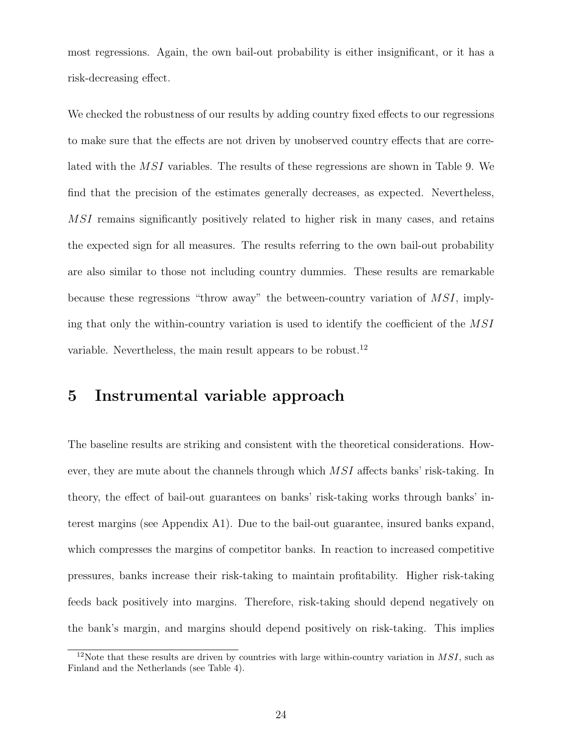most regressions. Again, the own bail-out probability is either insignificant, or it has a risk-decreasing effect.

We checked the robustness of our results by adding country fixed effects to our regressions to make sure that the effects are not driven by unobserved country effects that are correlated with the $MSI$ variables. The results of these regressions are shown in Table 9. We find that the precision of the estimates generally decreases, as expected. Nevertheless, $MSI$ remains significantly positively related to higher risk in many cases, and retains the expected sign for all measures. The results referring to the own bail-out probability are also similar to those not including country dummies. These results are remarkable because these regressions "throw away" the between-country variation of $MSI$, implying that only the within-country variation is used to identify the coefficient of the $MSI$ variable. Nevertheless, the main result appears to be robust.[12]

# 5 Instrumental variable approach

The baseline results are striking and consistent with the theoretical considerations. However, they are mute about the channels through which $MSI$ affects banks' risk-taking. In theory, the effect of bail-out guarantees on banks' risk-taking works through banks' interest margins (see Appendix A1). Due to the bail-out guarantee, insured banks expand, which compresses the margins of competitor banks. In reaction to increased competitive pressures, banks increase their risk-taking to maintain profitability. Higher risk-taking feeds back positively into margins. Therefore, risk-taking should depend negatively on the bank's margin, and margins should depend positively on risk-taking. This implies

[12] Note that these results are driven by countries with large within-country variation in $MSI$, such as Finland and the Netherlands (see Table 4).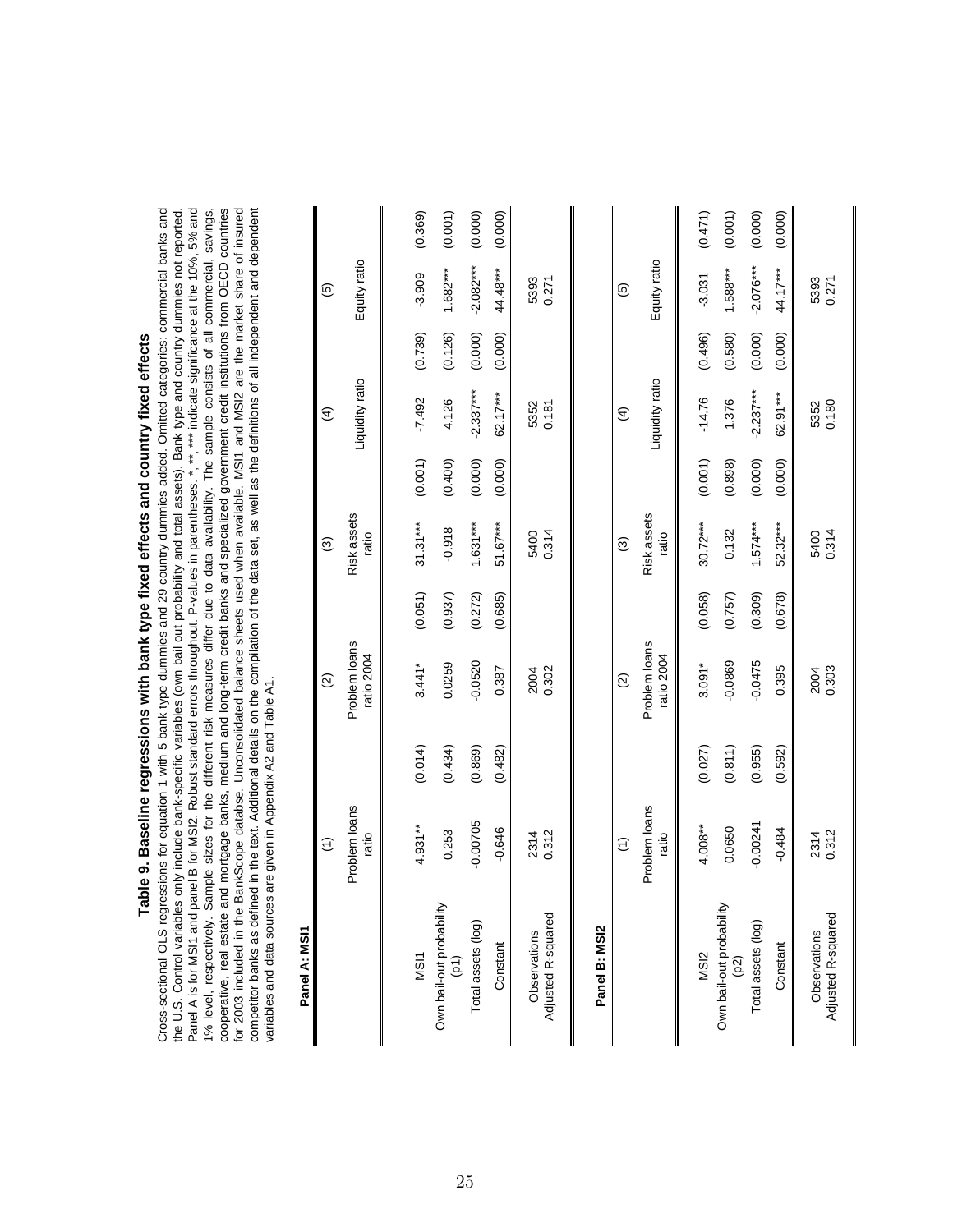## Table 9. Baseline regressions with bank type fixed effects and country fixed effects

Cross-sectional OLS regressions for equation 1 with 5 bank type dummies and 29 country dummies added. Omitted categories: commercial banks and the U.S. Control variables only include bank-specific variables (own bail out probability and total assets). Bank type and country dummies not reported. Panel A is for MSI1 and panel B for MSI2. Robust standard errors throughout. P-values in parentheses. *, **, *** indicate significance at the 10%, 5% and 1% level, respectively. Sample sizes for the different risk measures differ due to data availability. The sample consists of all commercial, savings, cooperative, real estate and mortgage banks, medium and long-term credit banks and specialized government credit institutions from OECD countries for 2003 included in the BankScope databse. Unconsolidated balance sheets used when available. MSI1 and MSI2 are the market share of insured competitor banks as defined in the text. Additional details on the compilation of the data set, as well as the definitions of all independent and dependent variables and data sources are given in Appendix A2 and Table A1.

**Panel A: MSI1**

| | (1) | | (2) | | (3) | | (4) | | (5) | |
|---|---|---|---|---|---|---|---|---|---|---|
| | Problem loans ratio | | Problem loans ratio 2004 | | Risk assets ratio | | Liquidity ratio | | Equity ratio | |
| MSI1 | 4.931** | (0.014) | 3.441* | (0.051) | 31.31*** | (0.001) | -7.492 | (0.739) | -3.909 | (0.369) |
| Own bail-out probability (p1) | 0.253 | (0.434) | 0.0259 | (0.937) | -0.918 | (0.400) | 4.126 | (0.126) | 1.682*** | (0.001) |
| Total assets (log) | -0.00705 | (0.869) | -0.0520 | (0.272) | 1.631*** | (0.000) | -2.337*** | (0.000) | -2.082*** | (0.000) |
| Constant | -0.646 | (0.482) | 0.387 | (0.685) | 51.67*** | (0.000) | 62.17*** | (0.000) | 44.48*** | (0.000) |
| Observations | 2314 | | 2004 | | 5400 | | 5352 | | 5393 | |
| Adjusted R-squared | 0.312 | | 0.302 | | 0.314 | | 0.181 | | 0.271 | |

**Panel B: MSI2**

| | (1) | | (2) | | (3) | | (4) | | (5) | |
|---|---|---|---|---|---|---|---|---|---|---|
| | Problem loans ratio | | Problem loans ratio 2004 | | Risk assets ratio | | Liquidity ratio | | Equity ratio | |
| MSI2 | 4.008** | (0.027) | 3.091* | (0.058) | 30.72*** | (0.001) | -14.76 | (0.496) | -3.031 | (0.471) |
| Own bail-out probability (p2) | 0.0650 | (0.811) | -0.0869 | (0.757) | 0.132 | (0.898) | 1.376 | (0.580) | 1.588*** | (0.001) |
| Total assets (log) | -0.00241 | (0.955) | -0.0475 | (0.309) | 1.574*** | (0.000) | -2.237*** | (0.000) | -2.076*** | (0.000) |
| Constant | -0.484 | (0.592) | 0.395 | (0.678) | 52.32*** | (0.000) | 62.91*** | (0.000) | 44.17*** | (0.000) |
| Observations | 2314 | | 2004 | | 5400 | | 5352 | | 5393 | |
| Adjusted R-squared | 0.312 | | 0.303 | | 0.314 | | 0.180 | | 0.271 | |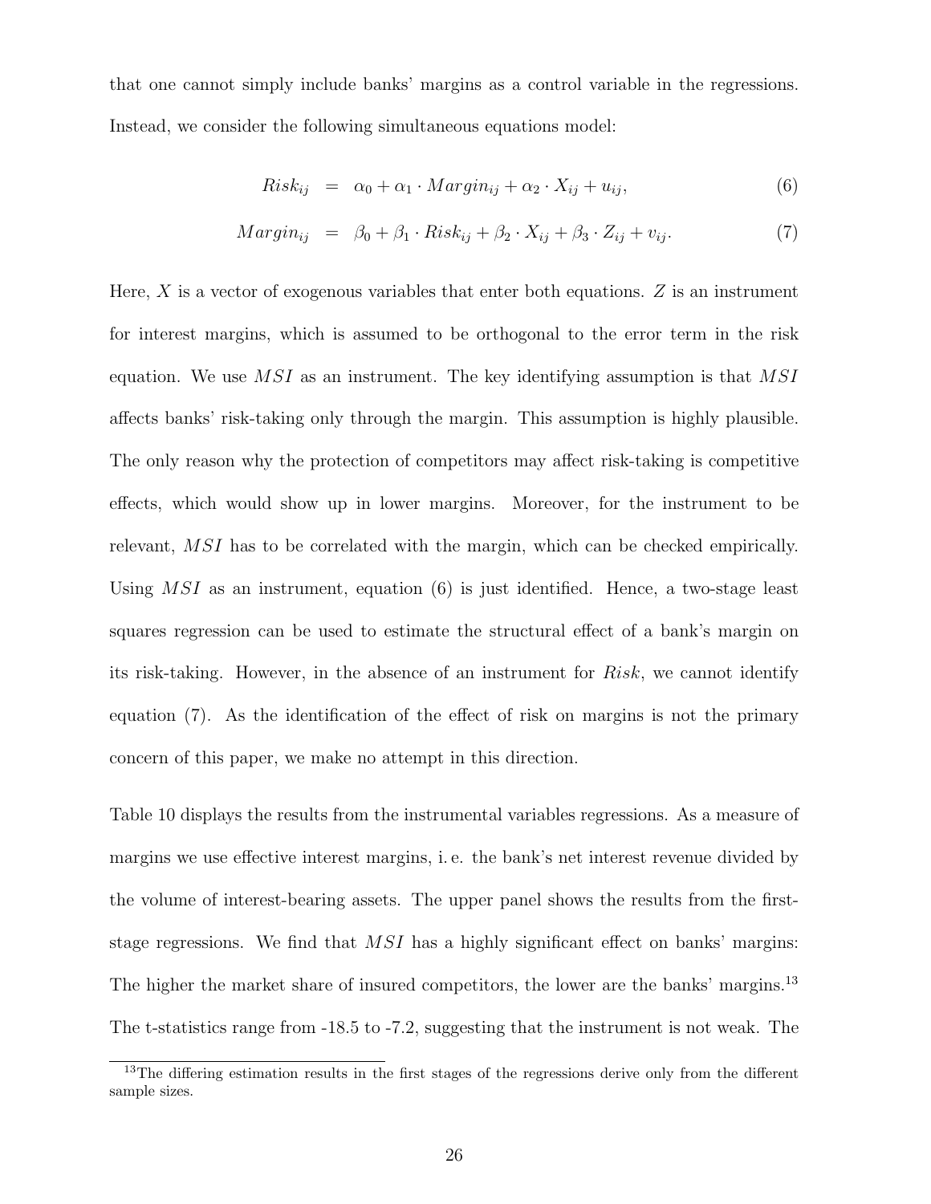that one cannot simply include banks' margins as a control variable in the regressions. Instead, we consider the following simultaneous equations model:

$$Risk_{ij} = \alpha_0 + \alpha_1 \cdot Margin_{ij} + \alpha_2 \cdot X_{ij} + u_{ij}, \quad (6)$$

$$Margin_{ij} = \beta_0 + \beta_1 \cdot Risk_{ij} + \beta_2 \cdot X_{ij} + \beta_3 \cdot Z_{ij} + v_{ij}. \quad (7)$$

Here, $X$ is a vector of exogenous variables that enter both equations. $Z$ is an instrument for interest margins, which is assumed to be orthogonal to the error term in the risk equation. We use $MSI$ as an instrument. The key identifying assumption is that $MSI$ affects banks' risk-taking only through the margin. This assumption is highly plausible. The only reason why the protection of competitors may affect risk-taking is competitive effects, which would show up in lower margins. Moreover, for the instrument to be relevant, $MSI$ has to be correlated with the margin, which can be checked empirically. Using $MSI$ as an instrument, equation (6) is just identified. Hence, a two-stage least squares regression can be used to estimate the structural effect of a bank's margin on its risk-taking. However, in the absence of an instrument for $Risk$, we cannot identify equation (7). As the identification of the effect of risk on margins is not the primary concern of this paper, we make no attempt in this direction.

Table 10 displays the results from the instrumental variables regressions. As a measure of margins we use effective interest margins, i. e. the bank's net interest revenue divided by the volume of interest-bearing assets. The upper panel shows the results from the first-stage regressions. We find that $MSI$ has a highly significant effect on banks' margins: The higher the market share of insured competitors, the lower are the banks' margins.[13] The t-statistics range from -18.5 to -7.2, suggesting that the instrument is not weak. The

[13] The differing estimation results in the first stages of the regressions derive only from the different sample sizes.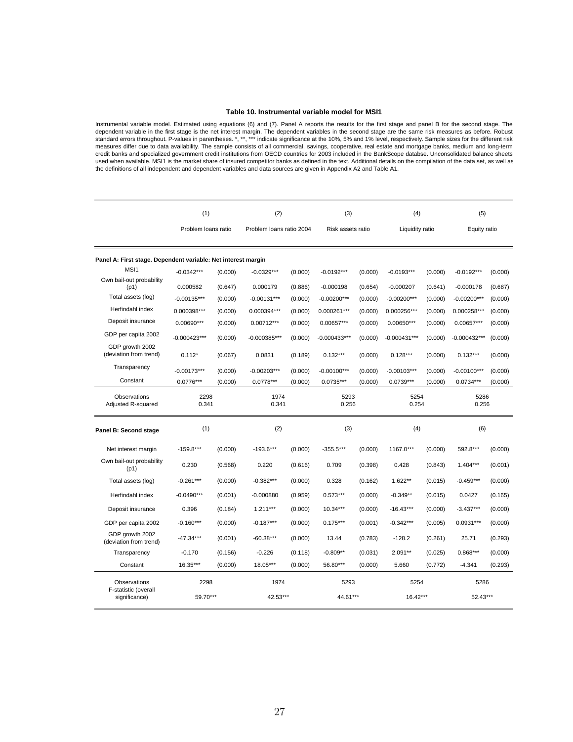**Table 10. Instrumental variable model for MSI1**

Instrumental variable model. Estimated using equations (6) and (7). Panel A reports the results for the first stage and panel B for the second stage. The dependent variable in the first stage is the net interest margin. The dependent variables in the second stage are the same risk measures as before. Robust standard errors throughout. P-values in parentheses. *, **, *** indicate significance at the 10%, 5% and 1% level, respectively. Sample sizes for the different risk measures differ due to data availability. The sample consists of all commercial, savings, cooperative, real estate and mortgage banks, medium and long-term credit banks and specialized government credit institutions from OECD countries for 2003 included in the BankScope databse. Unconsolidated balance sheets used when available. MSI1 is the market share of insured competitor banks as defined in the text. Additional details on the compilation of the data set, as well as the definitions of all independent and dependent variables and data sources are given in Appendix A2 and Table A1.

| | (1) | | (2) | | (3) | | (4) | | (5) | |
|---|---|---|---|---|---|---|---|---|---|---|
| | Problem loans ratio | | Problem loans ratio 2004 | | Risk assets ratio | | Liquidity ratio | | Equity ratio | |
| **Panel A: First stage. Dependent variable: Net interest margin** | | | | | | | | | | |
| MSI1 | -0.0342*** | (0.000) | -0.0329*** | (0.000) | -0.0192*** | (0.000) | -0.0193*** | (0.000) | -0.0192*** | (0.000) |
| Own bail-out probability (p1) | 0.000582 | (0.647) | 0.000179 | (0.886) | -0.000198 | (0.654) | -0.000207 | (0.641) | -0.000178 | (0.687) |
| Total assets (log) | -0.00135*** | (0.000) | -0.00131*** | (0.000) | -0.00200*** | (0.000) | -0.00200*** | (0.000) | -0.00200*** | (0.000) |
| Herfindahl index | 0.000398*** | (0.000) | 0.000394*** | (0.000) | 0.000261*** | (0.000) | 0.000256*** | (0.000) | 0.000258*** | (0.000) |
| Deposit insurance | 0.00690*** | (0.000) | 0.00712*** | (0.000) | 0.00657*** | (0.000) | 0.00650*** | (0.000) | 0.00657*** | (0.000) |
| GDP per capita 2002 | -0.000423*** | (0.000) | -0.000385*** | (0.000) | -0.000433*** | (0.000) | -0.000431*** | (0.000) | -0.000432*** | (0.000) |
| GDP growth 2002 (deviation from trend) | 0.112* | (0.067) | 0.0831 | (0.189) | 0.132*** | (0.000) | 0.128*** | (0.000) | 0.132*** | (0.000) |
| Transparency | -0.00173*** | (0.000) | -0.00203*** | (0.000) | -0.00100*** | (0.000) | -0.00103*** | (0.000) | -0.00100*** | (0.000) |
| Constant | 0.0776*** | (0.000) | 0.0778*** | (0.000) | 0.0735*** | (0.000) | 0.0739*** | (0.000) | 0.0734*** | (0.000) |
| Observations | 2298 | | 1974 | | 5293 | | 5254 | | 5286 | |
| Adjusted R-squared | 0.341 | | 0.341 | | 0.256 | | 0.254 | | 0.256 | |
| **Panel B: Second stage** | (1) | | (2) | | (3) | | (4) | | (6) | |
| Net interest margin | -159.8*** | (0.000) | -193.6*** | (0.000) | -355.5*** | (0.000) | 1167.0*** | (0.000) | 592.8*** | (0.000) |
| Own bail-out probability (p1) | 0.230 | (0.568) | 0.220 | (0.616) | 0.709 | (0.398) | 0.428 | (0.843) | 1.404*** | (0.001) |
| Total assets (log) | -0.261*** | (0.000) | -0.382*** | (0.000) | 0.328 | (0.162) | 1.622** | (0.015) | -0.459*** | (0.000) |
| Herfindahl index | -0.0490*** | (0.001) | -0.000880 | (0.959) | 0.573*** | (0.000) | -0.349** | (0.015) | 0.0427 | (0.165) |
| Deposit insurance | 0.396 | (0.184) | 1.211*** | (0.000) | 10.34*** | (0.000) | -16.43*** | (0.000) | -3.437*** | (0.000) |
| GDP per capita 2002 | -0.160*** | (0.000) | -0.187*** | (0.000) | 0.175*** | (0.001) | -0.342*** | (0.005) | 0.0931*** | (0.000) |
| GDP growth 2002 (deviation from trend) | -47.34*** | (0.001) | -60.38*** | (0.000) | 13.44 | (0.783) | -128.2 | (0.261) | 25.71 | (0.293) |
| Transparency | -0.170 | (0.156) | -0.226 | (0.118) | -0.809** | (0.031) | 2.091** | (0.025) | 0.868*** | (0.000) |
| Constant | 16.35*** | (0.000) | 18.05*** | (0.000) | 56.80*** | (0.000) | 5.660 | (0.772) | -4.341 | (0.293) |
| Observations | 2298 | | 1974 | | 5293 | | 5254 | | 5286 | |
| F-statistic (overall significance) | 59.70*** | | 42.53*** | | 44.61*** | | 16.42*** | | 52.43*** | |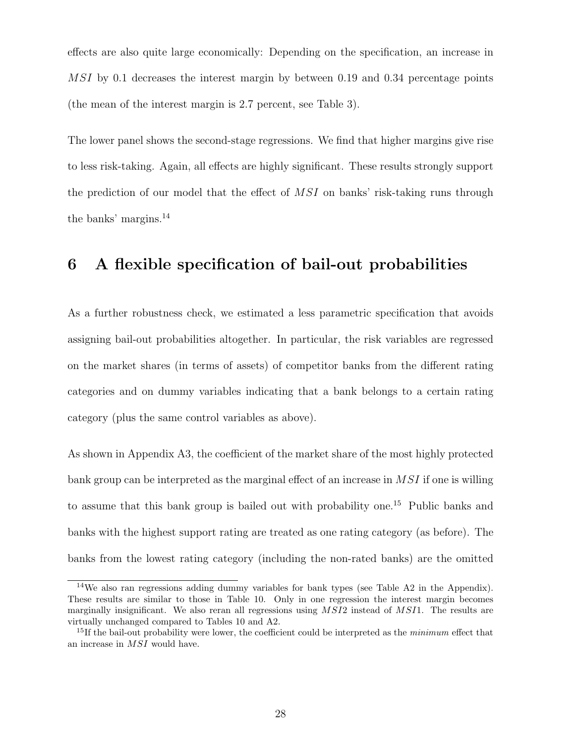effects are also quite large economically: Depending on the specification, an increase in $MSI$ by 0.1 decreases the interest margin by between 0.19 and 0.34 percentage points (the mean of the interest margin is 2.7 percent, see Table 3).

The lower panel shows the second-stage regressions. We find that higher margins give rise to less risk-taking. Again, all effects are highly significant. These results strongly support the prediction of our model that the effect of $MSI$ on banks' risk-taking runs through the banks' margins.[14]

# 6 A flexible specification of bail-out probabilities

As a further robustness check, we estimated a less parametric specification that avoids assigning bail-out probabilities altogether. In particular, the risk variables are regressed on the market shares (in terms of assets) of competitor banks from the different rating categories and on dummy variables indicating that a bank belongs to a certain rating category (plus the same control variables as above).

As shown in Appendix A3, the coefficient of the market share of the most highly protected bank group can be interpreted as the marginal effect of an increase in $MSI$ if one is willing to assume that this bank group is bailed out with probability one.[15] Public banks and banks with the highest support rating are treated as one rating category (as before). The banks from the lowest rating category (including the non-rated banks) are the omitted

---

[14] We also ran regressions adding dummy variables for bank types (see Table A2 in the Appendix). These results are similar to those in Table 10. Only in one regression the interest margin becomes marginally insignificant. We also reran all regressions using $MSI2$ instead of $MSI1$. The results are virtually unchanged compared to Tables 10 and A2.

[15] If the bail-out probability were lower, the coefficient could be interpreted as the *minimum* effect that an increase in $MSI$ would have.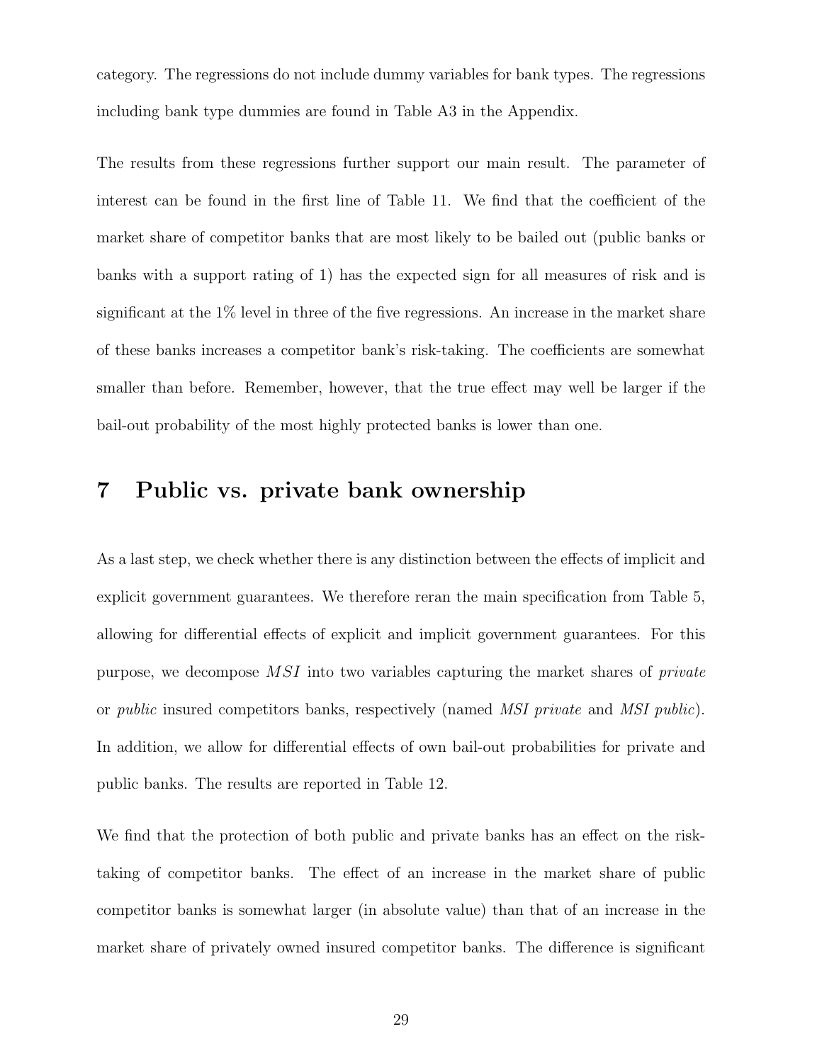category. The regressions do not include dummy variables for bank types. The regressions including bank type dummies are found in Table A3 in the Appendix.

The results from these regressions further support our main result. The parameter of interest can be found in the first line of Table 11. We find that the coefficient of the market share of competitor banks that are most likely to be bailed out (public banks or banks with a support rating of 1) has the expected sign for all measures of risk and is significant at the 1% level in three of the five regressions. An increase in the market share of these banks increases a competitor bank's risk-taking. The coefficients are somewhat smaller than before. Remember, however, that the true effect may well be larger if the bail-out probability of the most highly protected banks is lower than one.

# 7 Public vs. private bank ownership

As a last step, we check whether there is any distinction between the effects of implicit and explicit government guarantees. We therefore reran the main specification from Table 5, allowing for differential effects of explicit and implicit government guarantees. For this purpose, we decompose $MSI$ into two variables capturing the market shares of *private* or *public* insured competitors banks, respectively (named *MSI private* and *MSI public*). In addition, we allow for differential effects of own bail-out probabilities for private and public banks. The results are reported in Table 12.

We find that the protection of both public and private banks has an effect on the risk-taking of competitor banks. The effect of an increase in the market share of public competitor banks is somewhat larger (in absolute value) than that of an increase in the market share of privately owned insured competitor banks. The difference is significant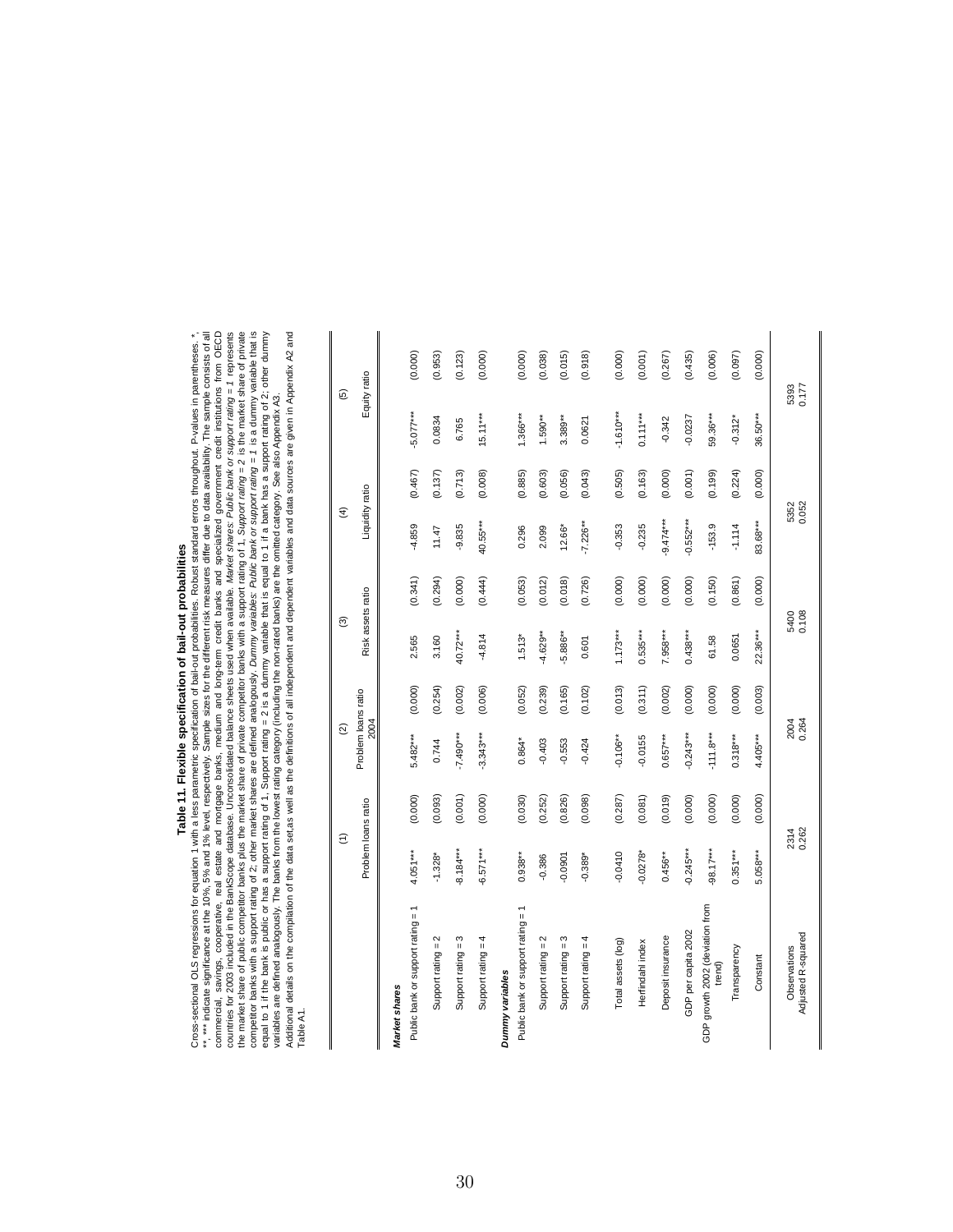# Table 11. Flexible specification of bail-out probabilities

Cross-sectional OLS regressions for equation 1 with a less parametric specification of bail-out probabilities. Robust standard errors throughout. P-values in parentheses. *, **, *** indicate significance at the 10%, 5% and 1% level, respectively. Sample sizes for the different risk measures differ due to data availability. The sample consists of all commercial, savings, cooperative, real estate and mortgage banks, medium and long-term credit banks and specialized government credit institutions from OECD countries for 2003 included in the BankScope database. Unconsolidated balance sheets used when available. *Market shares: Public bank or support rating = 1* represents the market share of public competitor banks plus the market share of private competitor banks with a support rating of 1, *Support rating = 2* is the market share of private competitor banks with a support rating of 2; other market shares are defined analogously. *Dummy variables: Public bank or support rating = 1* is a dummy variable that is equal to 1 if the bank is public or has a support rating of 1, Support rating = 2 is a dummy variable that is equal to 1 if a bank has a support rating of 2; other dummy variables are defined analogously. The banks from the lowest rating category (including the non-rated banks) are the omitted category. See also Appendix A3.
Additional details on the compilation of the data set,as well as the definitions of all independent and dependent variables and data sources are given in Appendix A2 and Table A1.

| | (1) | | (2) | | (3) | | (4) | | (5) | |
|---|---|---|---|---|---|---|---|---|---|---|
| | Problem loans ratio | | Problem loans ratio 2004 | | Risk assets ratio | | Liquidity ratio | | Equity ratio | |
| ***Market shares*** | | | | | | | | | | |
| Public bank or support rating = 1 | 4.051*** | (0.000) | 5.482*** | (0.000) | 2.565 | (0.341) | -4.859 | (0.467) | -5.077*** | (0.000) |
| Support rating = 2 | -1.328* | (0.093) | 0.744 | (0.254) | 3.160 | (0.294) | 11.47 | (0.137) | 0.0834 | (0.953) |
| Support rating = 3 | -8.184*** | (0.001) | -7.490*** | (0.002) | 40.72*** | (0.000) | -9.835 | (0.713) | 6.765 | (0.123) |
| Support rating = 4 | -6.571*** | (0.000) | -3.343*** | (0.006) | -4.814 | (0.444) | 40.55*** | (0.008) | 15.11*** | (0.000) |
| ***Dummy variables*** | | | | | | | | | | |
| Public bank or support rating = 1 | 0.938** | (0.030) | 0.864* | (0.052) | 1.513* | (0.053) | 0.296 | (0.885) | 1.366*** | (0.000) |
| Support rating = 2 | -0.386 | (0.252) | -0.403 | (0.239) | -4.629** | (0.012) | 2.099 | (0.603) | 1.590** | (0.038) |
| Support rating = 3 | -0.0901 | (0.826) | -0.553 | (0.165) | -5.886** | (0.018) | 12.66* | (0.056) | 3.389** | (0.015) |
| Support rating = 4 | -0.389* | (0.098) | -0.424 | (0.102) | 0.601 | (0.726) | -7.226** | (0.043) | 0.0621 | (0.918) |
| Total assets (log) | -0.0410 | (0.287) | -0.106** | (0.013) | 1.173*** | (0.000) | -0.353 | (0.505) | -1.610*** | (0.000) |
| Herfindahl index | -0.0278* | (0.081) | -0.0155 | (0.311) | 0.535*** | (0.000) | -0.235 | (0.163) | 0.111*** | (0.001) |
| Deposit insurance | 0.456** | (0.019) | 0.657*** | (0.002) | 7.958*** | (0.000) | -9.474*** | (0.000) | -0.342 | (0.267) |
| GDP per capita 2002 | -0.245*** | (0.000) | -0.243*** | (0.000) | 0.438*** | (0.000) | -0.552*** | (0.001) | -0.0237 | (0.435) |
| GDP growth 2002 (deviation from trend) | -98.17*** | (0.000) | -111.8*** | (0.000) | 61.58 | (0.150) | -153.9 | (0.199) | 59.36*** | (0.006) |
| Transparency | 0.351*** | (0.000) | 0.318*** | (0.000) | 0.0651 | (0.861) | -1.114 | (0.224) | -0.312* | (0.097) |
| Constant | 5.058*** | (0.000) | 4.405*** | (0.003) | 22.36*** | (0.000) | 83.68*** | (0.000) | 36.50*** | (0.000) |
| Observations | 2314 | | 2004 | | 5400 | | 5352 | | 5393 | |
| Adjusted R-squared | 0.262 | | 0.264 | | 0.108 | | 0.052 | | 0.177 | |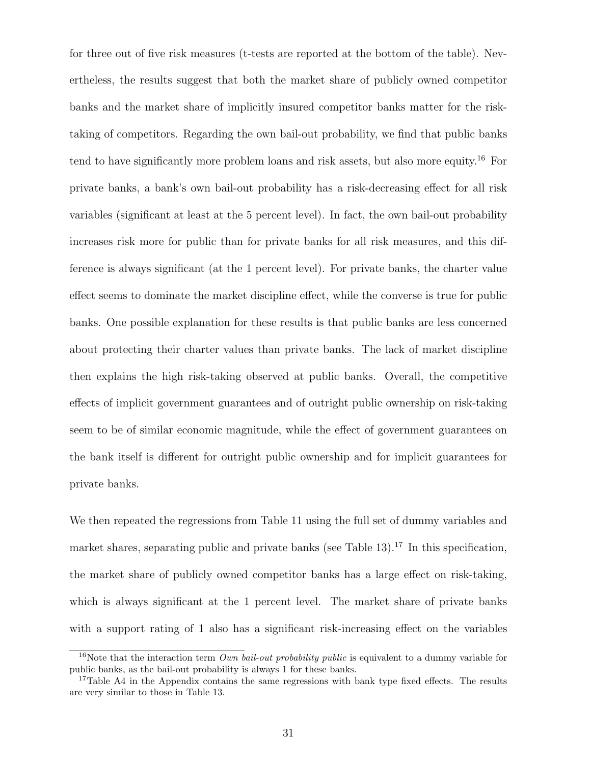for three out of five risk measures (t-tests are reported at the bottom of the table). Nevertheless, the results suggest that both the market share of publicly owned competitor banks and the market share of implicitly insured competitor banks matter for the risk-taking of competitors. Regarding the own bail-out probability, we find that public banks tend to have significantly more problem loans and risk assets, but also more equity.[16] For private banks, a bank's own bail-out probability has a risk-decreasing effect for all risk variables (significant at least at the 5 percent level). In fact, the own bail-out probability increases risk more for public than for private banks for all risk measures, and this difference is always significant (at the 1 percent level). For private banks, the charter value effect seems to dominate the market discipline effect, while the converse is true for public banks. One possible explanation for these results is that public banks are less concerned about protecting their charter values than private banks. The lack of market discipline then explains the high risk-taking observed at public banks. Overall, the competitive effects of implicit government guarantees and of outright public ownership on risk-taking seem to be of similar economic magnitude, while the effect of government guarantees on the bank itself is different for outright public ownership and for implicit guarantees for private banks.

We then repeated the regressions from Table 11 using the full set of dummy variables and market shares, separating public and private banks (see Table 13).[17] In this specification, the market share of publicly owned competitor banks has a large effect on risk-taking, which is always significant at the 1 percent level. The market share of private banks with a support rating of 1 also has a significant risk-increasing effect on the variables

[16]Note that the interaction term *Own bail-out probability public* is equivalent to a dummy variable for public banks, as the bail-out probability is always 1 for these banks.

[17]Table A4 in the Appendix contains the same regressions with bank type fixed effects. The results are very similar to those in Table 13.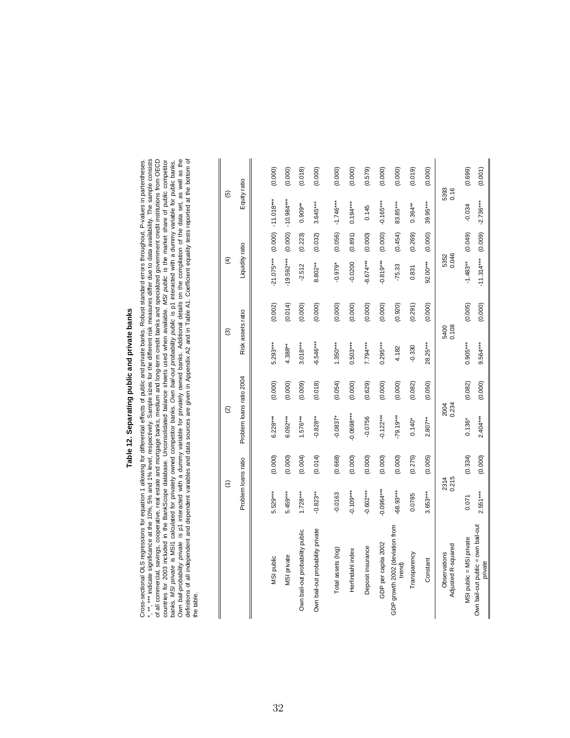## Table 12. Separating public and private banks

Cross-sectional OLS regressions for equation 1 allowing for differential effects of public and private banks. Robust standard errors throughout. P-values in parentheses. *, **, *** indicate significance at the 10%, 5% and 1% level, respectively. Sample sizes for the different risk measures differ due to data availability. The sample consists of all commercial, savings, cooperative, real estate and mortgage banks, medium and long-term credit banks and specialized government credit institutions from OECD countries for 2003 included in the BankScope database. Unconsolidated balance sheets used when available. *MSI public* is the market share of public competitor banks. *MSI private* is MSI1 calculated for privately owned competitor banks. *Own bail-out probability public* is p1 interacted with a dummy variable for public banks. *Own bail-probability private* is p1 interacted with a dummy variable for privately owned banks. Additional details on the compilation of the data set, as well as the definitions of all independent and dependent variables and data sources are given in Appendix A2 and in Table A1. Coefficient equality tests reported at the bottom of the table.

| | (1) | | (2) | | (3) | | (4) | | (5) | |
|---|---|---|---|---|---|---|---|---|---|---|
| | Problem loans ratio | | Problem loans ratio 2004 | | Risk assets ratio | | Liquidity ratio | | Equity ratio | |
| MSI public | 5.529*** | (0.000) | 6.228*** | (0.000) | 5.293*** | (0.002) | -21.075*** | (0.000) | -11.018*** | (0.000) |
| MSI private | 5.459*** | (0.000) | 6.092*** | (0.000) | 4.388** | (0.014) | -19.592*** | (0.000) | -10.984*** | (0.000) |
| Own bail-out probability public | 1.728*** | (0.004) | 1.576*** | (0.009) | 3.018*** | (0.000) | -2.512 | (0.223) | 0.909** | (0.018) |
| Own bail-out probability private | -0.823** | (0.014) | -0.828** | (0.018) | -6.546*** | (0.000) | 8.802** | (0.032) | 3.645*** | (0.000) |
| Total assets (log) | -0.0163 | (0.668) | -0.0837* | (0.054) | 1.350*** | (0.000) | -0.979* | (0.056) | -1.746*** | (0.000) |
| Herfindahl index | -0.109*** | (0.000) | -0.0698*** | (0.000) | 0.503*** | (0.000) | -0.0200 | (0.891) | 0.194*** | (0.000) |
| Deposit insurance | -0.602*** | (0.000) | -0.0756 | (0.629) | 7.794*** | (0.000) | -8.674*** | (0.000) | 0.145 | (0.579) |
| GDP per capita 2002 | -0.0964*** | (0.000) | -0.122*** | (0.000) | 0.295*** | (0.000) | -0.819*** | (0.000) | -0.165*** | (0.000) |
| GDP growth 2002 (deviation from trend) | -68.93*** | (0.000) | -79.19*** | (0.000) | 4.182 | (0.920) | -75.33 | (0.454) | 83.85*** | (0.000) |
| Transparency | 0.0785 | (0.275) | 0.140* | (0.082) | -0.330 | (0.291) | 0.831 | (0.269) | 0.364** | (0.019) |
| Constant | 3.653*** | (0.005) | 2.807** | (0.050) | 28.25*** | (0.000) | 92.00*** | (0.000) | 39.95*** | (0.000) |
| Observations | 2314 | | 2004 | | 5400 | | 5352 | | 5393 | |
| Adjusted R-squared | 0.215 | | 0.234 | | 0.108 | | 0.046 | | 0.16 | |
| MSI public = MSI private | 0.071 | (0.334) | 0.136* | (0.082) | 0.905*** | (0.005) | -1.483** | (0.049) | -0.034 | (0.699) |
| Own bail-out public = own bail-out private | 2.551*** | (0.000) | 2.404*** | (0.000) | 9.564*** | (0.000) | -11.314*** | (0.009) | -2.736*** | (0.001) |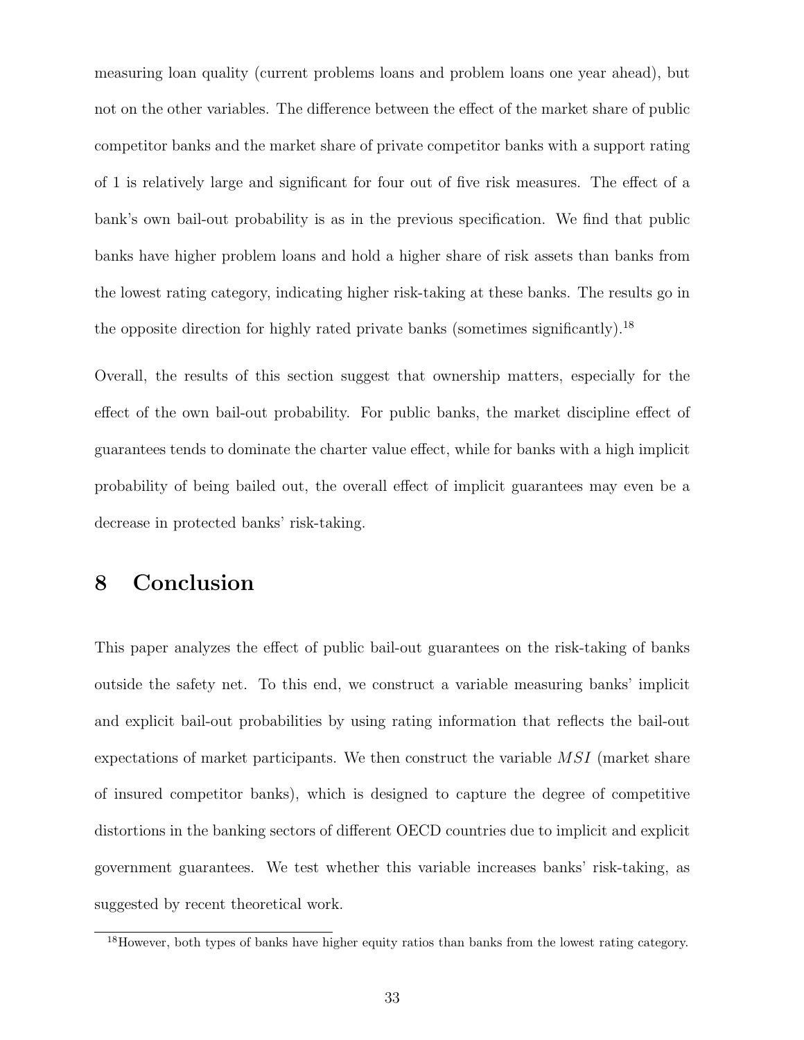measuring loan quality (current problems loans and problem loans one year ahead), but not on the other variables. The difference between the effect of the market share of public competitor banks and the market share of private competitor banks with a support rating of 1 is relatively large and significant for four out of five risk measures. The effect of a bank's own bail-out probability is as in the previous specification. We find that public banks have higher problem loans and hold a higher share of risk assets than banks from the lowest rating category, indicating higher risk-taking at these banks. The results go in the opposite direction for highly rated private banks (sometimes significantly).[18]

Overall, the results of this section suggest that ownership matters, especially for the effect of the own bail-out probability. For public banks, the market discipline effect of guarantees tends to dominate the charter value effect, while for banks with a high implicit probability of being bailed out, the overall effect of implicit guarantees may even be a decrease in protected banks' risk-taking.

# 8 Conclusion

This paper analyzes the effect of public bail-out guarantees on the risk-taking of banks outside the safety net. To this end, we construct a variable measuring banks' implicit and explicit bail-out probabilities by using rating information that reflects the bail-out expectations of market participants. We then construct the variable $MSI$ (market share of insured competitor banks), which is designed to capture the degree of competitive distortions in the banking sectors of different OECD countries due to implicit and explicit government guarantees. We test whether this variable increases banks' risk-taking, as suggested by recent theoretical work.

[18] However, both types of banks have higher equity ratios than banks from the lowest rating category.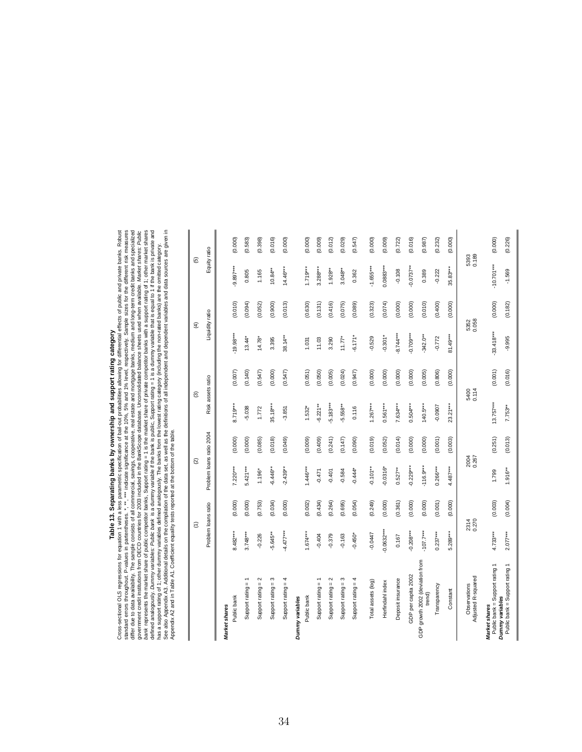# Table 13. Separating banks by ownership and support rating category

Cross-sectional OLS regressions for equation 1 with a less parametric specification of bail-out probabilities allowing for differential effects of public and private banks. Robust standard errors throughout. P-values in parentheses. *, **, *** indicate significance at the 10%, 5% and 1% level, respectively. Sample sizes for the different risk measures differ due to data availability. The sample consists of all commercial, savings, cooperative, real estate and mortgage banks, medium and long-term credit banks and specialized government credit institutions from OECD countries for 2003 included in the BankScope database. Unconsolidated balance sheets used when available. *Market shares: Public bank* represents the market share of public competitor banks, Support rating = 1 is the market share of private competitor banks with a support rating of 1; other market shares defined analogously. *Dummy variables: Public bank* is a dummy variable if the bank is public, Support rating = 1 is a dummy variable that is equal to 1 if the bank is private and has a support rating of 1; other dummy variables defined analogously. The banks from the lowest rating category (including the non-rated banks) are the omitted category. See also Appendix A3. Additional details on the compilation of the data set, as well as the definitions of all independent and dependent variables and data sources are given in Appendix A2 and in Table A1. Coefficient equality tests reported at the bottom of the table.

| | (1) | | (2) | | (3) | | (4) | | (5) | |
|---|---|---|---|---|---|---|---|---|---|---|
| | Problem loans ratio | | Problem loans ratio 2004 | | Risk assets ratio | | Liquidity ratio | | Equity ratio | |
| ***Market shares*** | | | | | | | | | | |
| Public bank | 8.482*** | (0.000) | 7.220*** | (0.000) | 8.719*** | (0.007) | -19.98*** | (0.010) | -9.897*** | (0.000) |
| Support rating = 1 | 3.748*** | (0.000) | 5.421*** | (0.000) | -5.038 | (0.140) | 13.44* | (0.094) | 0.805 | (0.583) |
| Support rating = 2 | -0.226 | (0.753) | 1.196* | (0.085) | 1.772 | (0.547) | 14.78* | (0.052) | 1.165 | (0.398) |
| Support rating = 3 | -5.645** | (0.034) | -6.446** | (0.018) | 35.18*** | (0.000) | 3.395 | (0.900) | 10.84** | (0.016) |
| Support rating = 4 | -4.477*** | (0.000) | -2.439** | (0.049) | -3.851 | (0.547) | 38.14** | (0.013) | 14.46*** | (0.000) |
| ***Dummy variables*** | | | | | | | | | | |
| Public bank | 1.674*** | (0.002) | 1.446*** | (0.009) | 1.532* | (0.051) | 1.031 | (0.630) | 1.719*** | (0.000) |
| Support rating = 1 | -0.404 | (0.434) | -0.471 | (0.409) | -6.221** | (0.050) | 11.03 | (0.131) | 3.288*** | (0.009) |
| Support rating = 2 | -0.379 | (0.264) | -0.401 | (0.241) | -5.183*** | (0.005) | 3.290 | (0.416) | 1.928** | (0.012) |
| Support rating = 3 | -0.163 | (0.695) | -0.584 | (0.147) | -5.558** | (0.024) | 11.77* | (0.075) | 3.048** | (0.029) |
| Support rating = 4 | -0.450* | (0.054) | -0.444* | (0.090) | 0.116 | (0.947) | -6.171* | (0.089) | 0.362 | (0.547) |
| Total assets (log) | -0.0447 | (0.249) | -0.101** | (0.019) | 1.267*** | (0.000) | -0.529 | (0.323) | -1.655*** | (0.000) |
| Herfindahl index | -0.0632*** | (0.000) | -0.0316* | (0.052) | 0.561*** | (0.000) | -0.301* | (0.074) | 0.0883*** | (0.009) |
| Deposit insurance | 0.167 | (0.361) | 0.527** | (0.014) | 7.634*** | (0.000) | -8.744*** | (0.000) | -0.108 | (0.722) |
| GDP per capita 2002 | -0.208*** | (0.000) | -0.229*** | (0.000) | 0.504*** | (0.000) | -0.709*** | (0.000) | -0.0737** | (0.016) |
| GDP growth 2002 (deviation from trend) | -107.7*** | (0.000) | -116.9*** | (0.000) | 140.5*** | (0.005) | -342.0** | (0.010) | 0.389 | (0.987) |
| Transparency | 0.237*** | (0.001) | 0.266*** | (0.001) | -0.0907 | (0.806) | -0.772 | (0.400) | -0.222 | (0.232) |
| Constant | 5.289*** | (0.000) | 4.487*** | (0.003) | 23.21*** | (0.000) | 81.49*** | (0.000) | 35.83*** | (0.000) |
| Observations | 2314 | | 2004 | | 5400 | | 5352 | | 5393 | |
| Adjusted R-squared | 0.270 | | 0.267 | | 0.114 | | 0.058 | | 0.189 | |
| ***Market shares*** | | | | | | | | | | |
| Public bank = Support rating 1 | 4.733*** | (0.003) | 1.799 | (0.251) | 13.757*** | (0.001) | -33.418*** | (0.000) | -10.701*** | (0.000) |
| ***Dummy variables*** | | | | | | | | | | |
| Public bank = Support rating 1 | 2.077*** | (0.004) | 1.916** | (0.013) | 7.753** | (0.016) | -9.995 | (0.182) | -1.569 | (0.226) |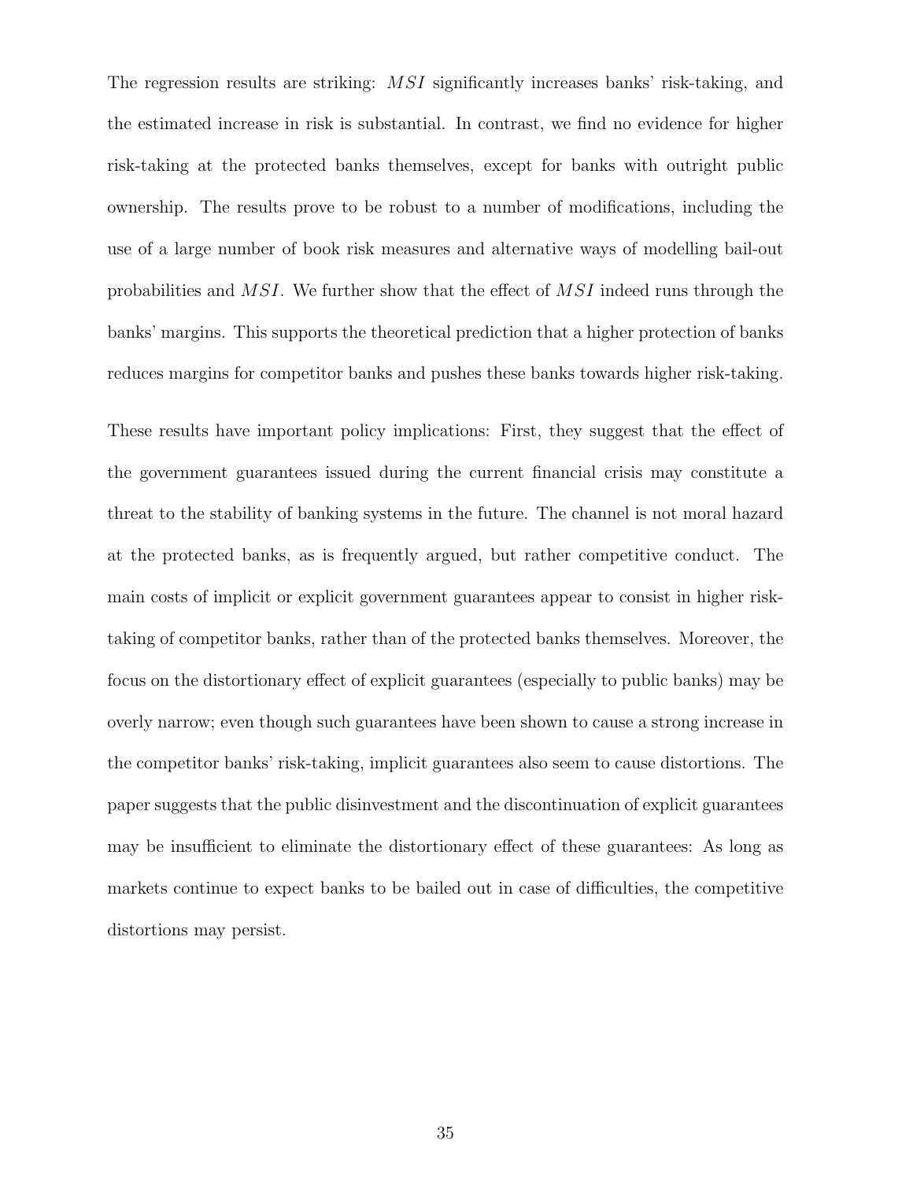The regression results are striking: $MSI$ significantly increases banks' risk-taking, and the estimated increase in risk is substantial. In contrast, we find no evidence for higher risk-taking at the protected banks themselves, except for banks with outright public ownership. The results prove to be robust to a number of modifications, including the use of a large number of book risk measures and alternative ways of modelling bail-out probabilities and $MSI$. We further show that the effect of $MSI$ indeed runs through the banks' margins. This supports the theoretical prediction that a higher protection of banks reduces margins for competitor banks and pushes these banks towards higher risk-taking.

These results have important policy implications: First, they suggest that the effect of the government guarantees issued during the current financial crisis may constitute a threat to the stability of banking systems in the future. The channel is not moral hazard at the protected banks, as is frequently argued, but rather competitive conduct. The main costs of implicit or explicit government guarantees appear to consist in higher risk-taking of competitor banks, rather than of the protected banks themselves. Moreover, the focus on the distortionary effect of explicit guarantees (especially to public banks) may be overly narrow; even though such guarantees have been shown to cause a strong increase in the competitor banks' risk-taking, implicit guarantees also seem to cause distortions. The paper suggests that the public disinvestment and the discontinuation of explicit guarantees may be insufficient to eliminate the distortionary effect of these guarantees: As long as markets continue to expect banks to be bailed out in case of difficulties, the competitive distortions may persist.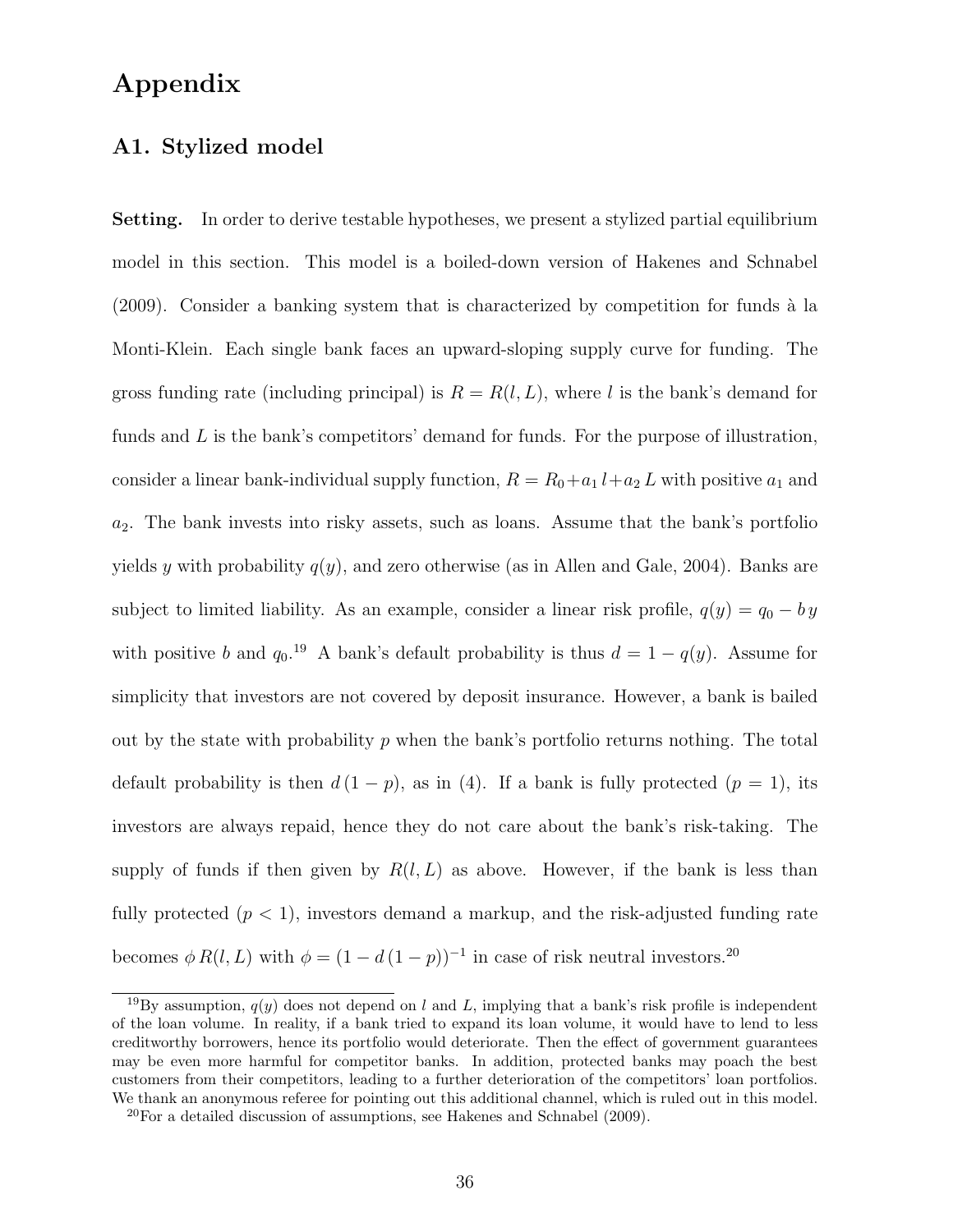# Appendix

## A1. Stylized model

**Setting.** In order to derive testable hypotheses, we present a stylized partial equilibrium model in this section. This model is a boiled-down version of Hakenes and Schnabel (2009). Consider a banking system that is characterized by competition for funds à la Monti-Klein. Each single bank faces an upward-sloping supply curve for funding. The gross funding rate (including principal) is $R = R(l, L)$, where $l$ is the bank's demand for funds and $L$ is the bank's competitors' demand for funds. For the purpose of illustration, consider a linear bank-individual supply function, $R = R_0 + a_1\, l + a_2\, L$ with positive $a_1$ and $a_2$. The bank invests into risky assets, such as loans. Assume that the bank's portfolio yields $y$ with probability $q(y)$, and zero otherwise (as in Allen and Gale, 2004). Banks are subject to limited liability. As an example, consider a linear risk profile, $q(y) = q_0 - b\, y$ with positive $b$ and $q_0$.[19] A bank's default probability is thus $d = 1 - q(y)$. Assume for simplicity that investors are not covered by deposit insurance. However, a bank is bailed out by the state with probability $p$ when the bank's portfolio returns nothing. The total default probability is then $d\,(1-p)$, as in (4). If a bank is fully protected ($p = 1$), its investors are always repaid, hence they do not care about the bank's risk-taking. The supply of funds if then given by $R(l, L)$ as above. However, if the bank is less than fully protected ($p < 1$), investors demand a markup, and the risk-adjusted funding rate becomes $\phi\, R(l, L)$ with $\phi = (1 - d\,(1-p))^{-1}$ in case of risk neutral investors.[20]

[19] By assumption, $q(y)$ does not depend on $l$ and $L$, implying that a bank's risk profile is independent of the loan volume. In reality, if a bank tried to expand its loan volume, it would have to lend to less creditworthy borrowers, hence its portfolio would deteriorate. Then the effect of government guarantees may be even more harmful for competitor banks. In addition, protected banks may poach the best customers from their competitors, leading to a further deterioration of the competitors' loan portfolios. We thank an anonymous referee for pointing out this additional channel, which is ruled out in this model.

[20] For a detailed discussion of assumptions, see Hakenes and Schnabel (2009).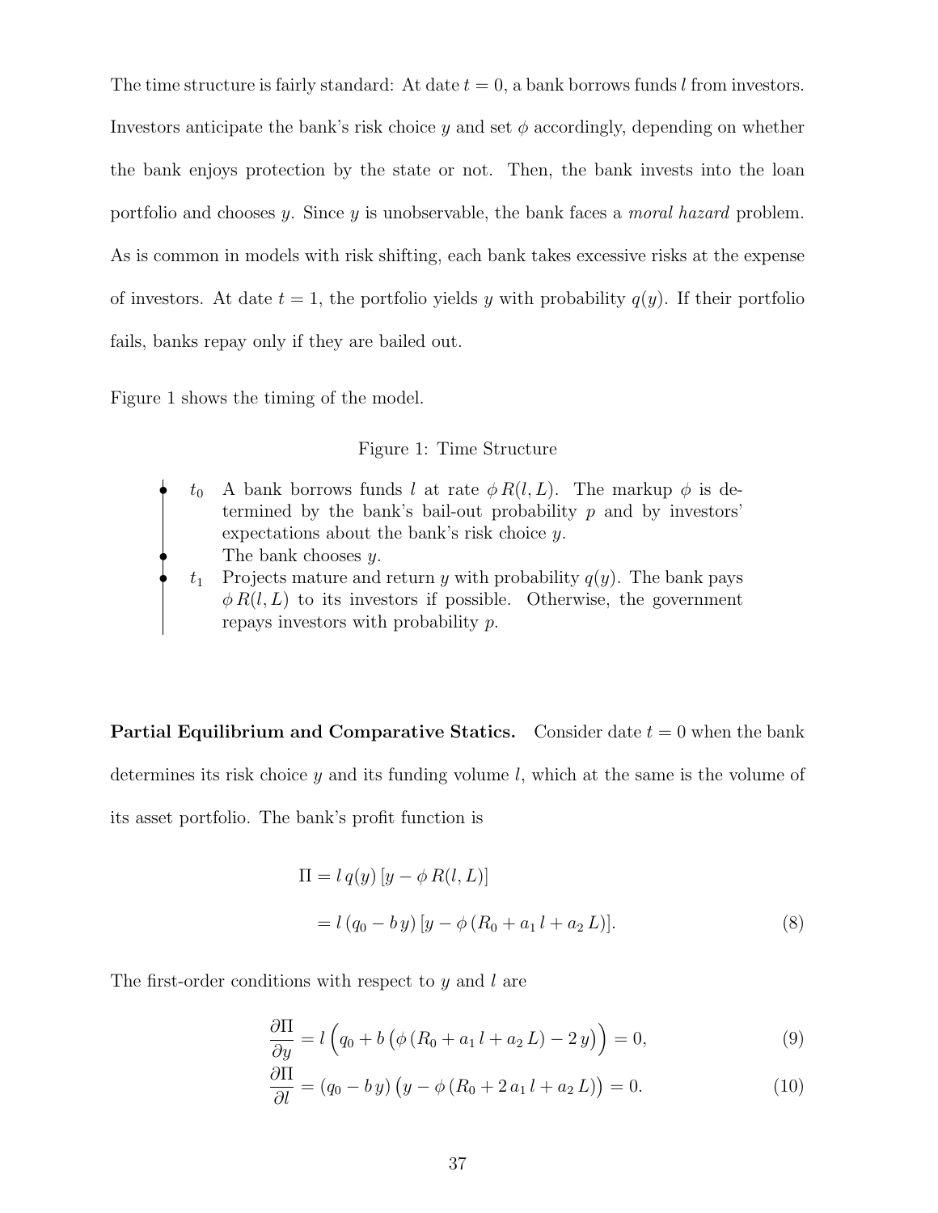The time structure is fairly standard: At date $t = 0$, a bank borrows funds $l$ from investors. Investors anticipate the bank's risk choice $y$ and set $\phi$ accordingly, depending on whether the bank enjoys protection by the state or not. Then, the bank invests into the loan portfolio and chooses $y$. Since $y$ is unobservable, the bank faces a *moral hazard* problem. As is common in models with risk shifting, each bank takes excessive risks at the expense of investors. At date $t = 1$, the portfolio yields $y$ with probability $q(y)$. If their portfolio fails, banks repay only if they are bailed out.

Figure 1 shows the timing of the model.

Figure 1: Time Structure

- $t_0$ A bank borrows funds $l$ at rate $\phi\, R(l, L)$. The markup $\phi$ is determined by the bank's bail-out probability $p$ and by investors' expectations about the bank's risk choice $y$.
- The bank chooses $y$.
- $t_1$ Projects mature and return $y$ with probability $q(y)$. The bank pays $\phi\, R(l, L)$ to its investors if possible. Otherwise, the government repays investors with probability $p$.

**Partial Equilibrium and Comparative Statics.** Consider date $t = 0$ when the bank determines its risk choice $y$ and its funding volume $l$, which at the same is the volume of its asset portfolio. The bank's profit function is

$$
\begin{aligned}
\Pi &= l\, q(y)\, [y - \phi\, R(l, L)] \\
&= l\, (q_0 - b\, y)\, [y - \phi\, (R_0 + a_1\, l + a_2\, L)]. \qquad (8)
\end{aligned}
$$

The first-order conditions with respect to $y$ and $l$ are

$$
\frac{\partial \Pi}{\partial y} = l\, \Big(q_0 + b\, \big(\phi\, (R_0 + a_1\, l + a_2\, L) - 2\, y\big)\Big) = 0, \qquad (9)
$$

$$
\frac{\partial \Pi}{\partial l} = (q_0 - b\, y)\, \big(y - \phi\, (R_0 + 2\, a_1\, l + a_2\, L)\big) = 0. \qquad (10)
$$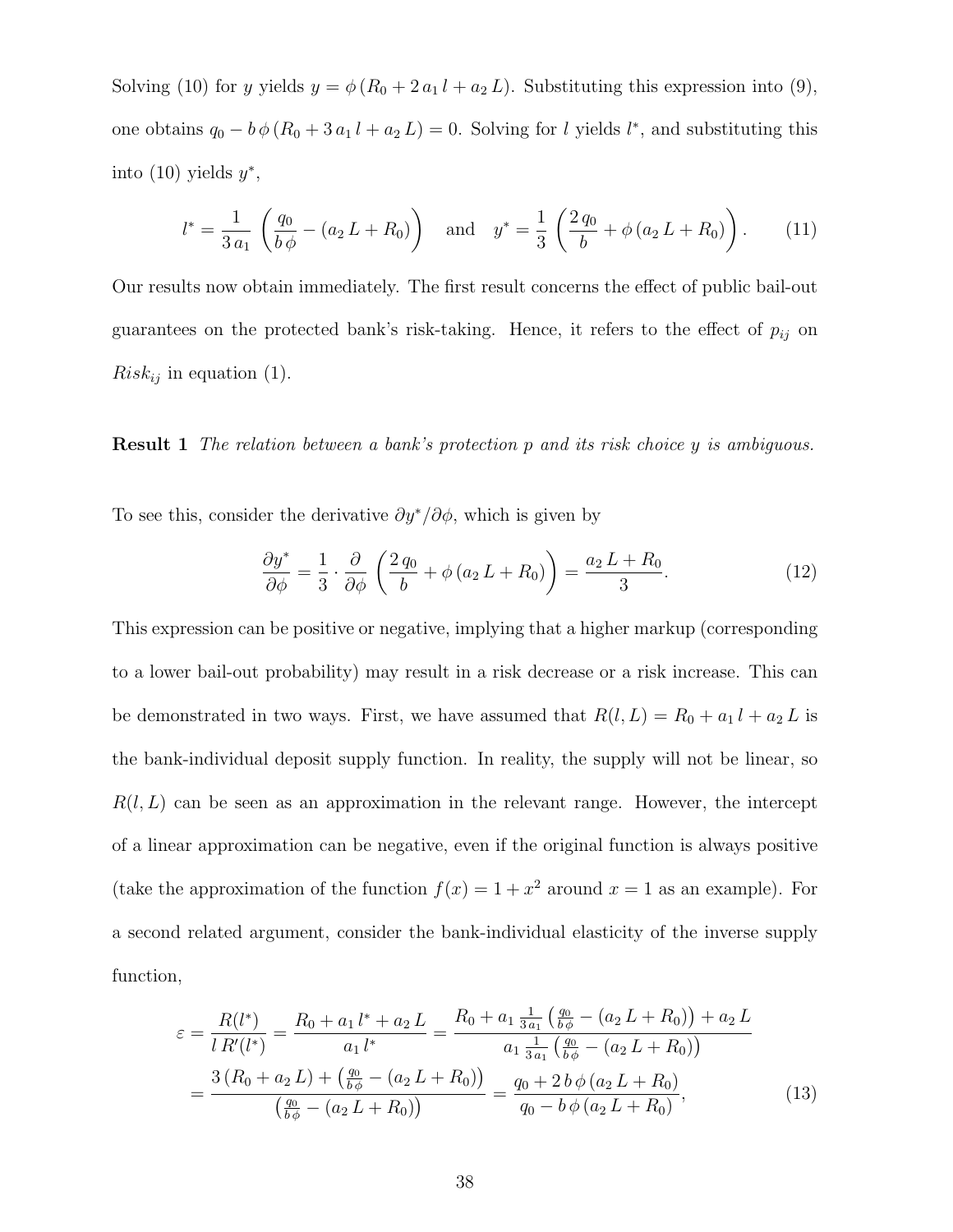Solving (10) for $y$ yields $y = \phi\,(R_0 + 2\,a_1\,l + a_2\,L)$. Substituting this expression into (9), one obtains $q_0 - b\,\phi\,(R_0 + 3\,a_1\,l + a_2\,L) = 0$. Solving for $l$ yields $l^*$, and substituting this into (10) yields $y^*$,

$$l^* = \frac{1}{3\,a_1}\left(\frac{q_0}{b\,\phi} - (a_2\,L + R_0)\right) \quad \text{and} \quad y^* = \frac{1}{3}\left(\frac{2\,q_0}{b} + \phi\,(a_2\,L + R_0)\right). \tag{11}$$

Our results now obtain immediately. The first result concerns the effect of public bail-out guarantees on the protected bank's risk-taking. Hence, it refers to the effect of $p_{ij}$ on $Risk_{ij}$ in equation (1).

**Result 1** *The relation between a bank's protection $p$ and its risk choice $y$ is ambiguous.*

To see this, consider the derivative $\partial y^*/\partial\phi$, which is given by

$$\frac{\partial y^*}{\partial \phi} = \frac{1}{3}\cdot\frac{\partial}{\partial\phi}\left(\frac{2\,q_0}{b} + \phi\,(a_2\,L + R_0)\right) = \frac{a_2\,L + R_0}{3}. \tag{12}$$

This expression can be positive or negative, implying that a higher markup (corresponding to a lower bail-out probability) may result in a risk decrease or a risk increase. This can be demonstrated in two ways. First, we have assumed that $R(l, L) = R_0 + a_1\,l + a_2\,L$ is the bank-individual deposit supply function. In reality, the supply will not be linear, so $R(l, L)$ can be seen as an approximation in the relevant range. However, the intercept of a linear approximation can be negative, even if the original function is always positive (take the approximation of the function $f(x) = 1 + x^2$ around $x = 1$ as an example). For a second related argument, consider the bank-individual elasticity of the inverse supply function,

$$\begin{aligned}
\varepsilon = \frac{R(l^*)}{l\,R'(l^*)} &= \frac{R_0 + a_1\,l^* + a_2\,L}{a_1\,l^*} = \frac{R_0 + a_1\,\frac{1}{3\,a_1}\left(\frac{q_0}{b\,\phi} - (a_2\,L + R_0)\right) + a_2\,L}{a_1\,\frac{1}{3\,a_1}\left(\frac{q_0}{b\,\phi} - (a_2\,L + R_0)\right)} \\
&= \frac{3\,(R_0 + a_2\,L) + \left(\frac{q_0}{b\,\phi} - (a_2\,L + R_0)\right)}{\left(\frac{q_0}{b\,\phi} - (a_2\,L + R_0)\right)} = \frac{q_0 + 2\,b\,\phi\,(a_2\,L + R_0)}{q_0 - b\,\phi\,(a_2\,L + R_0)},
\end{aligned} \tag{13}$$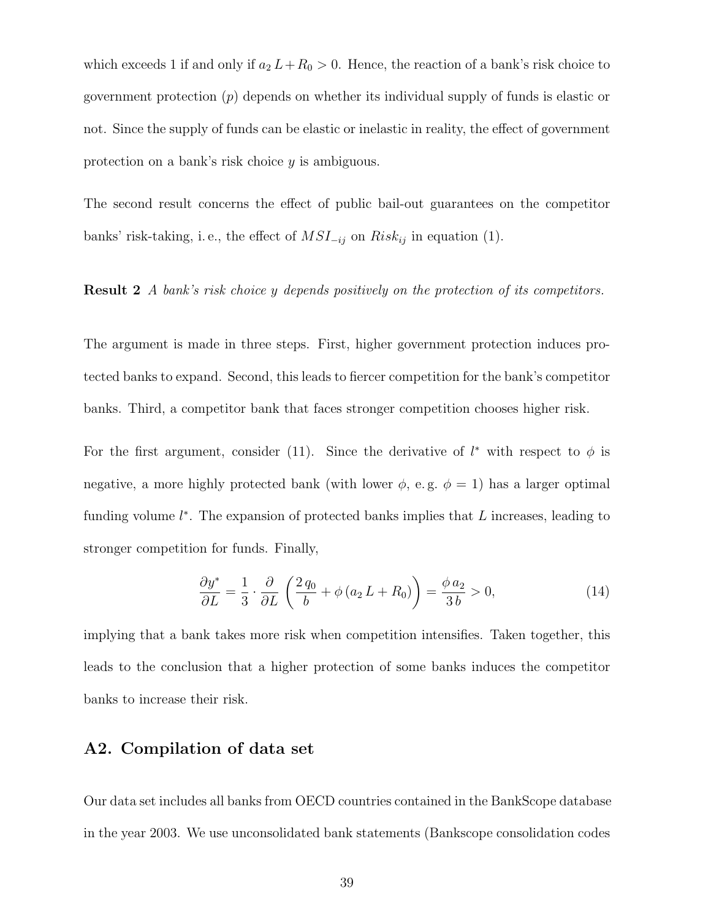which exceeds 1 if and only if $a_2 L + R_0 > 0$. Hence, the reaction of a bank's risk choice to government protection ($p$) depends on whether its individual supply of funds is elastic or not. Since the supply of funds can be elastic or inelastic in reality, the effect of government protection on a bank's risk choice $y$ is ambiguous.

The second result concerns the effect of public bail-out guarantees on the competitor banks' risk-taking, i. e., the effect of $MSI_{-ij}$ on $Risk_{ij}$ in equation (1).

**Result 2** *A bank's risk choice $y$ depends positively on the protection of its competitors.*

The argument is made in three steps. First, higher government protection induces protected banks to expand. Second, this leads to fiercer competition for the bank's competitor banks. Third, a competitor bank that faces stronger competition chooses higher risk.

For the first argument, consider (11). Since the derivative of $l^*$ with respect to $\phi$ is negative, a more highly protected bank (with lower $\phi$, e. g. $\phi = 1$) has a larger optimal funding volume $l^*$. The expansion of protected banks implies that $L$ increases, leading to stronger competition for funds. Finally,

$$\frac{\partial y^*}{\partial L} = \frac{1}{3} \cdot \frac{\partial}{\partial L} \left( \frac{2\, q_0}{b} + \phi\,(a_2\, L + R_0) \right) = \frac{\phi\, a_2}{3\, b} > 0, \tag{14}$$

implying that a bank takes more risk when competition intensifies. Taken together, this leads to the conclusion that a higher protection of some banks induces the competitor banks to increase their risk.

## A2. Compilation of data set

Our data set includes all banks from OECD countries contained in the BankScope database in the year 2003. We use unconsolidated bank statements (Bankscope consolidation codes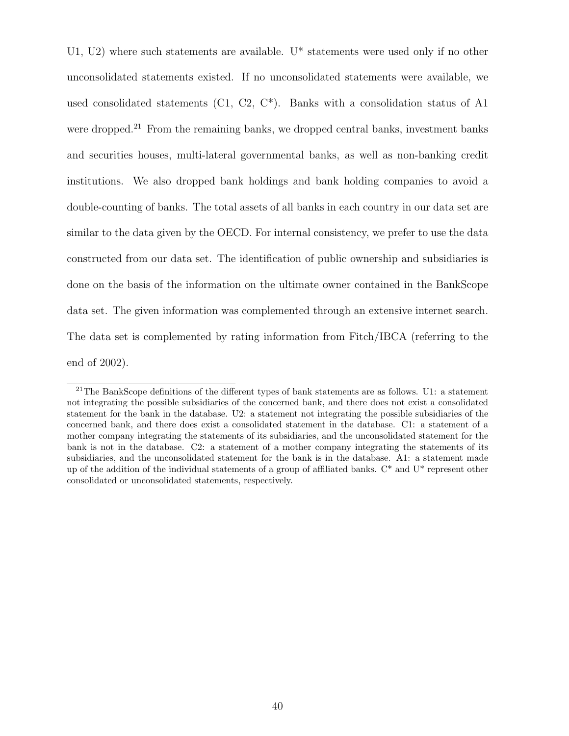U1, U2) where such statements are available. U* statements were used only if no other unconsolidated statements existed. If no unconsolidated statements were available, we used consolidated statements (C1, C2, C*). Banks with a consolidation status of A1 were dropped.[21] From the remaining banks, we dropped central banks, investment banks and securities houses, multi-lateral governmental banks, as well as non-banking credit institutions. We also dropped bank holdings and bank holding companies to avoid a double-counting of banks. The total assets of all banks in each country in our data set are similar to the data given by the OECD. For internal consistency, we prefer to use the data constructed from our data set. The identification of public ownership and subsidiaries is done on the basis of the information on the ultimate owner contained in the BankScope data set. The given information was complemented through an extensive internet search. The data set is complemented by rating information from Fitch/IBCA (referring to the end of 2002).

[21] The BankScope definitions of the different types of bank statements are as follows. U1: a statement not integrating the possible subsidiaries of the concerned bank, and there does not exist a consolidated statement for the bank in the database. U2: a statement not integrating the possible subsidiaries of the concerned bank, and there does exist a consolidated statement in the database. C1: a statement of a mother company integrating the statements of its subsidiaries, and the unconsolidated statement for the bank is not in the database. C2: a statement of a mother company integrating the statements of its subsidiaries, and the unconsolidated statement for the bank is in the database. A1: a statement made up of the addition of the individual statements of a group of affiliated banks. C* and U* represent other consolidated or unconsolidated statements, respectively.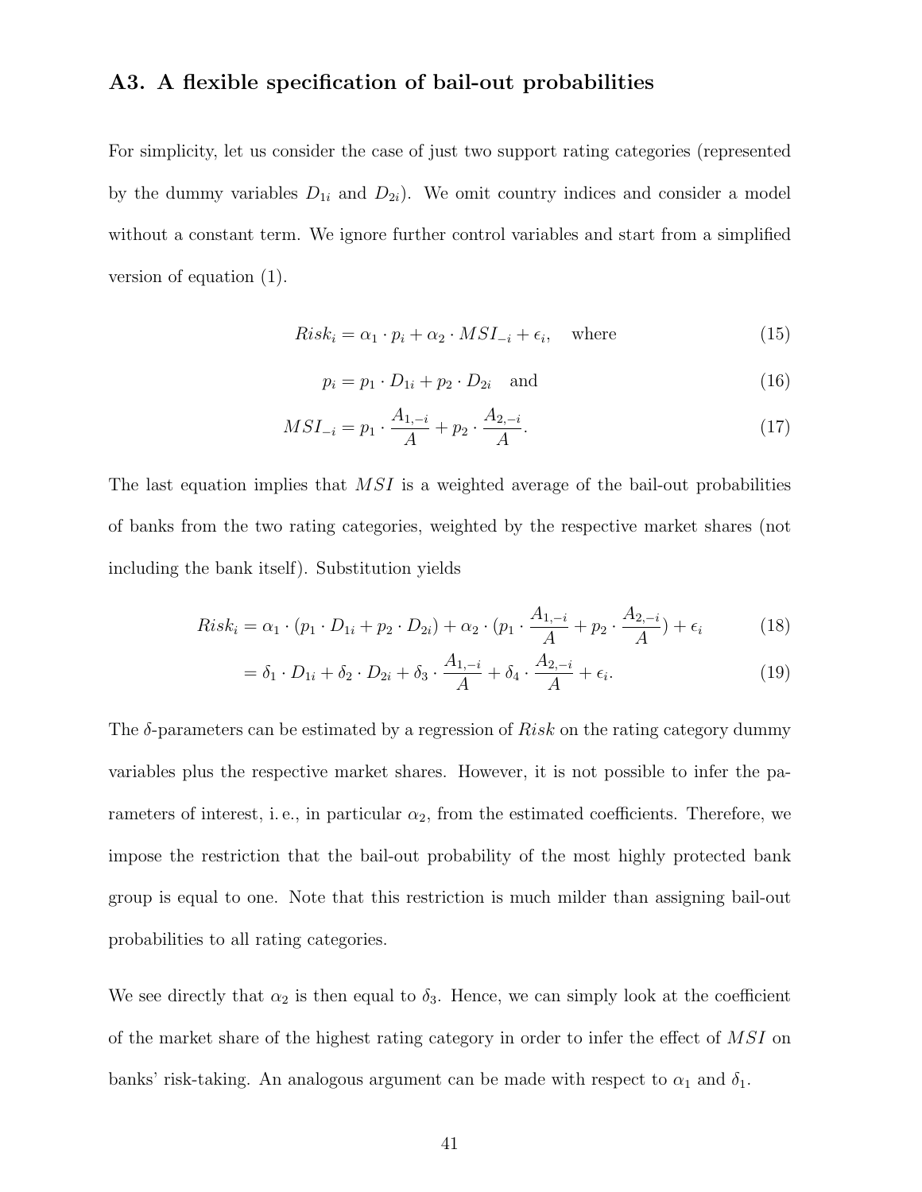## A3. A flexible specification of bail-out probabilities

For simplicity, let us consider the case of just two support rating categories (represented by the dummy variables $D_{1i}$ and $D_{2i}$). We omit country indices and consider a model without a constant term. We ignore further control variables and start from a simplified version of equation (1).

$$Risk_i = \alpha_1 \cdot p_i + \alpha_2 \cdot MSI_{-i} + \epsilon_i, \quad \text{where} \tag{15}$$

$$p_i = p_1 \cdot D_{1i} + p_2 \cdot D_{2i} \quad \text{and} \tag{16}$$

$$MSI_{-i} = p_1 \cdot \frac{A_{1,-i}}{A} + p_2 \cdot \frac{A_{2,-i}}{A}. \tag{17}$$

The last equation implies that $MSI$ is a weighted average of the bail-out probabilities of banks from the two rating categories, weighted by the respective market shares (not including the bank itself). Substitution yields

$$Risk_i = \alpha_1 \cdot (p_1 \cdot D_{1i} + p_2 \cdot D_{2i}) + \alpha_2 \cdot (p_1 \cdot \frac{A_{1,-i}}{A} + p_2 \cdot \frac{A_{2,-i}}{A}) + \epsilon_i \tag{18}$$

$$= \delta_1 \cdot D_{1i} + \delta_2 \cdot D_{2i} + \delta_3 \cdot \frac{A_{1,-i}}{A} + \delta_4 \cdot \frac{A_{2,-i}}{A} + \epsilon_i. \tag{19}$$

The $\delta$-parameters can be estimated by a regression of $Risk$ on the rating category dummy variables plus the respective market shares. However, it is not possible to infer the parameters of interest, i. e., in particular $\alpha_2$, from the estimated coefficients. Therefore, we impose the restriction that the bail-out probability of the most highly protected bank group is equal to one. Note that this restriction is much milder than assigning bail-out probabilities to all rating categories.

We see directly that $\alpha_2$ is then equal to $\delta_3$. Hence, we can simply look at the coefficient of the market share of the highest rating category in order to infer the effect of $MSI$ on banks' risk-taking. An analogous argument can be made with respect to $\alpha_1$ and $\delta_1$.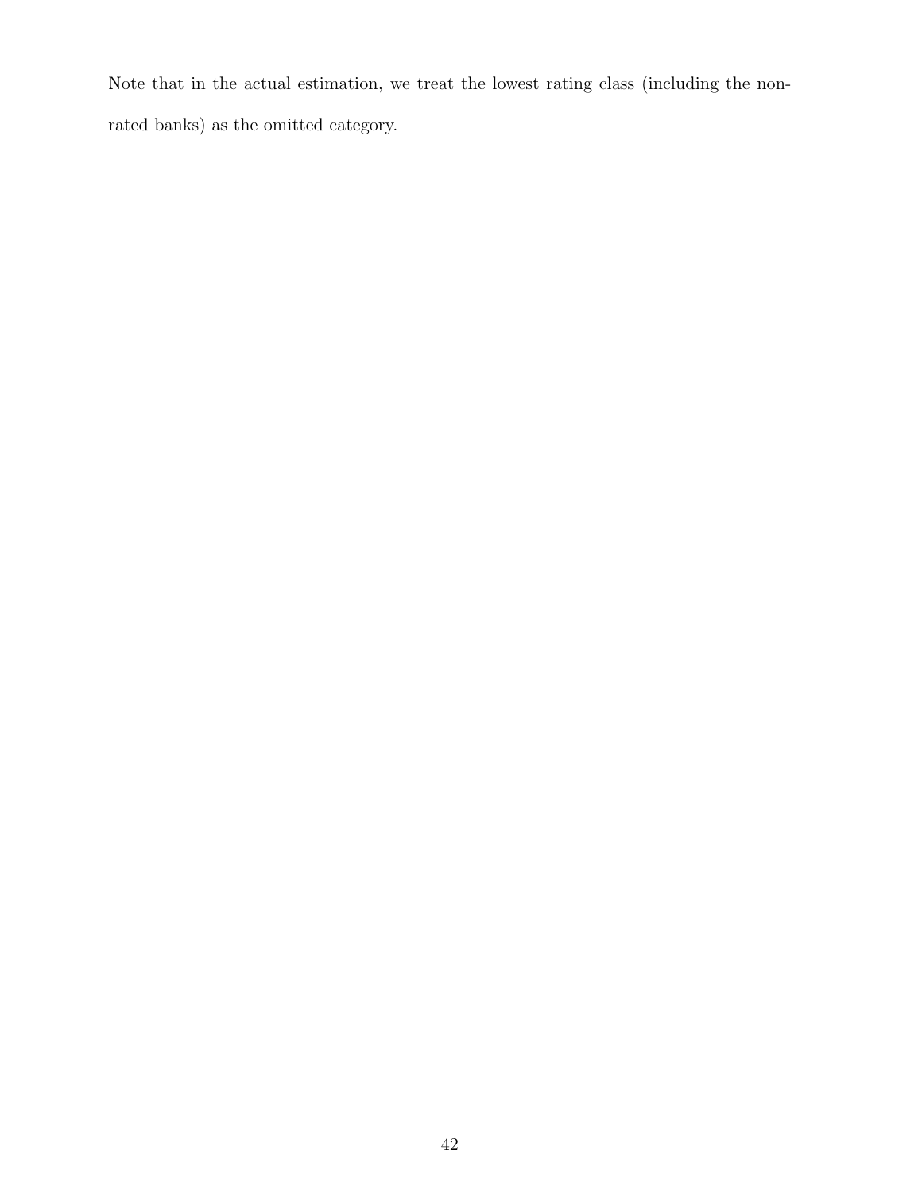Note that in the actual estimation, we treat the lowest rating class (including the non-rated banks) as the omitted category.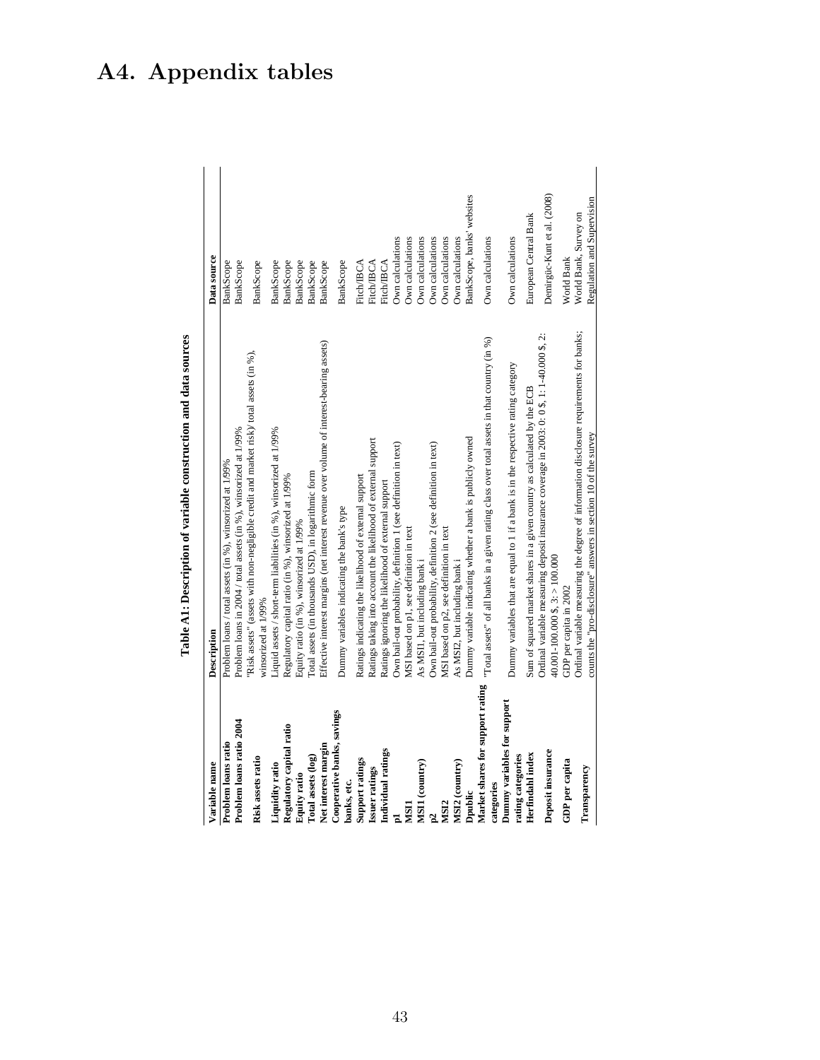# A4. Appendix tables

**Table A1: Description of variable construction and data sources**

| Variable name | Description | Data source |
|---|---|---|
| **Problem loans ratio** | Problem loans / total assets (in %), winsorized at 1/99% | BankScope |
| **Problem loans ratio 2004** | Problem loans in 2004 / total assets (in %), winsorized at 1/99% | BankScope |
| **Risk assets ratio** | "Risk assets" (assets with non-negligible credit and market risk)/ total assets (in %), winsorized at 1/99% | BankScope |
| **Liquidity ratio** | Liquid assets / short-term liabilities (in %), winsorized at 1/99% | BankScope |
| **Regulatory capital ratio** | Regulatory capital ratio (in %), winsorized at 1/99% | BankScope |
| **Equity ratio** | Equity ratio (in %), winsorized at 1/99% | BankScope |
| **Total assets (log)** | Total assets (in thousands USD), in logarithmic form | BankScope |
| **Net interest margin** | Effective interest margins (net interest revenue over volume of interest-bearing assets) | BankScope |
| **Cooperative banks, savings banks, etc.** | Dummy variables indicating the bank's type | BankScope |
| **Support ratings** | Ratings indicating the likelihood of external support | Fitch/IBCA |
| **Issuer ratings** | Ratings taking into account the likelihood of external support | Fitch/IBCA |
| **Individual ratings** | Ratings ignoring the likelihood of external support | Fitch/IBCA |
| **p1** | Own bail-out probability, definition 1 (see definition in text) | Own calculations |
| **MSI1** | MSI based on p1, see definition in text | Own calculations |
| **MSI1 (country)** | As MSI1, but including bank i | Own calculations |
| **p2** | Own bail-out probability, definition 2 (see definition in text) | Own calculations |
| **MSI2** | MSI based on p2, see definition in text | Own calculations |
| **MSI2 (country)** | As MSI2, but including bank i | Own calculations |
| **Dpublic** | Dummy variable indicating whether a bank is publicly owned | BankScope, banks' websites |
| **Market shares for support rating categories** | "Total assets" of all banks in a given rating class over total assets in that country (in %) | Own calculations |
| **Dummy variables for support rating categories** | Dummy variables that are equal to 1 if a bank is in the respective rating category | Own calculations |
| **Herfindahl index** | Sum of squared market shares in a given country as calculated by the ECB | European Central Bank |
| **Deposit insurance** | Ordinal variable measuring deposit insurance coverage in 2003: 0: 0 $, 1: 1-40.000 $, 2: 40.001-100.000 $, 3: > 100.000 | Demirgüc-Kunt et al. (2008) |
| **GDP per capita** | GDP per capita in 2002 | World Bank |
| **Transparency** | Ordinal variable measuring the degree of information disclosure requirements for banks; counts the "pro-disclosure" answers in section 10 of the survey | World Bank, Survey on Regulation and Supervision |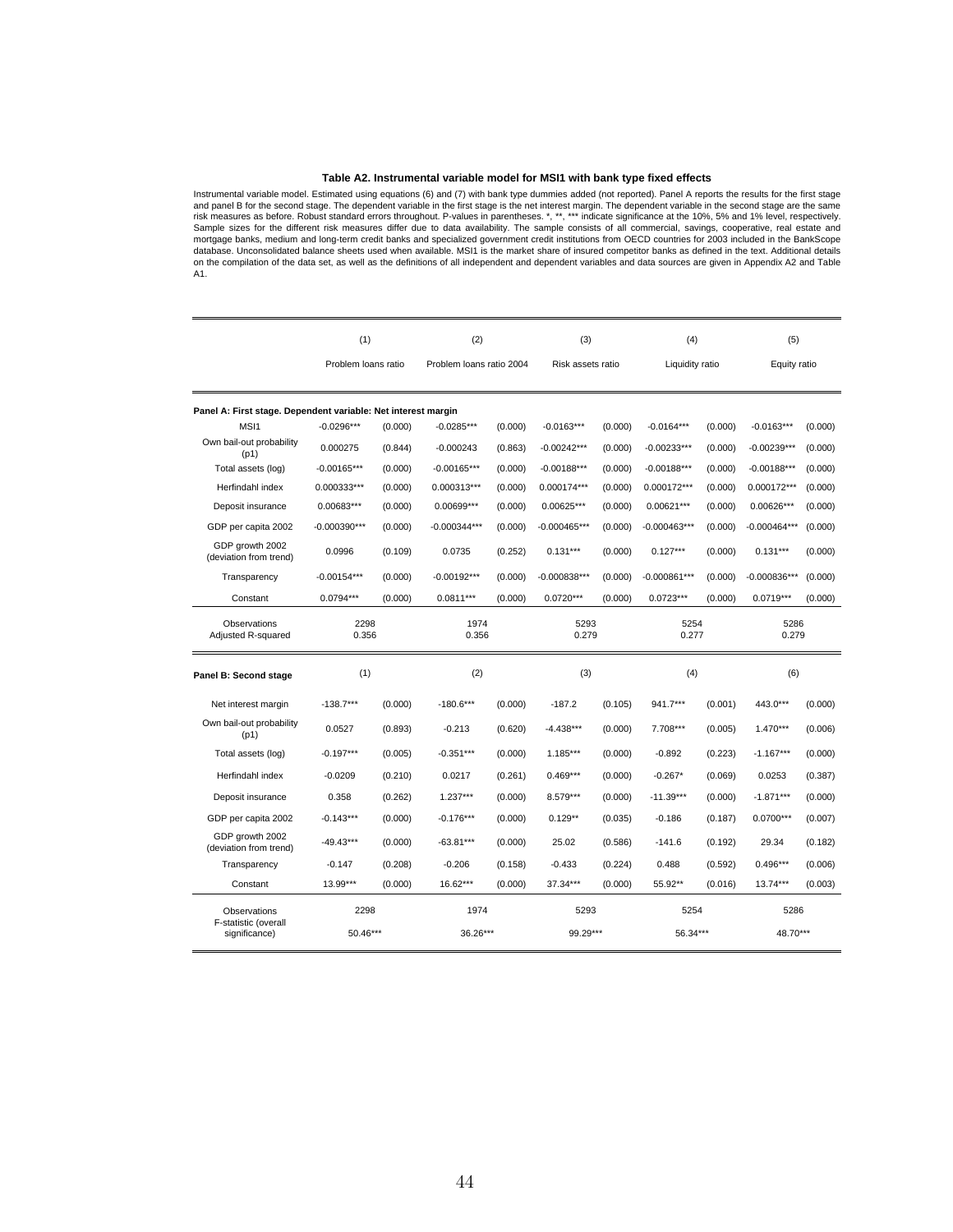**Table A2. Instrumental variable model for MSI1 with bank type fixed effects**

Instrumental variable model. Estimated using equations (6) and (7) with bank type dummies added (not reported). Panel A reports the results for the first stage and panel B for the second stage. The dependent variable in the first stage is the net interest margin. The dependent variable in the second stage are the same risk measures as before. Robust standard errors throughout. P-values in parentheses. *, **, *** indicate significance at the 10%, 5% and 1% level, respectively. Sample sizes for the different risk measures differ due to data availability. The sample consists of all commercial, savings, cooperative, real estate and mortgage banks, medium and long-term credit banks and specialized government credit institutions from OECD countries for 2003 included in the BankScope database. Unconsolidated balance sheets used when available. MSI1 is the market share of insured competitor banks as defined in the text. Additional details on the compilation of the data set, as well as the definitions of all independent and dependent variables and data sources are given in Appendix A2 and Table A1.

| | (1) | | (2) | | (3) | | (4) | | (5) | |
|---|---|---|---|---|---|---|---|---|---|---|
| | Problem loans ratio | | Problem loans ratio 2004 | | Risk assets ratio | | Liquidity ratio | | Equity ratio | |
| **Panel A: First stage. Dependent variable: Net interest margin** | | | | | | | | | | |
| MSI1 | -0.0296*** | (0.000) | -0.0285*** | (0.000) | -0.0163*** | (0.000) | -0.0164*** | (0.000) | -0.0163*** | (0.000) |
| Own bail-out probability (p1) | 0.000275 | (0.844) | -0.000243 | (0.863) | -0.00242*** | (0.000) | -0.00233*** | (0.000) | -0.00239*** | (0.000) |
| Total assets (log) | -0.00165*** | (0.000) | -0.00165*** | (0.000) | -0.00188*** | (0.000) | -0.00188*** | (0.000) | -0.00188*** | (0.000) |
| Herfindahl index | 0.000333*** | (0.000) | 0.000313*** | (0.000) | 0.000174*** | (0.000) | 0.000172*** | (0.000) | 0.000172*** | (0.000) |
| Deposit insurance | 0.00683*** | (0.000) | 0.00699*** | (0.000) | 0.00625*** | (0.000) | 0.00621*** | (0.000) | 0.00626*** | (0.000) |
| GDP per capita 2002 | -0.000390*** | (0.000) | -0.000344*** | (0.000) | -0.000465*** | (0.000) | -0.000463*** | (0.000) | -0.000464*** | (0.000) |
| GDP growth 2002 (deviation from trend) | 0.0996 | (0.109) | 0.0735 | (0.252) | 0.131*** | (0.000) | 0.127*** | (0.000) | 0.131*** | (0.000) |
| Transparency | -0.00154*** | (0.000) | -0.00192*** | (0.000) | -0.000838*** | (0.000) | -0.000861*** | (0.000) | -0.000836*** | (0.000) |
| Constant | 0.0794*** | (0.000) | 0.0811*** | (0.000) | 0.0720*** | (0.000) | 0.0723*** | (0.000) | 0.0719*** | (0.000) |
| Observations | 2298 | | 1974 | | 5293 | | 5254 | | 5286 | |
| Adjusted R-squared | 0.356 | | 0.356 | | 0.279 | | 0.277 | | 0.279 | |
| **Panel B: Second stage** | (1) | | (2) | | (3) | | (4) | | (6) | |
| Net interest margin | -138.7*** | (0.000) | -180.6*** | (0.000) | -187.2 | (0.105) | 941.7*** | (0.001) | 443.0*** | (0.000) |
| Own bail-out probability (p1) | 0.0527 | (0.893) | -0.213 | (0.620) | -4.438*** | (0.000) | 7.708*** | (0.005) | 1.470*** | (0.006) |
| Total assets (log) | -0.197*** | (0.005) | -0.351*** | (0.000) | 1.185*** | (0.000) | -0.892 | (0.223) | -1.167*** | (0.000) |
| Herfindahl index | -0.0209 | (0.210) | 0.0217 | (0.261) | 0.469*** | (0.000) | -0.267* | (0.069) | 0.0253 | (0.387) |
| Deposit insurance | 0.358 | (0.262) | 1.237*** | (0.000) | 8.579*** | (0.000) | -11.39*** | (0.000) | -1.871*** | (0.000) |
| GDP per capita 2002 | -0.143*** | (0.000) | -0.176*** | (0.000) | 0.129** | (0.035) | -0.186 | (0.187) | 0.0700*** | (0.007) |
| GDP growth 2002 (deviation from trend) | -49.43*** | (0.000) | -63.81*** | (0.000) | 25.02 | (0.586) | -141.6 | (0.192) | 29.34 | (0.182) |
| Transparency | -0.147 | (0.208) | -0.206 | (0.158) | -0.433 | (0.224) | 0.488 | (0.592) | 0.496*** | (0.006) |
| Constant | 13.99*** | (0.000) | 16.62*** | (0.000) | 37.34*** | (0.000) | 55.92** | (0.016) | 13.74*** | (0.003) |
| Observations | 2298 | | 1974 | | 5293 | | 5254 | | 5286 | |
| F-statistic (overall significance) | 50.46*** | | 36.26*** | | 99.29*** | | 56.34*** | | 48.70*** | |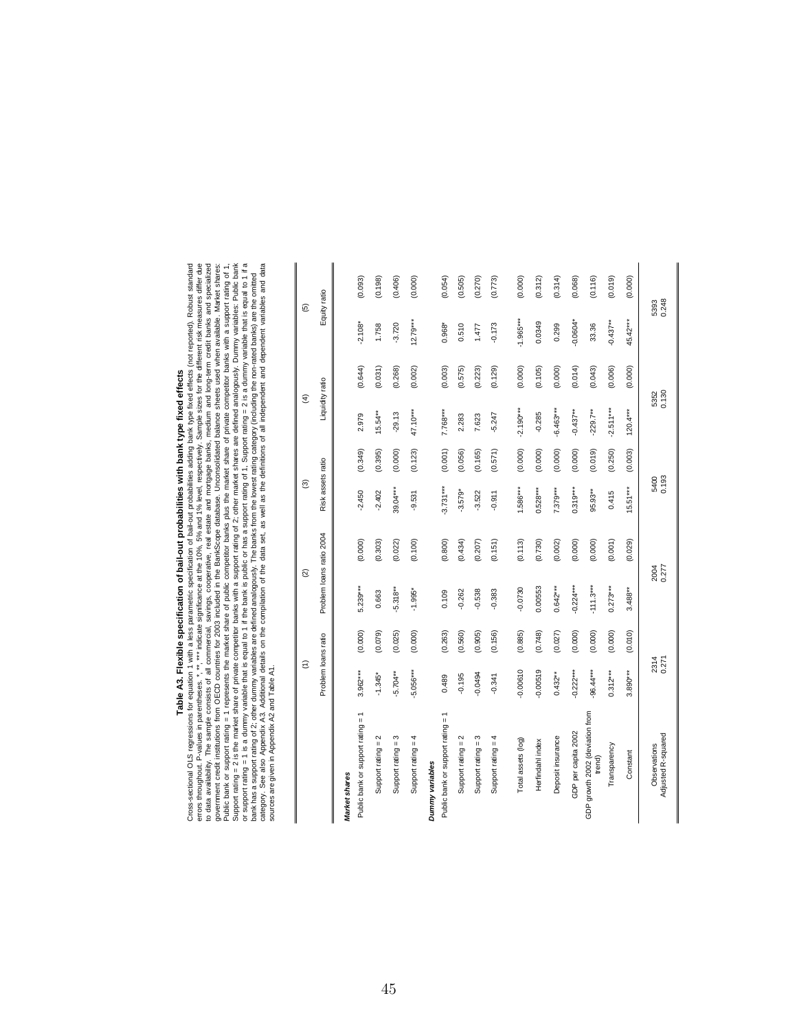## Table A3. Flexible specification of bail-out probabilities with bank type fixed effects

Cross-sectional OLS regressions for equation 1 with a less parametric specification of bail-out probabilities adding bank type fixed effects (not reported). Robust standard errors throughout. P-values in parentheses. *, **, *** indicate significance at the 10%, 5% and 1% level, respectively. Sample sizes for the different risk measures differ due to data availability. The sample consists of all commercial, savings, cooperative, real estate and mortgage banks, medium and long-term credit banks and specialized government credit institutions from OECD countries for 2003 included in the BankScope database. Unconsolidated balance sheets used when available. Market shares: Public bank or support rating = 1 represents the market share of public competitor banks plus the market share of private competitor banks with a support rating of 1, Support rating = 2 is the market share of private competitor banks with a support rating of 2; other market shares are defined analogously. Dummy variables: Public bank or support rating = 1 is a dummy variable that is equal to 1 if the bank is public or has a support rating of 1, Support rating = 2 is a dummy variable that is equal to 1 if a bank has a support rating of 2; other dummy variables are defined analogously. The banks from the lowest rating category (including the non-rated banks) are the omitted category. See also Appendix A3. Additional details on the compilation of the data set, as well as the definitions of all independent and dependent variables and data sources are given in Appendix A2 and Table A1.

| | (1) | | (2) | | (3) | | (4) | | (5) | |
|---|---|---|---|---|---|---|---|---|---|---|
| | Problem loans ratio | | Problem loans ratio 2004 | | Risk assets ratio | | Liquidity ratio | | Equity ratio | |
| ***Market shares*** | | | | | | | | | | |
| Public bank or support rating = 1 | 3.962*** | (0.000) | 5.239*** | (0.000) | -2.450 | (0.349) | 2.979 | (0.644) | -2.108* | (0.093) |
| Support rating = 2 | -1.345* | (0.079) | 0.663 | (0.303) | -2.402 | (0.395) | 15.54** | (0.031) | 1.758 | (0.198) |
| Support rating = 3 | -5.704** | (0.025) | -5.318** | (0.022) | 39.04*** | (0.000) | -29.13 | (0.268) | -3.720 | (0.406) |
| Support rating = 4 | -5.056*** | (0.000) | -1.995* | (0.100) | -9.531 | (0.123) | 47.10*** | (0.002) | 12.79*** | (0.000) |
| ***Dummy variables*** | | | | | | | | | | |
| Public bank or support rating = 1 | 0.489 | (0.263) | 0.109 | (0.800) | -3.731*** | (0.001) | 7.768*** | (0.003) | 0.968* | (0.054) |
| Support rating = 2 | -0.195 | (0.560) | -0.262 | (0.434) | -3.579* | (0.056) | 2.283 | (0.575) | 0.510 | (0.505) |
| Support rating = 3 | -0.0494 | (0.905) | -0.538 | (0.207) | -3.522 | (0.165) | 7.623 | (0.223) | 1.477 | (0.270) |
| Support rating = 4 | -0.341 | (0.156) | -0.383 | (0.151) | -0.911 | (0.571) | -5.247 | (0.129) | -0.173 | (0.773) |
| Total assets (log) | -0.00610 | (0.885) | -0.0730 | (0.113) | 1.586*** | (0.000) | -2.190*** | (0.000) | -1.965*** | (0.000) |
| Herfindahl index | -0.00519 | (0.748) | 0.00553 | (0.730) | 0.528*** | (0.000) | -0.285 | (0.105) | 0.0349 | (0.312) |
| Deposit insurance | 0.432** | (0.027) | 0.642*** | (0.002) | 7.379*** | (0.000) | -6.463*** | (0.000) | 0.299 | (0.314) |
| GDP per capita 2002 | -0.222*** | (0.000) | -0.224*** | (0.000) | 0.319*** | (0.000) | -0.437** | (0.014) | -0.0604* | (0.068) |
| GDP growth 2002 (deviation from trend) | -96.44*** | (0.000) | -111.3*** | (0.000) | 95.93** | (0.019) | -229.7** | (0.043) | 33.36 | (0.116) |
| Transparency | 0.312*** | (0.000) | 0.273*** | (0.001) | 0.415 | (0.250) | -2.511*** | (0.006) | -0.437** | (0.019) |
| Constant | 3.890*** | (0.010) | 3.488** | (0.029) | 15.51*** | (0.003) | 120.4*** | (0.000) | 45.42*** | (0.000) |
| Observations | 2314 | | 2004 | | 5400 | | 5352 | | 5393 | |
| Adjusted R-squared | 0.271 | | 0.277 | | 0.193 | | 0.130 | | 0.248 | |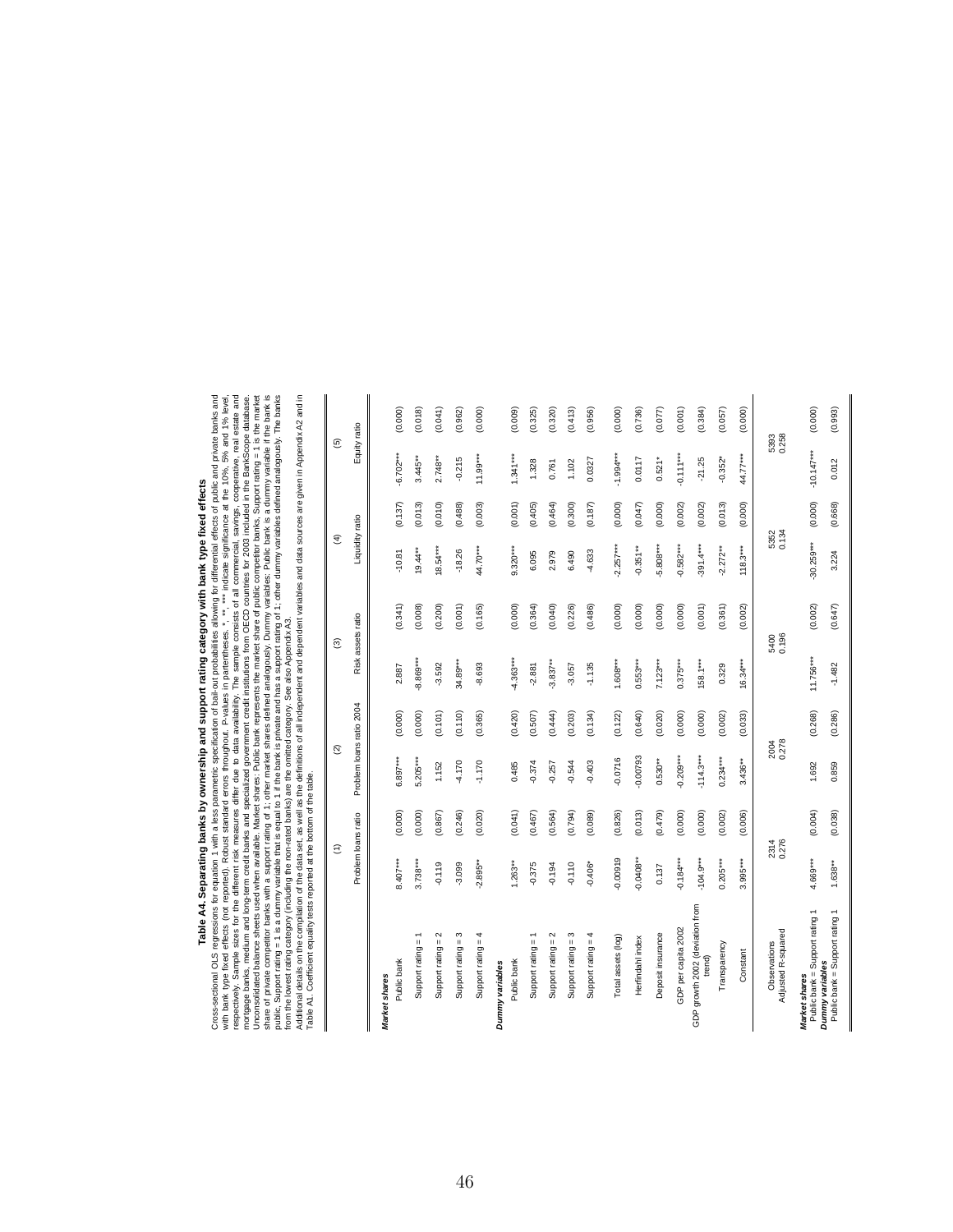**Table A4. Separating banks by ownership and support rating category with bank type fixed effects**

Cross-sectional OLS regressions for equation 1 with a less parametric specification of bail-out probabilities allowing for differential effects of public and private banks and with bank type fixed effects (not reported). Robust standard errors throughout. P-values in parentheses. *, **, *** indicate significance at the 10%, 5% and 1% level, respectively. Sample sizes for the different risk measures differ due to data availability. The sample consists of all commercial, savings, cooperative, real estate and mortgage banks, medium and long-term credit banks and specialized government credit institutions from OECD countries for 2003 included in the BankScope database. Unconsolidated balance sheets used when available. Market shares: Public bank represents the market share of public competitor banks, Support rating = 1 is the market share of private competitor banks with a support rating of 1; other market shares defined analogously. Dummy variables: Public bank is a dummy variable if the bank is public; Support rating = 1 is a dummy variable that is equal to 1 if the bank is private and has a support rating of 1; other dummy variables defined analogously. The banks from the lowest rating category (including the non-rated banks) are the omitted category. See also Appendix A3.
Additional details on the compilation of the data set, as well as the definitions of all independent and dependent variables and data sources are given in Appendix A2 and in Table A1. Coefficient equality tests reported at the bottom of the table.

| | (1) | | (2) | | (3) | | (4) | | (5) | |
|---|---|---|---|---|---|---|---|---|---|---|
| | Problem loans ratio | | Problem loans ratio 2004 | | Risk assets ratio | | Liquidity ratio | | Equity ratio | |
| ***Market shares*** | | | | | | | | | | |
| Public bank | 8.407*** | (0.000) | 6.897*** | (0.000) | 2.887 | (0.341) | -10.81 | (0.137) | -6.702*** | (0.000) |
| Support rating = 1 | 3.738*** | (0.000) | 5.205*** | (0.000) | -8.869*** | (0.008) | 19.44** | (0.013) | 3.445** | (0.018) |
| Support rating = 2 | -0.119 | (0.867) | 1.152 | (0.101) | -3.592 | (0.200) | 18.54*** | (0.010) | 2.748** | (0.041) |
| Support rating = 3 | -3.099 | (0.246) | -4.170 | (0.110) | 34.89*** | (0.001) | -18.26 | (0.488) | -0.215 | (0.962) |
| Support rating = 4 | -2.895** | (0.020) | -1.170 | (0.365) | -8.693 | (0.165) | 44.70*** | (0.003) | 11.99*** | (0.000) |
| ***Dummy variables*** | | | | | | | | | | |
| Public bank | 1.263** | (0.041) | 0.485 | (0.420) | -4.363*** | (0.000) | 9.320*** | (0.001) | 1.341*** | (0.009) |
| Support rating = 1 | -0.375 | (0.467) | -0.374 | (0.507) | -2.881 | (0.364) | 6.095 | (0.405) | 1.328 | (0.325) |
| Support rating = 2 | -0.194 | (0.564) | -0.257 | (0.444) | -3.837** | (0.040) | 2.979 | (0.464) | 0.761 | (0.320) |
| Support rating = 3 | -0.110 | (0.794) | -0.544 | (0.203) | -3.057 | (0.226) | 6.490 | (0.300) | 1.102 | (0.413) |
| Support rating = 4 | -0.406* | (0.089) | -0.403 | (0.134) | -1.135 | (0.486) | -4.633 | (0.187) | 0.0327 | (0.956) |
| Total assets (log) | -0.00919 | (0.826) | -0.0716 | (0.122) | 1.608*** | (0.000) | -2.257*** | (0.000) | -1.994*** | (0.000) |
| Herfindahl index | -0.0408** | (0.013) | -0.00793 | (0.640) | 0.553*** | (0.000) | -0.351** | (0.047) | 0.0117 | (0.736) |
| Deposit insurance | 0.137 | (0.479) | 0.530** | (0.020) | 7.123*** | (0.000) | -5.808*** | (0.000) | 0.521* | (0.077) |
| GDP per capita 2002 | -0.184*** | (0.000) | -0.209*** | (0.000) | 0.375*** | (0.000) | -0.582*** | (0.002) | -0.111*** | (0.001) |
| GDP growth 2002 (deviation from trend) | -104.9*** | (0.000) | -114.3*** | (0.000) | 158.1*** | (0.001) | -391.4*** | (0.002) | -21.25 | (0.384) |
| Transparency | 0.205*** | (0.002) | 0.234*** | (0.002) | 0.329 | (0.361) | -2.272** | (0.013) | -0.352* | (0.057) |
| Constant | 3.995*** | (0.006) | 3.436** | (0.033) | 16.34*** | (0.002) | 118.3*** | (0.000) | 44.77*** | (0.000) |
| Observations | 2314 | | 2004 | | 5400 | | 5352 | | 5393 | |
| Adjusted R-squared | 0.276 | | 0.278 | | 0.196 | | 0.134 | | 0.258 | |
| ***Market shares*** | | | | | | | | | | |
| Public bank = Support rating 1 | 4.669*** | (0.004) | 1.692 | (0.268) | 11.756*** | (0.002) | -30.259*** | (0.000) | -10.147*** | (0.000) |
| ***Dummy variables*** | | | | | | | | | | |
| Public bank = Support rating 1 | 1.638** | (0.038) | 0.859 | (0.286) | -1.482 | (0.647) | 3.224 | (0.668) | 0.012 | (0.993) |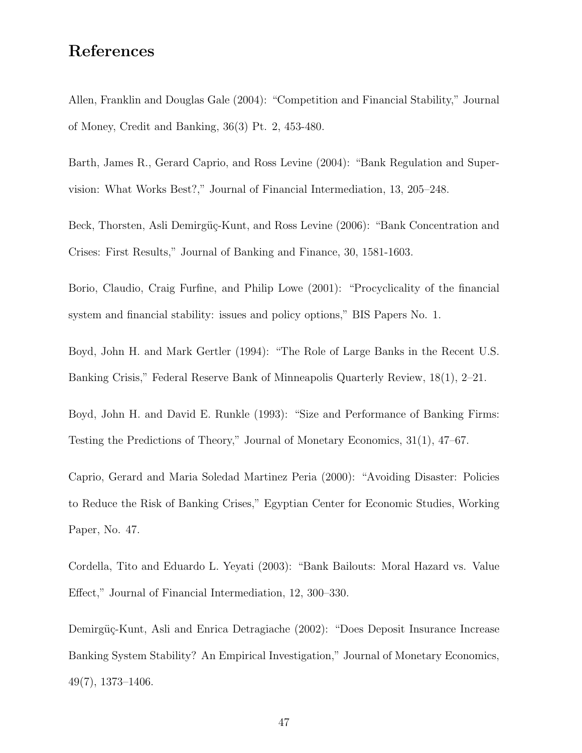# References

Allen, Franklin and Douglas Gale (2004): "Competition and Financial Stability," Journal of Money, Credit and Banking, 36(3) Pt. 2, 453-480.

Barth, James R., Gerard Caprio, and Ross Levine (2004): "Bank Regulation and Supervision: What Works Best?," Journal of Financial Intermediation, 13, 205–248.

Beck, Thorsten, Asli Demirgüç-Kunt, and Ross Levine (2006): "Bank Concentration and Crises: First Results," Journal of Banking and Finance, 30, 1581-1603.

Borio, Claudio, Craig Furfine, and Philip Lowe (2001): "Procyclicality of the financial system and financial stability: issues and policy options," BIS Papers No. 1.

Boyd, John H. and Mark Gertler (1994): "The Role of Large Banks in the Recent U.S. Banking Crisis," Federal Reserve Bank of Minneapolis Quarterly Review, 18(1), 2–21.

Boyd, John H. and David E. Runkle (1993): "Size and Performance of Banking Firms: Testing the Predictions of Theory," Journal of Monetary Economics, 31(1), 47–67.

Caprio, Gerard and Maria Soledad Martinez Peria (2000): "Avoiding Disaster: Policies to Reduce the Risk of Banking Crises," Egyptian Center for Economic Studies, Working Paper, No. 47.

Cordella, Tito and Eduardo L. Yeyati (2003): "Bank Bailouts: Moral Hazard vs. Value Effect," Journal of Financial Intermediation, 12, 300–330.

Demirgüç-Kunt, Asli and Enrica Detragiache (2002): "Does Deposit Insurance Increase Banking System Stability? An Empirical Investigation," Journal of Monetary Economics, 49(7), 1373–1406.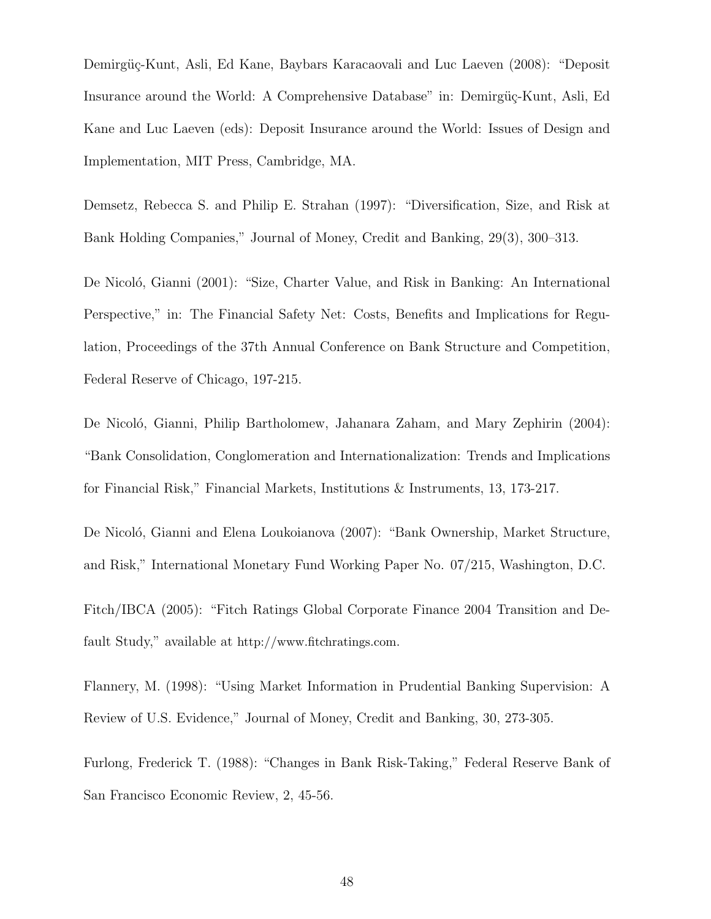Demirgüç-Kunt, Asli, Ed Kane, Baybars Karacaovali and Luc Laeven (2008): "Deposit Insurance around the World: A Comprehensive Database" in: Demirgüç-Kunt, Asli, Ed Kane and Luc Laeven (eds): Deposit Insurance around the World: Issues of Design and Implementation, MIT Press, Cambridge, MA.

Demsetz, Rebecca S. and Philip E. Strahan (1997): "Diversification, Size, and Risk at Bank Holding Companies," Journal of Money, Credit and Banking, 29(3), 300–313.

De Nicoló, Gianni (2001): "Size, Charter Value, and Risk in Banking: An International Perspective," in: The Financial Safety Net: Costs, Benefits and Implications for Regulation, Proceedings of the 37th Annual Conference on Bank Structure and Competition, Federal Reserve of Chicago, 197-215.

De Nicoló, Gianni, Philip Bartholomew, Jahanara Zaham, and Mary Zephirin (2004): "Bank Consolidation, Conglomeration and Internationalization: Trends and Implications for Financial Risk," Financial Markets, Institutions & Instruments, 13, 173-217.

De Nicoló, Gianni and Elena Loukoianova (2007): "Bank Ownership, Market Structure, and Risk," International Monetary Fund Working Paper No. 07/215, Washington, D.C.

Fitch/IBCA (2005): "Fitch Ratings Global Corporate Finance 2004 Transition and Default Study," available at http://www.fitchratings.com.

Flannery, M. (1998): "Using Market Information in Prudential Banking Supervision: A Review of U.S. Evidence," Journal of Money, Credit and Banking, 30, 273-305.

Furlong, Frederick T. (1988): "Changes in Bank Risk-Taking," Federal Reserve Bank of San Francisco Economic Review, 2, 45-56.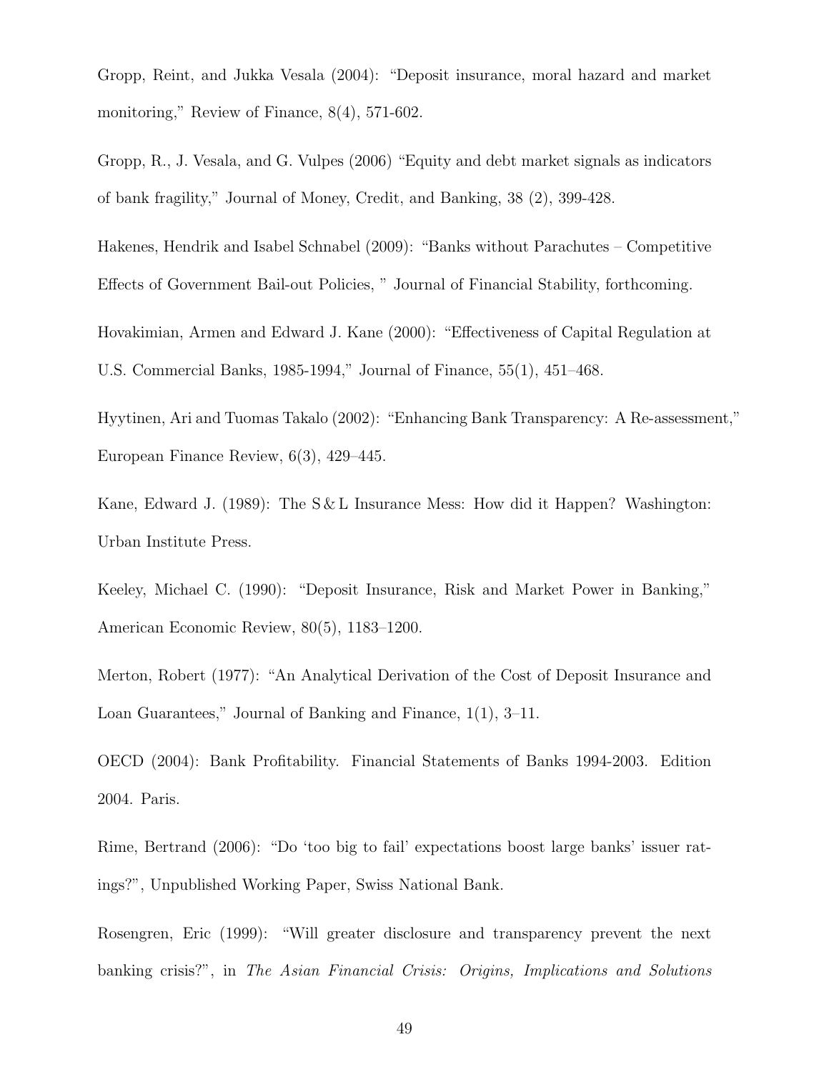Gropp, Reint, and Jukka Vesala (2004): "Deposit insurance, moral hazard and market monitoring," Review of Finance, 8(4), 571-602.

Gropp, R., J. Vesala, and G. Vulpes (2006) "Equity and debt market signals as indicators of bank fragility," Journal of Money, Credit, and Banking, 38 (2), 399-428.

Hakenes, Hendrik and Isabel Schnabel (2009): "Banks without Parachutes – Competitive Effects of Government Bail-out Policies, " Journal of Financial Stability, forthcoming.

Hovakimian, Armen and Edward J. Kane (2000): "Effectiveness of Capital Regulation at U.S. Commercial Banks, 1985-1994," Journal of Finance, 55(1), 451–468.

Hyytinen, Ari and Tuomas Takalo (2002): "Enhancing Bank Transparency: A Re-assessment," European Finance Review, 6(3), 429–445.

Kane, Edward J. (1989): The S & L Insurance Mess: How did it Happen? Washington: Urban Institute Press.

Keeley, Michael C. (1990): "Deposit Insurance, Risk and Market Power in Banking," American Economic Review, 80(5), 1183–1200.

Merton, Robert (1977): "An Analytical Derivation of the Cost of Deposit Insurance and Loan Guarantees," Journal of Banking and Finance, 1(1), 3–11.

OECD (2004): Bank Profitability. Financial Statements of Banks 1994-2003. Edition 2004. Paris.

Rime, Bertrand (2006): "Do 'too big to fail' expectations boost large banks' issuer ratings?", Unpublished Working Paper, Swiss National Bank.

Rosengren, Eric (1999): "Will greater disclosure and transparency prevent the next banking crisis?", in *The Asian Financial Crisis: Origins, Implications and Solutions*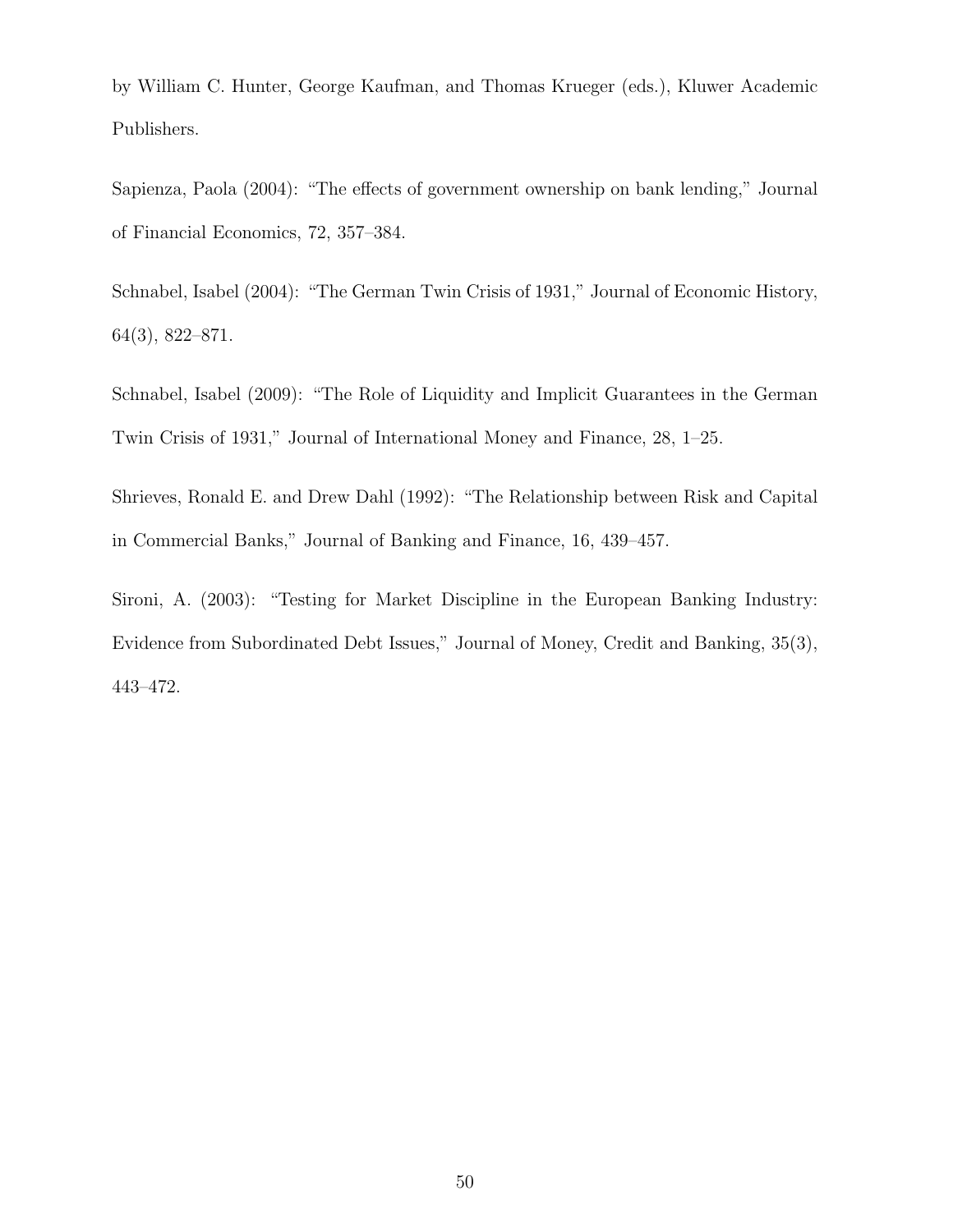by William C. Hunter, George Kaufman, and Thomas Krueger (eds.), Kluwer Academic Publishers.

Sapienza, Paola (2004): "The effects of government ownership on bank lending," Journal of Financial Economics, 72, 357–384.

Schnabel, Isabel (2004): "The German Twin Crisis of 1931," Journal of Economic History, 64(3), 822–871.

Schnabel, Isabel (2009): "The Role of Liquidity and Implicit Guarantees in the German Twin Crisis of 1931," Journal of International Money and Finance, 28, 1–25.

Shrieves, Ronald E. and Drew Dahl (1992): "The Relationship between Risk and Capital in Commercial Banks," Journal of Banking and Finance, 16, 439–457.

Sironi, A. (2003): "Testing for Market Discipline in the European Banking Industry: Evidence from Subordinated Debt Issues," Journal of Money, Credit and Banking, 35(3), 443–472.